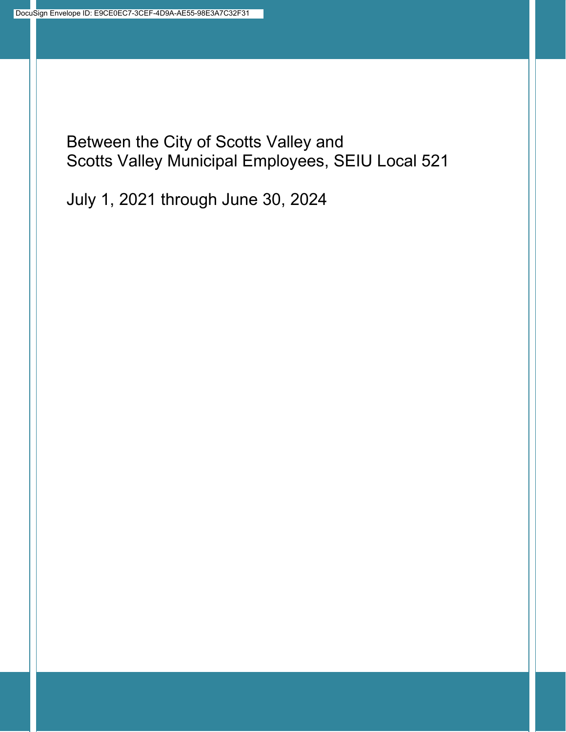Between the City of Scotts Valley and
Scotts Valley Municipal Employees, SEIU Local 521

July 1, 2021 through June 30, 2024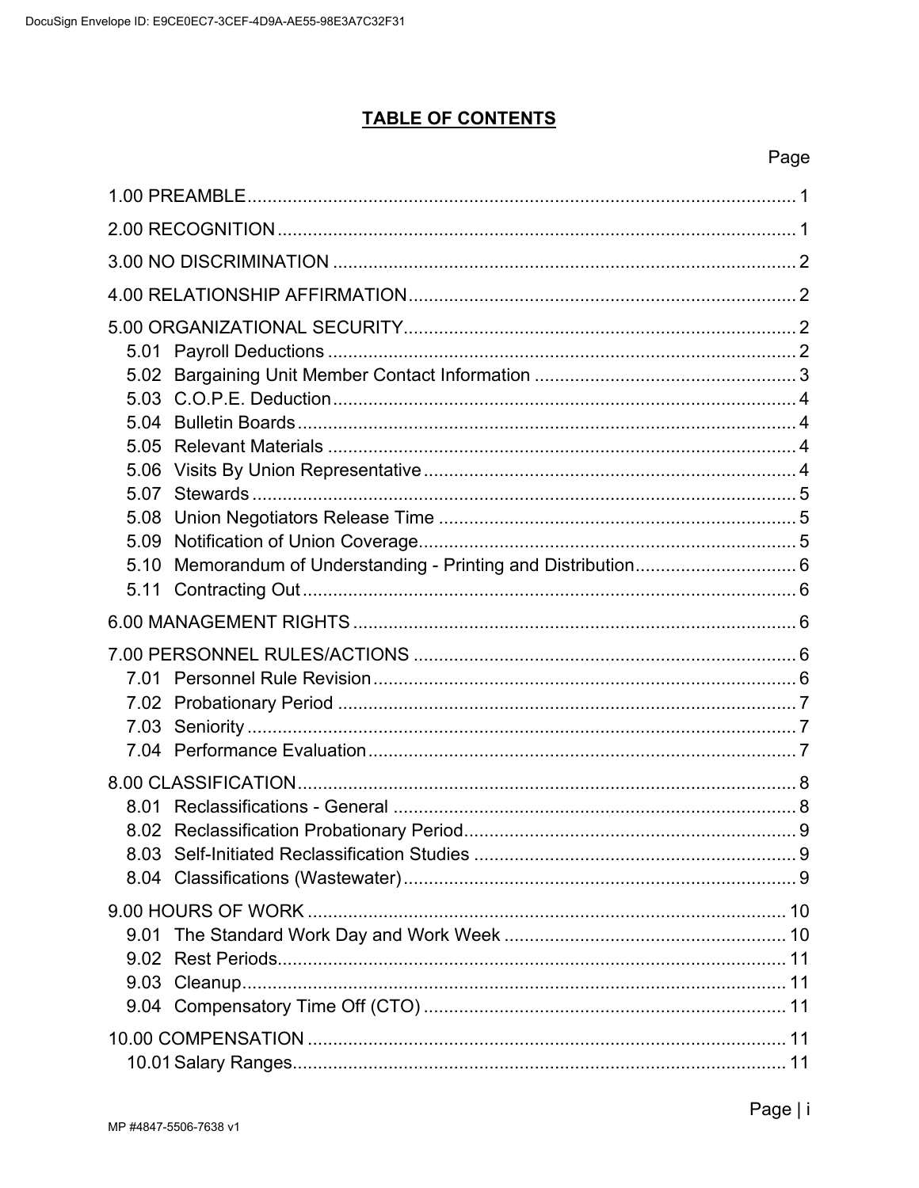## TABLE OF CONTENTS

| | Page |
|---|---|
| 1.00 PREAMBLE | 1 |
| 2.00 RECOGNITION | 1 |
| 3.00 NO DISCRIMINATION | 2 |
| 4.00 RELATIONSHIP AFFIRMATION | 2 |
| 5.00 ORGANIZATIONAL SECURITY | 2 |
| 5.01 Payroll Deductions | 2 |
| 5.02 Bargaining Unit Member Contact Information | 3 |
| 5.03 C.O.P.E. Deduction | 4 |
| 5.04 Bulletin Boards | 4 |
| 5.05 Relevant Materials | 4 |
| 5.06 Visits By Union Representative | 4 |
| 5.07 Stewards | 5 |
| 5.08 Union Negotiators Release Time | 5 |
| 5.09 Notification of Union Coverage | 5 |
| 5.10 Memorandum of Understanding - Printing and Distribution | 6 |
| 5.11 Contracting Out | 6 |
| 6.00 MANAGEMENT RIGHTS | 6 |
| 7.00 PERSONNEL RULES/ACTIONS | 6 |
| 7.01 Personnel Rule Revision | 6 |
| 7.02 Probationary Period | 7 |
| 7.03 Seniority | 7 |
| 7.04 Performance Evaluation | 7 |
| 8.00 CLASSIFICATION | 8 |
| 8.01 Reclassifications - General | 8 |
| 8.02 Reclassification Probationary Period | 9 |
| 8.03 Self-Initiated Reclassification Studies | 9 |
| 8.04 Classifications (Wastewater) | 9 |
| 9.00 HOURS OF WORK | 10 |
| 9.01 The Standard Work Day and Work Week | 10 |
| 9.02 Rest Periods | 11 |
| 9.03 Cleanup | 11 |
| 9.04 Compensatory Time Off (CTO) | 11 |
| 10.00 COMPENSATION | 11 |
| 10.01 Salary Ranges | 11 |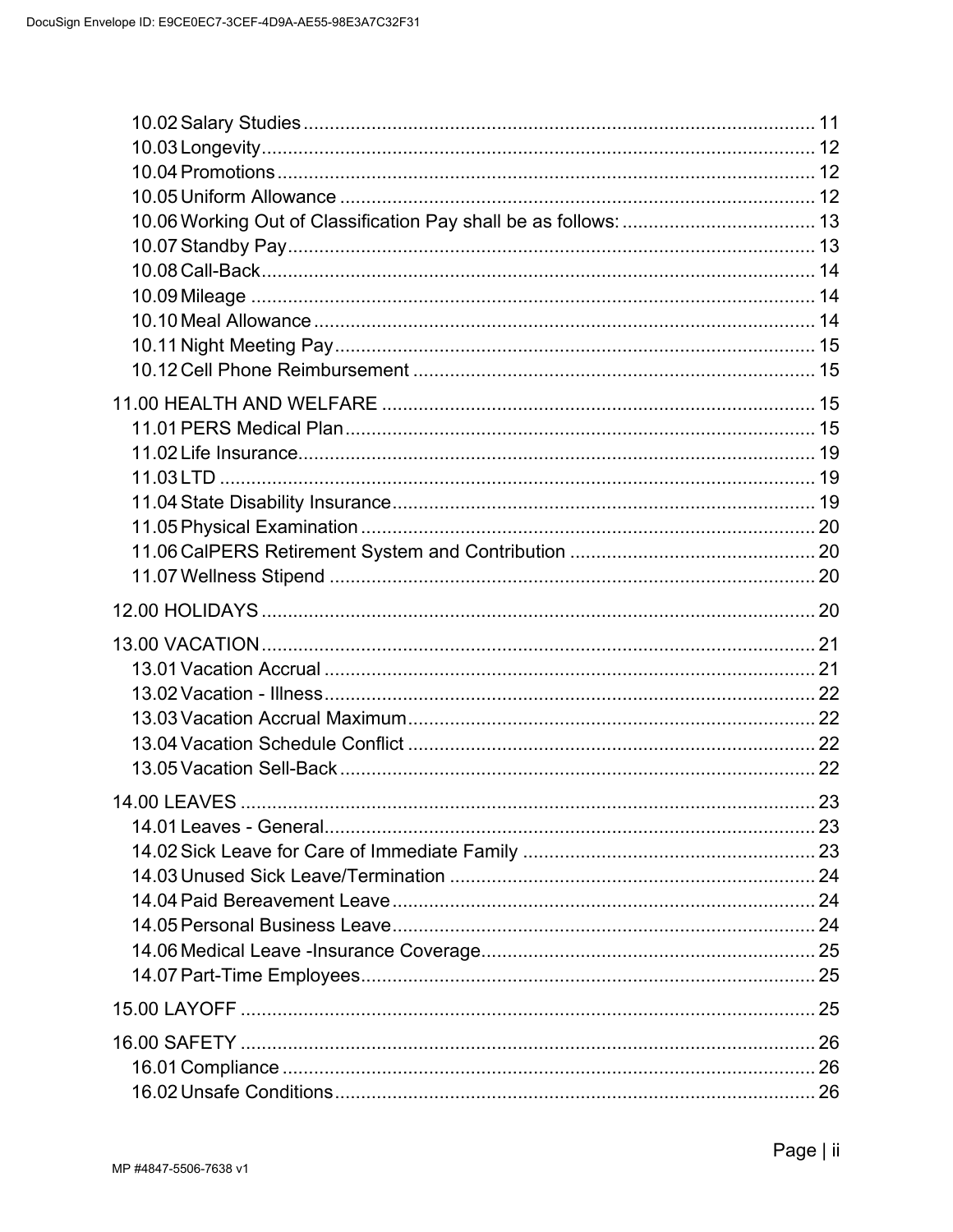10.02 Salary Studies ..... 11
10.03 Longevity ..... 12
10.04 Promotions ..... 12
10.05 Uniform Allowance ..... 12
10.06 Working Out of Classification Pay shall be as follows: ..... 13
10.07 Standby Pay ..... 13
10.08 Call-Back ..... 14
10.09 Mileage ..... 14
10.10 Meal Allowance ..... 14
10.11 Night Meeting Pay ..... 15
10.12 Cell Phone Reimbursement ..... 15

11.00 HEALTH AND WELFARE ..... 15
11.01 PERS Medical Plan ..... 15
11.02 Life Insurance ..... 19
11.03 LTD ..... 19
11.04 State Disability Insurance ..... 19
11.05 Physical Examination ..... 20
11.06 CalPERS Retirement System and Contribution ..... 20
11.07 Wellness Stipend ..... 20

12.00 HOLIDAYS ..... 20

13.00 VACATION ..... 21
13.01 Vacation Accrual ..... 21
13.02 Vacation - Illness ..... 22
13.03 Vacation Accrual Maximum ..... 22
13.04 Vacation Schedule Conflict ..... 22
13.05 Vacation Sell-Back ..... 22

14.00 LEAVES ..... 23
14.01 Leaves - General ..... 23
14.02 Sick Leave for Care of Immediate Family ..... 23
14.03 Unused Sick Leave/Termination ..... 24
14.04 Paid Bereavement Leave ..... 24
14.05 Personal Business Leave ..... 24
14.06 Medical Leave -Insurance Coverage ..... 25
14.07 Part-Time Employees ..... 25

15.00 LAYOFF ..... 25

16.00 SAFETY ..... 26
16.01 Compliance ..... 26
16.02 Unsafe Conditions ..... 26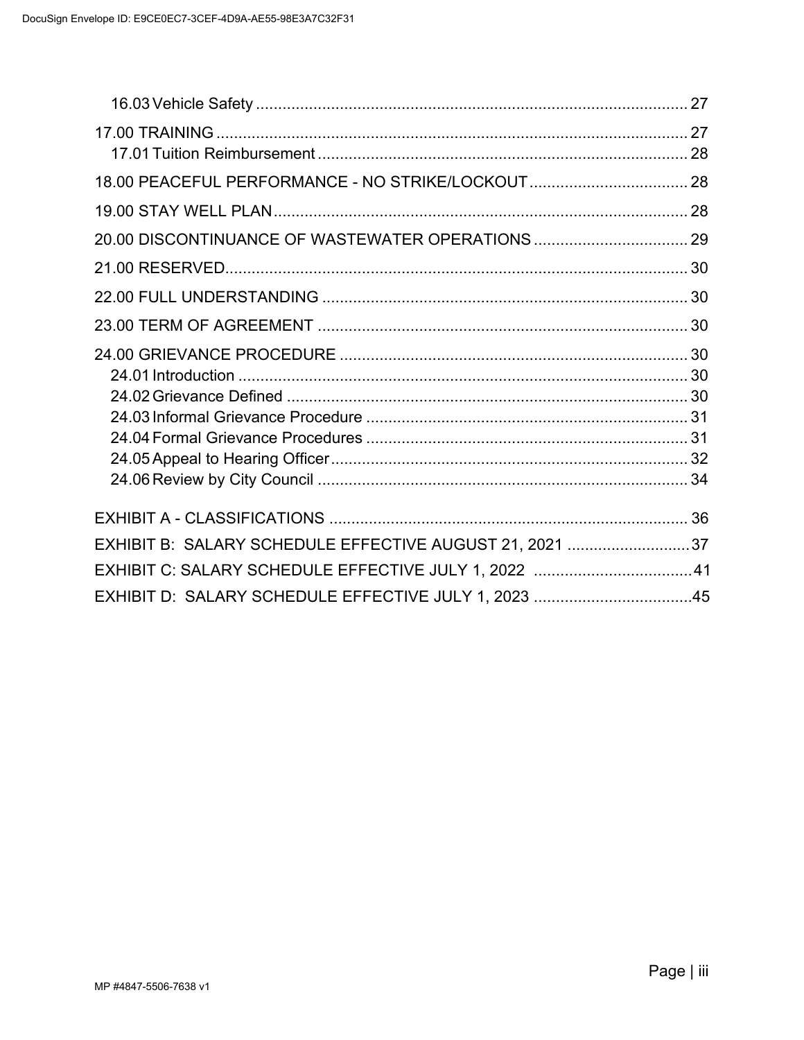16.03 Vehicle Safety ........................................................................................................ 27

17.00 TRAINING ................................................................................................................ 27

17.01 Tuition Reimbursement ........................................................................................... 28

18.00 PEACEFUL PERFORMANCE - NO STRIKE/LOCKOUT ......................................... 28

19.00 STAY WELL PLAN ................................................................................................... 28

20.00 DISCONTINUANCE OF WASTEWATER OPERATIONS ......................................... 29

21.00 RESERVED .............................................................................................................. 30

22.00 FULL UNDERSTANDING ......................................................................................... 30

23.00 TERM OF AGREEMENT .......................................................................................... 30

24.00 GRIEVANCE PROCEDURE ...................................................................................... 30

24.01 Introduction ............................................................................................................. 30

24.02 Grievance Defined .................................................................................................. 30

24.03 Informal Grievance Procedure ................................................................................ 31

24.04 Formal Grievance Procedures ................................................................................ 31

24.05 Appeal to Hearing Officer ........................................................................................ 32

24.06 Review by City Council ........................................................................................... 34

EXHIBIT A - CLASSIFICATIONS ........................................................................................ 36

EXHIBIT B: SALARY SCHEDULE EFFECTIVE AUGUST 21, 2021 ................................... 37

EXHIBIT C: SALARY SCHEDULE EFFECTIVE JULY 1, 2022 ........................................... 41

EXHIBIT D: SALARY SCHEDULE EFFECTIVE JULY 1, 2023 ........................................... 45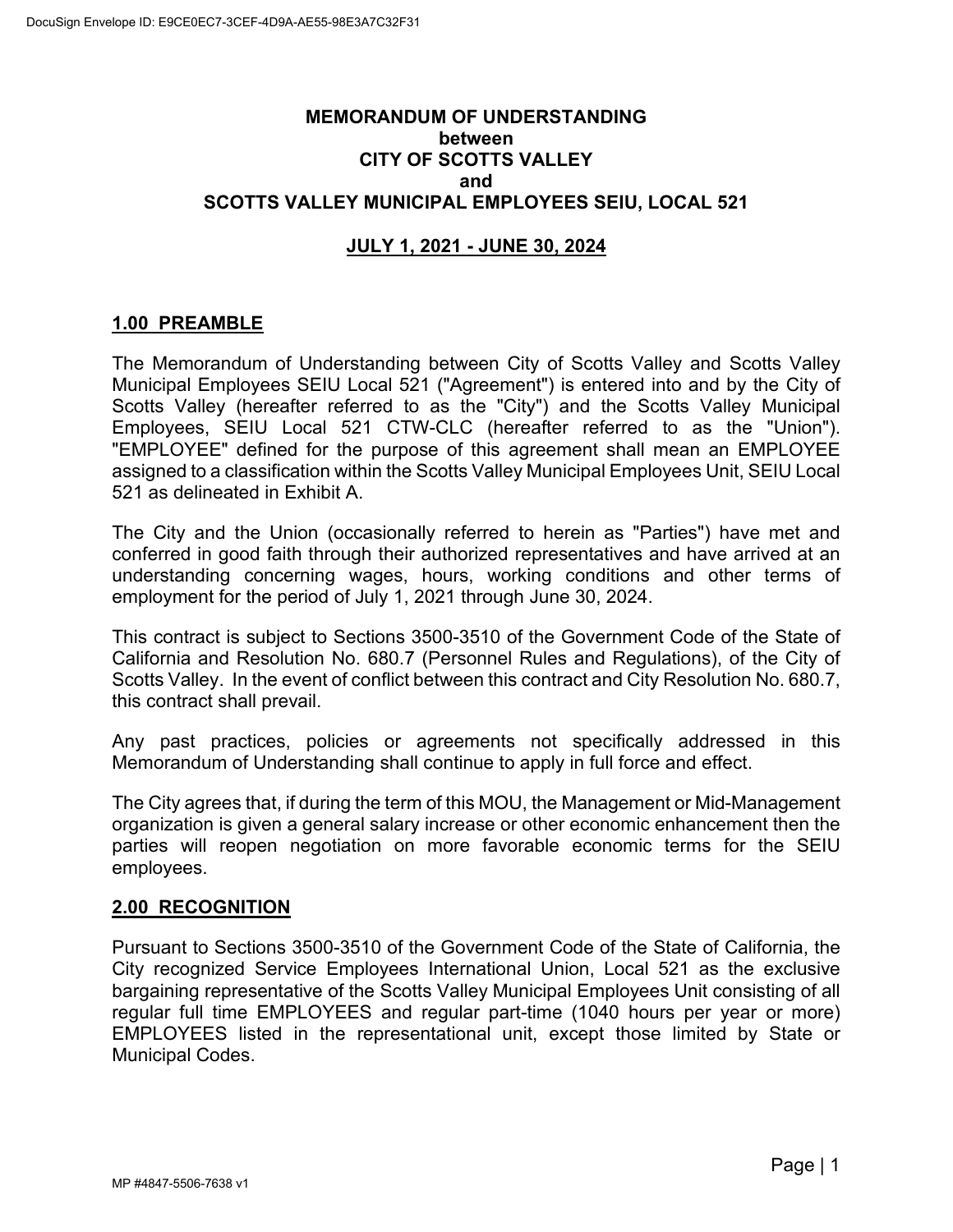**MEMORANDUM OF UNDERSTANDING**
**between**
**CITY OF SCOTTS VALLEY**
**and**
**SCOTTS VALLEY MUNICIPAL EMPLOYEES SEIU, LOCAL 521**

**JULY 1, 2021 - JUNE 30, 2024**

## 1.00 PREAMBLE

The Memorandum of Understanding between City of Scotts Valley and Scotts Valley Municipal Employees SEIU Local 521 ("Agreement") is entered into and by the City of Scotts Valley (hereafter referred to as the "City") and the Scotts Valley Municipal Employees, SEIU Local 521 CTW-CLC (hereafter referred to as the "Union"). "EMPLOYEE" defined for the purpose of this agreement shall mean an EMPLOYEE assigned to a classification within the Scotts Valley Municipal Employees Unit, SEIU Local 521 as delineated in Exhibit A.

The City and the Union (occasionally referred to herein as "Parties") have met and conferred in good faith through their authorized representatives and have arrived at an understanding concerning wages, hours, working conditions and other terms of employment for the period of July 1, 2021 through June 30, 2024.

This contract is subject to Sections 3500-3510 of the Government Code of the State of California and Resolution No. 680.7 (Personnel Rules and Regulations), of the City of Scotts Valley. In the event of conflict between this contract and City Resolution No. 680.7, this contract shall prevail.

Any past practices, policies or agreements not specifically addressed in this Memorandum of Understanding shall continue to apply in full force and effect.

The City agrees that, if during the term of this MOU, the Management or Mid-Management organization is given a general salary increase or other economic enhancement then the parties will reopen negotiation on more favorable economic terms for the SEIU employees.

## 2.00 RECOGNITION

Pursuant to Sections 3500-3510 of the Government Code of the State of California, the City recognized Service Employees International Union, Local 521 as the exclusive bargaining representative of the Scotts Valley Municipal Employees Unit consisting of all regular full time EMPLOYEES and regular part-time (1040 hours per year or more) EMPLOYEES listed in the representational unit, except those limited by State or Municipal Codes.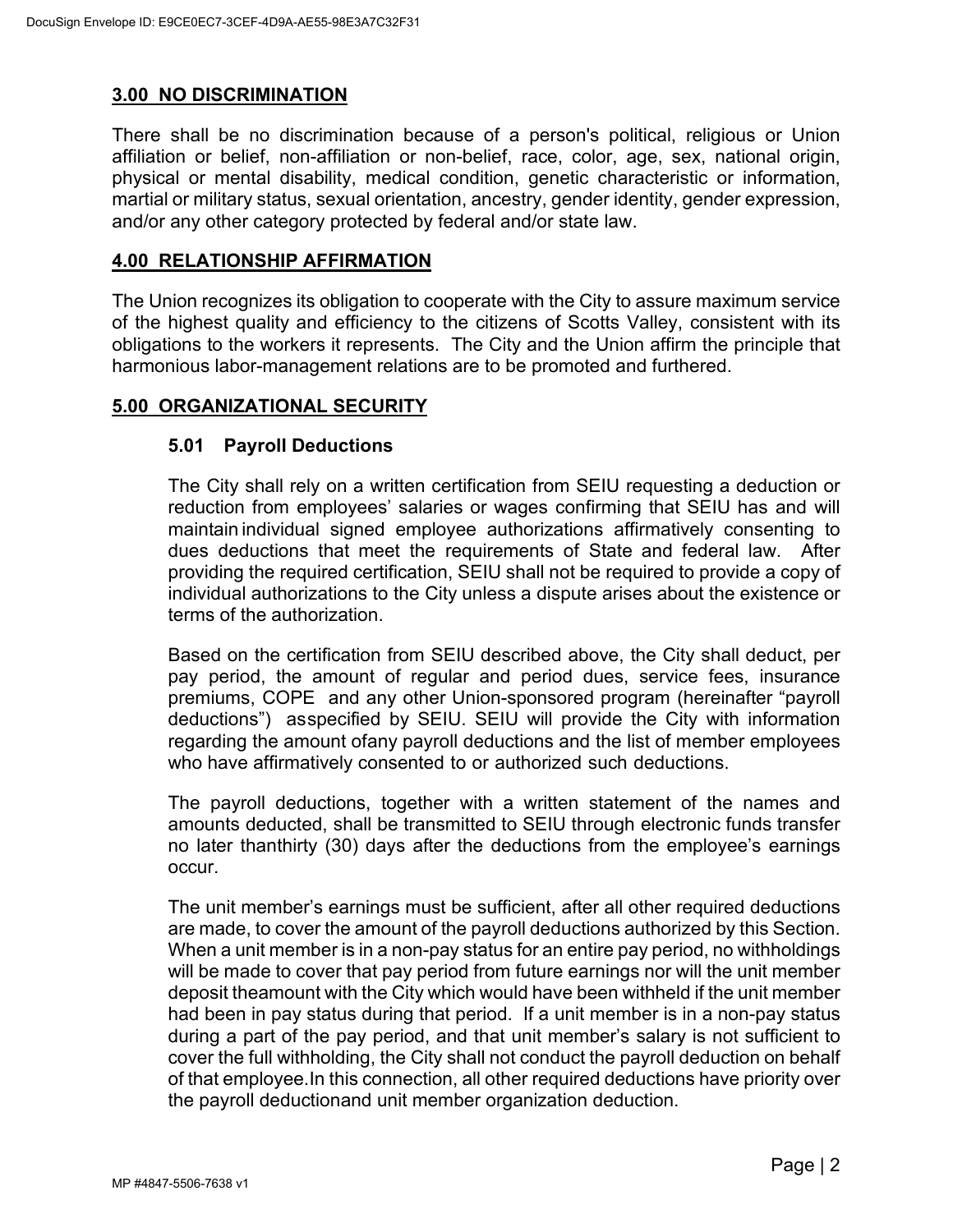## 3.00 NO DISCRIMINATION

There shall be no discrimination because of a person's political, religious or Union affiliation or belief, non-affiliation or non-belief, race, color, age, sex, national origin, physical or mental disability, medical condition, genetic characteristic or information, martial or military status, sexual orientation, ancestry, gender identity, gender expression, and/or any other category protected by federal and/or state law.

## 4.00 RELATIONSHIP AFFIRMATION

The Union recognizes its obligation to cooperate with the City to assure maximum service of the highest quality and efficiency to the citizens of Scotts Valley, consistent with its obligations to the workers it represents. The City and the Union affirm the principle that harmonious labor-management relations are to be promoted and furthered.

## 5.00 ORGANIZATIONAL SECURITY

### 5.01 Payroll Deductions

The City shall rely on a written certification from SEIU requesting a deduction or reduction from employees' salaries or wages confirming that SEIU has and will maintain individual signed employee authorizations affirmatively consenting to dues deductions that meet the requirements of State and federal law. After providing the required certification, SEIU shall not be required to provide a copy of individual authorizations to the City unless a dispute arises about the existence or terms of the authorization.

Based on the certification from SEIU described above, the City shall deduct, per pay period, the amount of regular and period dues, service fees, insurance premiums, COPE and any other Union-sponsored program (hereinafter "payroll deductions") asspecified by SEIU. SEIU will provide the City with information regarding the amount ofany payroll deductions and the list of member employees who have affirmatively consented to or authorized such deductions.

The payroll deductions, together with a written statement of the names and amounts deducted, shall be transmitted to SEIU through electronic funds transfer no later thanthirty (30) days after the deductions from the employee's earnings occur.

The unit member's earnings must be sufficient, after all other required deductions are made, to cover the amount of the payroll deductions authorized by this Section. When a unit member is in a non-pay status for an entire pay period, no withholdings will be made to cover that pay period from future earnings nor will the unit member deposit theamount with the City which would have been withheld if the unit member had been in pay status during that period. If a unit member is in a non-pay status during a part of the pay period, and that unit member's salary is not sufficient to cover the full withholding, the City shall not conduct the payroll deduction on behalf of that employee.In this connection, all other required deductions have priority over the payroll deductionand unit member organization deduction.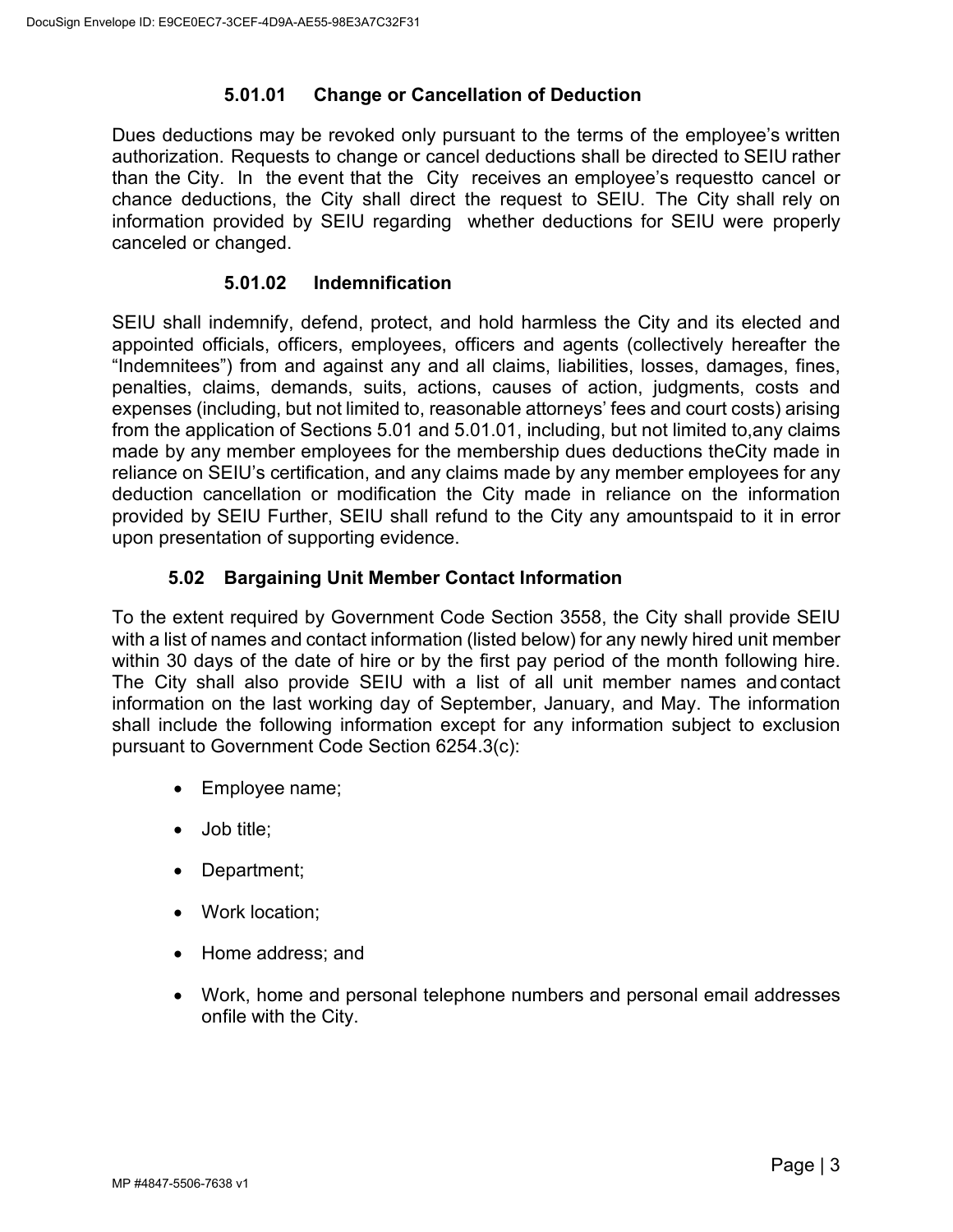#### 5.01.01 Change or Cancellation of Deduction

Dues deductions may be revoked only pursuant to the terms of the employee's written authorization. Requests to change or cancel deductions shall be directed to SEIU rather than the City. In the event that the City receives an employee's requestto cancel or chance deductions, the City shall direct the request to SEIU. The City shall rely on information provided by SEIU regarding whether deductions for SEIU were properly canceled or changed.

#### 5.01.02 Indemnification

SEIU shall indemnify, defend, protect, and hold harmless the City and its elected and appointed officials, officers, employees, officers and agents (collectively hereafter the "Indemnitees") from and against any and all claims, liabilities, losses, damages, fines, penalties, claims, demands, suits, actions, causes of action, judgments, costs and expenses (including, but not limited to, reasonable attorneys' fees and court costs) arising from the application of Sections 5.01 and 5.01.01, including, but not limited to,any claims made by any member employees for the membership dues deductions theCity made in reliance on SEIU's certification, and any claims made by any member employees for any deduction cancellation or modification the City made in reliance on the information provided by SEIU Further, SEIU shall refund to the City any amountspaid to it in error upon presentation of supporting evidence.

### 5.02 Bargaining Unit Member Contact Information

To the extent required by Government Code Section 3558, the City shall provide SEIU with a list of names and contact information (listed below) for any newly hired unit member within 30 days of the date of hire or by the first pay period of the month following hire. The City shall also provide SEIU with a list of all unit member names and contact information on the last working day of September, January, and May. The information shall include the following information except for any information subject to exclusion pursuant to Government Code Section 6254.3(c):

- Employee name;
- Job title;
- Department;
- Work location;
- Home address; and
- Work, home and personal telephone numbers and personal email addresses onfile with the City.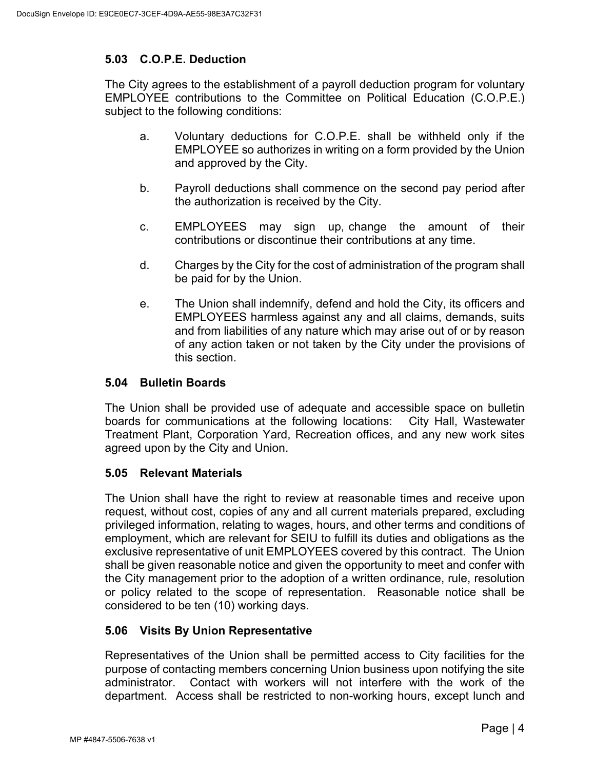### 5.03 C.O.P.E. Deduction

The City agrees to the establishment of a payroll deduction program for voluntary EMPLOYEE contributions to the Committee on Political Education (C.O.P.E.) subject to the following conditions:

a. Voluntary deductions for C.O.P.E. shall be withheld only if the EMPLOYEE so authorizes in writing on a form provided by the Union and approved by the City.

b. Payroll deductions shall commence on the second pay period after the authorization is received by the City.

c. EMPLOYEES may sign up, change the amount of their contributions or discontinue their contributions at any time.

d. Charges by the City for the cost of administration of the program shall be paid for by the Union.

e. The Union shall indemnify, defend and hold the City, its officers and EMPLOYEES harmless against any and all claims, demands, suits and from liabilities of any nature which may arise out of or by reason of any action taken or not taken by the City under the provisions of this section.

### 5.04 Bulletin Boards

The Union shall be provided use of adequate and accessible space on bulletin boards for communications at the following locations: City Hall, Wastewater Treatment Plant, Corporation Yard, Recreation offices, and any new work sites agreed upon by the City and Union.

### 5.05 Relevant Materials

The Union shall have the right to review at reasonable times and receive upon request, without cost, copies of any and all current materials prepared, excluding privileged information, relating to wages, hours, and other terms and conditions of employment, which are relevant for SEIU to fulfill its duties and obligations as the exclusive representative of unit EMPLOYEES covered by this contract. The Union shall be given reasonable notice and given the opportunity to meet and confer with the City management prior to the adoption of a written ordinance, rule, resolution or policy related to the scope of representation. Reasonable notice shall be considered to be ten (10) working days.

### 5.06 Visits By Union Representative

Representatives of the Union shall be permitted access to City facilities for the purpose of contacting members concerning Union business upon notifying the site administrator. Contact with workers will not interfere with the work of the department. Access shall be restricted to non-working hours, except lunch and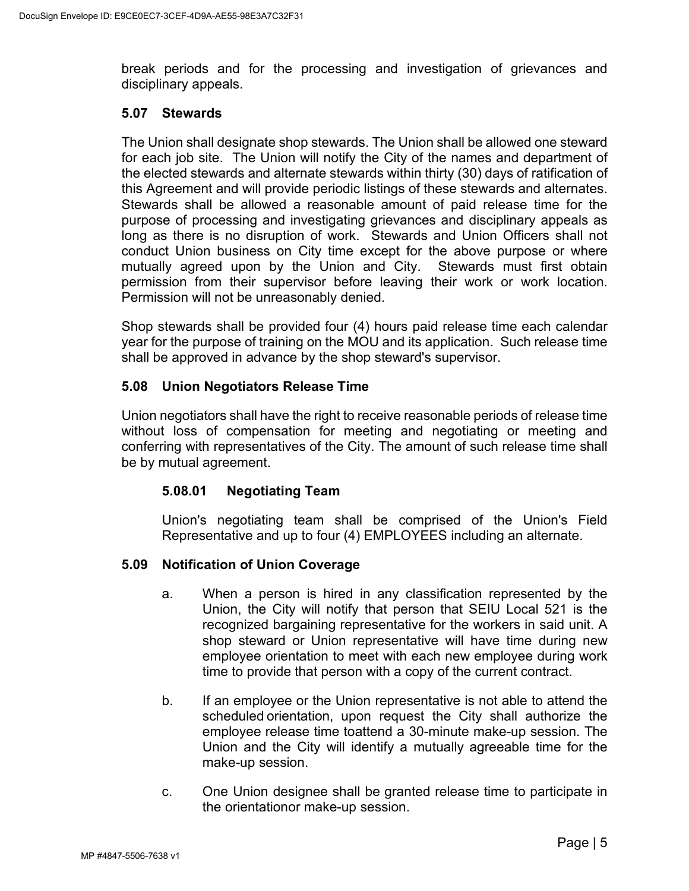break periods and for the processing and investigation of grievances and disciplinary appeals.

### 5.07 Stewards

The Union shall designate shop stewards. The Union shall be allowed one steward for each job site. The Union will notify the City of the names and department of the elected stewards and alternate stewards within thirty (30) days of ratification of this Agreement and will provide periodic listings of these stewards and alternates. Stewards shall be allowed a reasonable amount of paid release time for the purpose of processing and investigating grievances and disciplinary appeals as long as there is no disruption of work. Stewards and Union Officers shall not conduct Union business on City time except for the above purpose or where mutually agreed upon by the Union and City. Stewards must first obtain permission from their supervisor before leaving their work or work location. Permission will not be unreasonably denied.

Shop stewards shall be provided four (4) hours paid release time each calendar year for the purpose of training on the MOU and its application. Such release time shall be approved in advance by the shop steward's supervisor.

### 5.08 Union Negotiators Release Time

Union negotiators shall have the right to receive reasonable periods of release time without loss of compensation for meeting and negotiating or meeting and conferring with representatives of the City. The amount of such release time shall be by mutual agreement.

#### 5.08.01 Negotiating Team

Union's negotiating team shall be comprised of the Union's Field Representative and up to four (4) EMPLOYEES including an alternate.

### 5.09 Notification of Union Coverage

a. When a person is hired in any classification represented by the Union, the City will notify that person that SEIU Local 521 is the recognized bargaining representative for the workers in said unit. A shop steward or Union representative will have time during new employee orientation to meet with each new employee during work time to provide that person with a copy of the current contract.

b. If an employee or the Union representative is not able to attend the scheduled orientation, upon request the City shall authorize the employee release time toattend a 30-minute make-up session. The Union and the City will identify a mutually agreeable time for the make-up session.

c. One Union designee shall be granted release time to participate in the orientationor make-up session.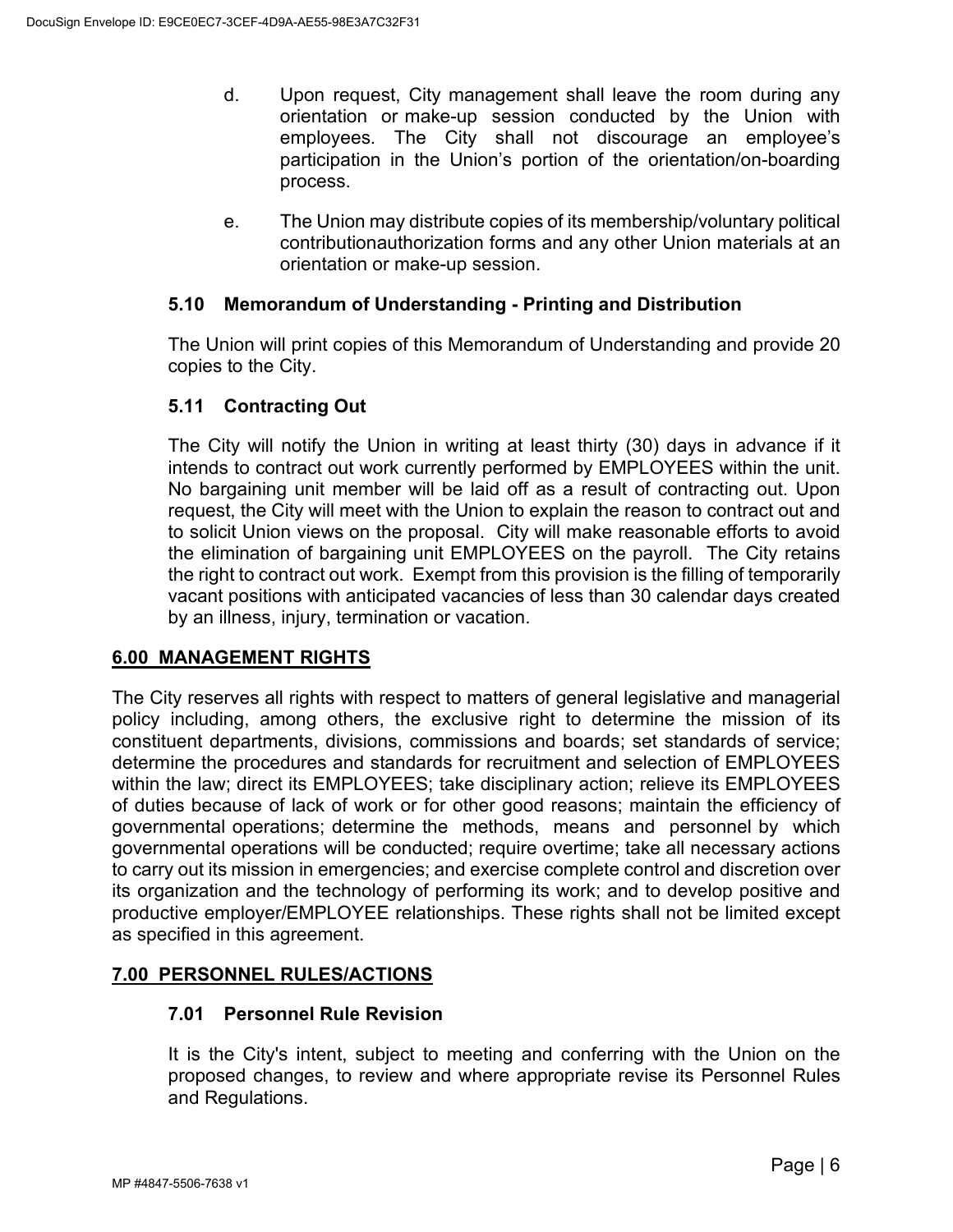d. Upon request, City management shall leave the room during any orientation or make-up session conducted by the Union with employees. The City shall not discourage an employee's participation in the Union's portion of the orientation/on-boarding process.

e. The Union may distribute copies of its membership/voluntary political contributionauthorization forms and any other Union materials at an orientation or make-up session.

### 5.10 Memorandum of Understanding - Printing and Distribution

The Union will print copies of this Memorandum of Understanding and provide 20 copies to the City.

### 5.11 Contracting Out

The City will notify the Union in writing at least thirty (30) days in advance if it intends to contract out work currently performed by EMPLOYEES within the unit. No bargaining unit member will be laid off as a result of contracting out. Upon request, the City will meet with the Union to explain the reason to contract out and to solicit Union views on the proposal. City will make reasonable efforts to avoid the elimination of bargaining unit EMPLOYEES on the payroll. The City retains the right to contract out work. Exempt from this provision is the filling of temporarily vacant positions with anticipated vacancies of less than 30 calendar days created by an illness, injury, termination or vacation.

## 6.00 MANAGEMENT RIGHTS

The City reserves all rights with respect to matters of general legislative and managerial policy including, among others, the exclusive right to determine the mission of its constituent departments, divisions, commissions and boards; set standards of service; determine the procedures and standards for recruitment and selection of EMPLOYEES within the law; direct its EMPLOYEES; take disciplinary action; relieve its EMPLOYEES of duties because of lack of work or for other good reasons; maintain the efficiency of governmental operations; determine the methods, means and personnel by which governmental operations will be conducted; require overtime; take all necessary actions to carry out its mission in emergencies; and exercise complete control and discretion over its organization and the technology of performing its work; and to develop positive and productive employer/EMPLOYEE relationships. These rights shall not be limited except as specified in this agreement.

## 7.00 PERSONNEL RULES/ACTIONS

### 7.01 Personnel Rule Revision

It is the City's intent, subject to meeting and conferring with the Union on the proposed changes, to review and where appropriate revise its Personnel Rules and Regulations.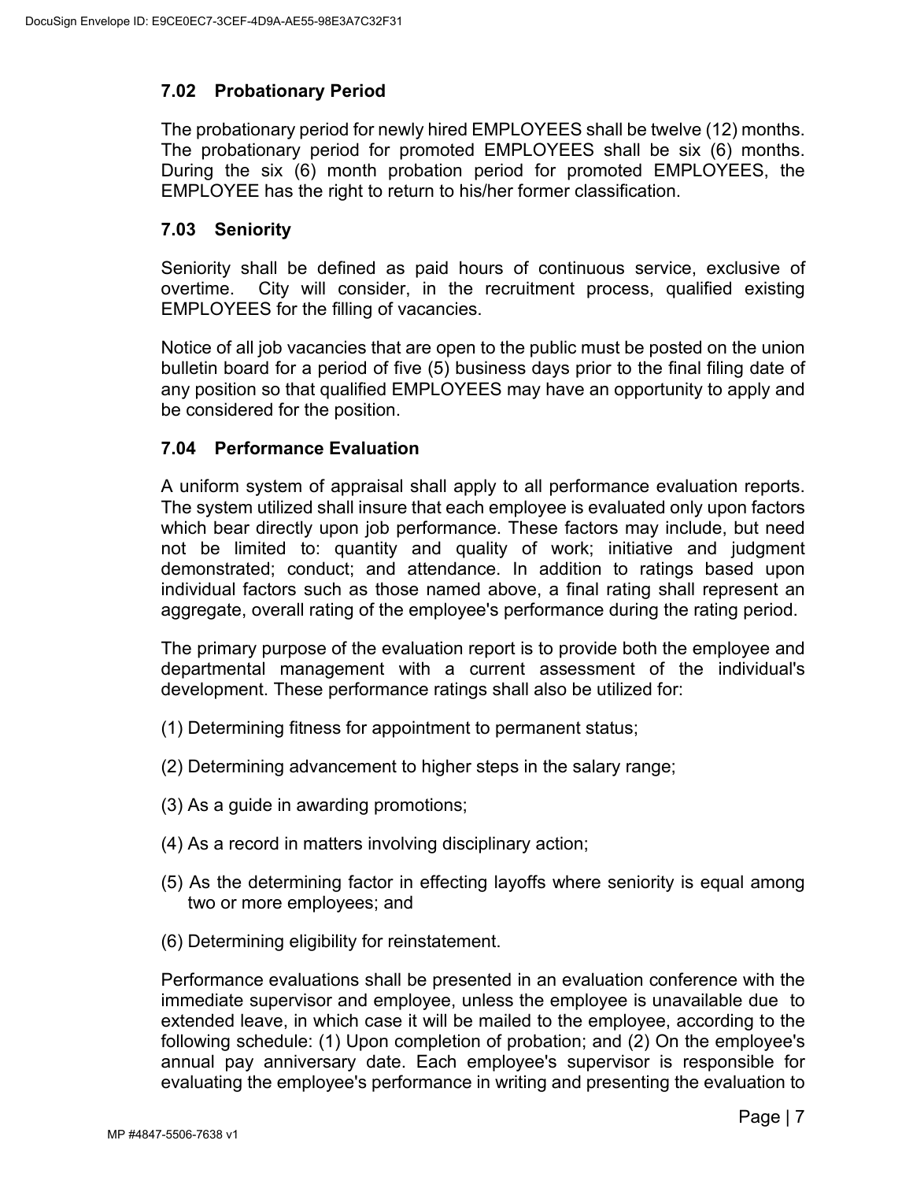### 7.02 Probationary Period

The probationary period for newly hired EMPLOYEES shall be twelve (12) months. The probationary period for promoted EMPLOYEES shall be six (6) months. During the six (6) month probation period for promoted EMPLOYEES, the EMPLOYEE has the right to return to his/her former classification.

### 7.03 Seniority

Seniority shall be defined as paid hours of continuous service, exclusive of overtime. City will consider, in the recruitment process, qualified existing EMPLOYEES for the filling of vacancies.

Notice of all job vacancies that are open to the public must be posted on the union bulletin board for a period of five (5) business days prior to the final filing date of any position so that qualified EMPLOYEES may have an opportunity to apply and be considered for the position.

### 7.04 Performance Evaluation

A uniform system of appraisal shall apply to all performance evaluation reports. The system utilized shall insure that each employee is evaluated only upon factors which bear directly upon job performance. These factors may include, but need not be limited to: quantity and quality of work; initiative and judgment demonstrated; conduct; and attendance. In addition to ratings based upon individual factors such as those named above, a final rating shall represent an aggregate, overall rating of the employee's performance during the rating period.

The primary purpose of the evaluation report is to provide both the employee and departmental management with a current assessment of the individual's development. These performance ratings shall also be utilized for:

(1) Determining fitness for appointment to permanent status;

(2) Determining advancement to higher steps in the salary range;

(3) As a guide in awarding promotions;

(4) As a record in matters involving disciplinary action;

(5) As the determining factor in effecting layoffs where seniority is equal among two or more employees; and

(6) Determining eligibility for reinstatement.

Performance evaluations shall be presented in an evaluation conference with the immediate supervisor and employee, unless the employee is unavailable due to extended leave, in which case it will be mailed to the employee, according to the following schedule: (1) Upon completion of probation; and (2) On the employee's annual pay anniversary date. Each employee's supervisor is responsible for evaluating the employee's performance in writing and presenting the evaluation to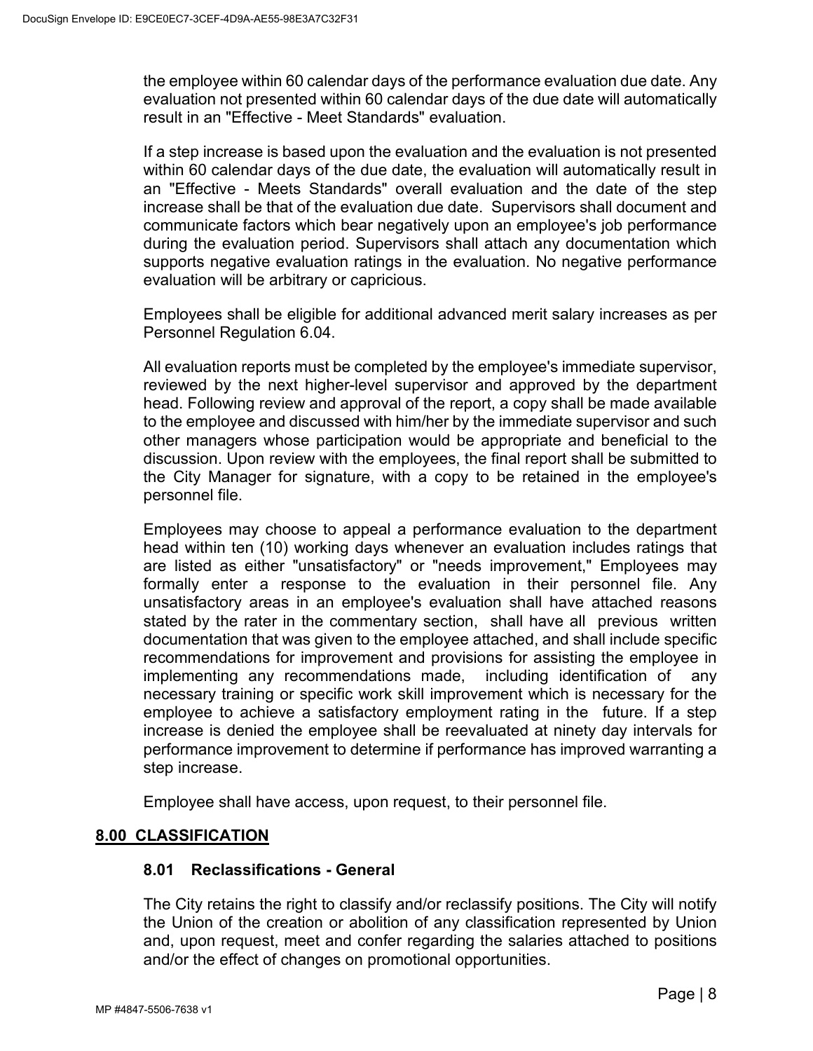the employee within 60 calendar days of the performance evaluation due date. Any evaluation not presented within 60 calendar days of the due date will automatically result in an "Effective - Meet Standards" evaluation.

If a step increase is based upon the evaluation and the evaluation is not presented within 60 calendar days of the due date, the evaluation will automatically result in an "Effective - Meets Standards" overall evaluation and the date of the step increase shall be that of the evaluation due date. Supervisors shall document and communicate factors which bear negatively upon an employee's job performance during the evaluation period. Supervisors shall attach any documentation which supports negative evaluation ratings in the evaluation. No negative performance evaluation will be arbitrary or capricious.

Employees shall be eligible for additional advanced merit salary increases as per Personnel Regulation 6.04.

All evaluation reports must be completed by the employee's immediate supervisor, reviewed by the next higher-level supervisor and approved by the department head. Following review and approval of the report, a copy shall be made available to the employee and discussed with him/her by the immediate supervisor and such other managers whose participation would be appropriate and beneficial to the discussion. Upon review with the employees, the final report shall be submitted to the City Manager for signature, with a copy to be retained in the employee's personnel file.

Employees may choose to appeal a performance evaluation to the department head within ten (10) working days whenever an evaluation includes ratings that are listed as either "unsatisfactory" or "needs improvement," Employees may formally enter a response to the evaluation in their personnel file. Any unsatisfactory areas in an employee's evaluation shall have attached reasons stated by the rater in the commentary section, shall have all previous written documentation that was given to the employee attached, and shall include specific recommendations for improvement and provisions for assisting the employee in implementing any recommendations made, including identification of any necessary training or specific work skill improvement which is necessary for the employee to achieve a satisfactory employment rating in the future. If a step increase is denied the employee shall be reevaluated at ninety day intervals for performance improvement to determine if performance has improved warranting a step increase.

Employee shall have access, upon request, to their personnel file.

## 8.00 CLASSIFICATION

### 8.01 Reclassifications - General

The City retains the right to classify and/or reclassify positions. The City will notify the Union of the creation or abolition of any classification represented by Union and, upon request, meet and confer regarding the salaries attached to positions and/or the effect of changes on promotional opportunities.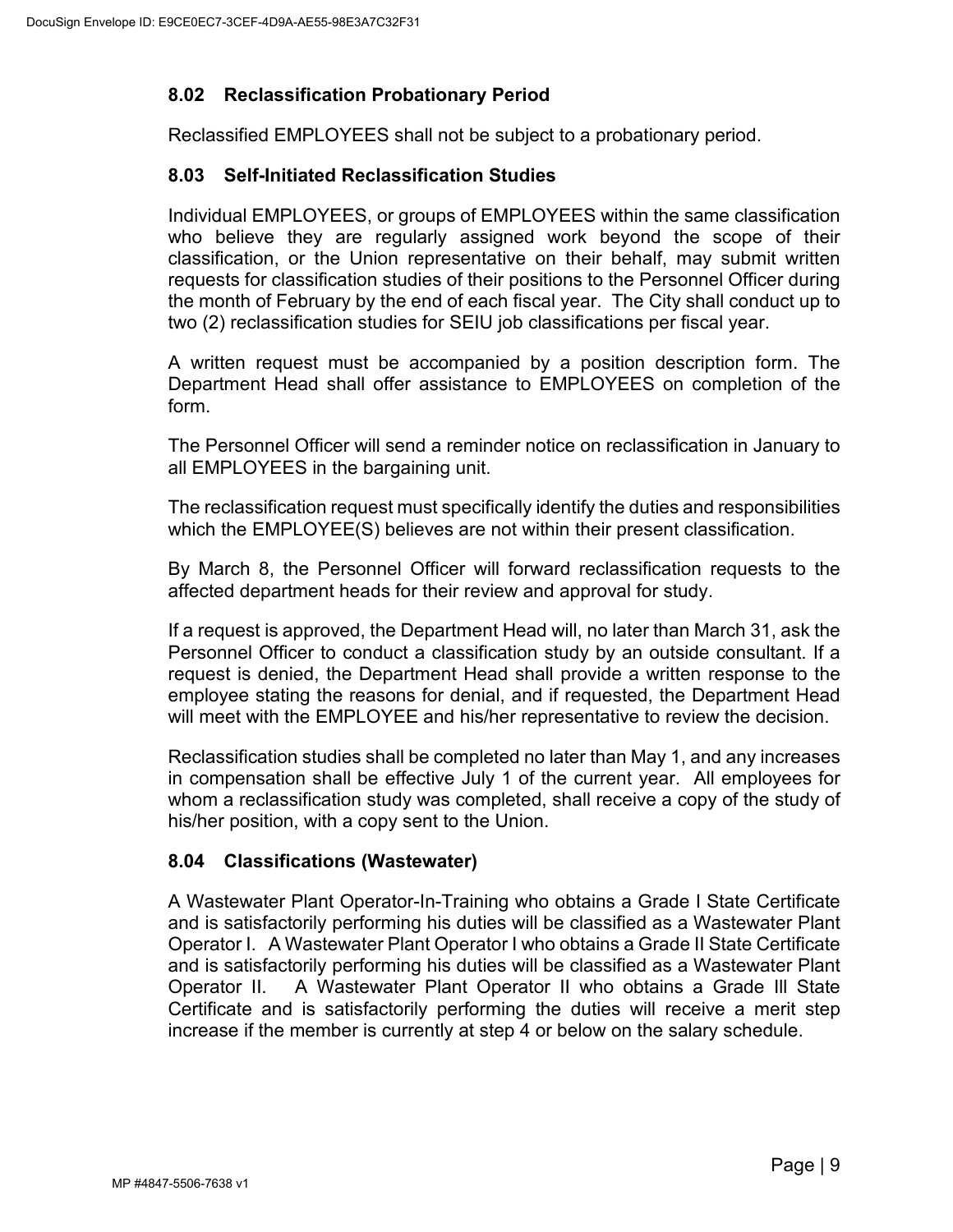### 8.02 Reclassification Probationary Period

Reclassified EMPLOYEES shall not be subject to a probationary period.

### 8.03 Self-Initiated Reclassification Studies

Individual EMPLOYEES, or groups of EMPLOYEES within the same classification who believe they are regularly assigned work beyond the scope of their classification, or the Union representative on their behalf, may submit written requests for classification studies of their positions to the Personnel Officer during the month of February by the end of each fiscal year. The City shall conduct up to two (2) reclassification studies for SEIU job classifications per fiscal year.

A written request must be accompanied by a position description form. The Department Head shall offer assistance to EMPLOYEES on completion of the form.

The Personnel Officer will send a reminder notice on reclassification in January to all EMPLOYEES in the bargaining unit.

The reclassification request must specifically identify the duties and responsibilities which the EMPLOYEE(S) believes are not within their present classification.

By March 8, the Personnel Officer will forward reclassification requests to the affected department heads for their review and approval for study.

If a request is approved, the Department Head will, no later than March 31, ask the Personnel Officer to conduct a classification study by an outside consultant. If a request is denied, the Department Head shall provide a written response to the employee stating the reasons for denial, and if requested, the Department Head will meet with the EMPLOYEE and his/her representative to review the decision.

Reclassification studies shall be completed no later than May 1, and any increases in compensation shall be effective July 1 of the current year. All employees for whom a reclassification study was completed, shall receive a copy of the study of his/her position, with a copy sent to the Union.

### 8.04 Classifications (Wastewater)

A Wastewater Plant Operator-In-Training who obtains a Grade I State Certificate and is satisfactorily performing his duties will be classified as a Wastewater Plant Operator I. A Wastewater Plant Operator I who obtains a Grade II State Certificate and is satisfactorily performing his duties will be classified as a Wastewater Plant Operator II. A Wastewater Plant Operator II who obtains a Grade III State Certificate and is satisfactorily performing the duties will receive a merit step increase if the member is currently at step 4 or below on the salary schedule.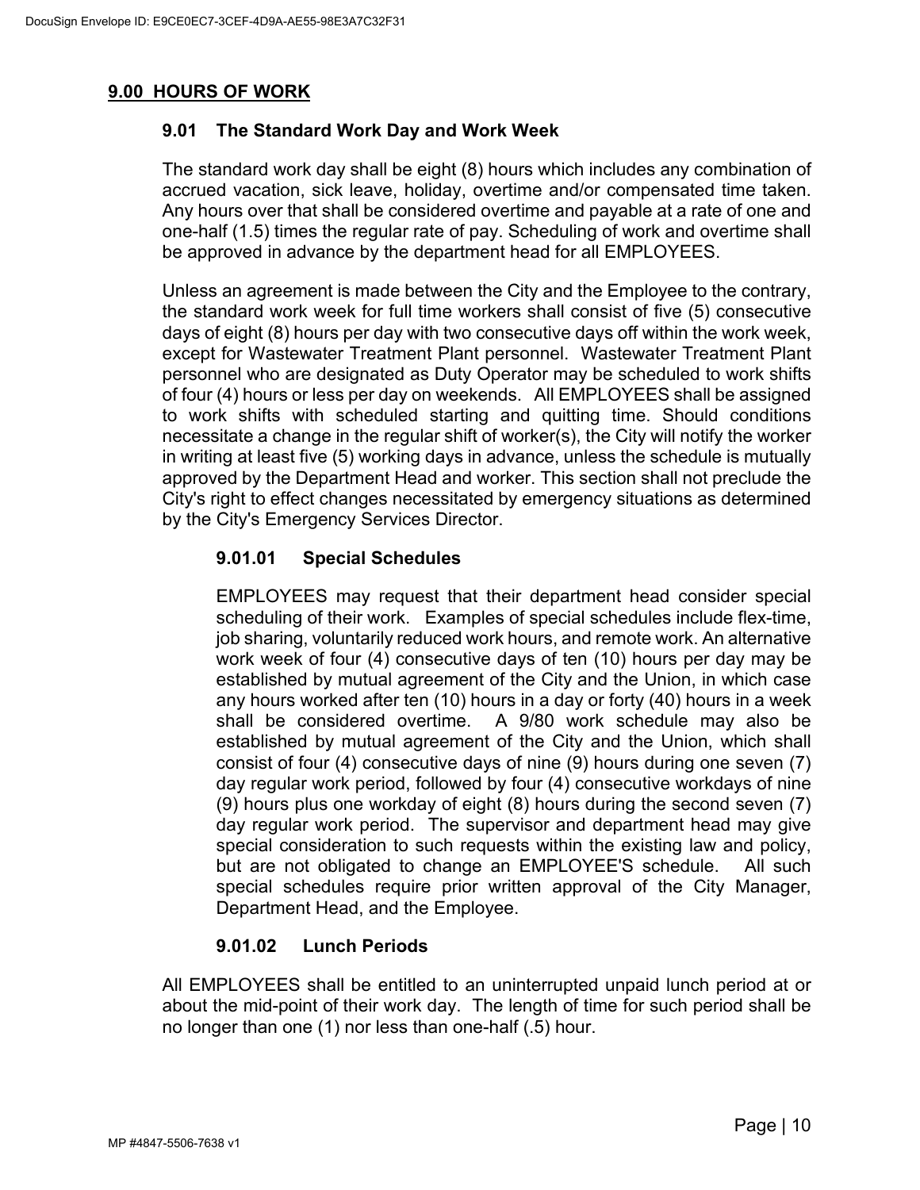## 9.00 HOURS OF WORK

### 9.01 The Standard Work Day and Work Week

The standard work day shall be eight (8) hours which includes any combination of accrued vacation, sick leave, holiday, overtime and/or compensated time taken. Any hours over that shall be considered overtime and payable at a rate of one and one-half (1.5) times the regular rate of pay. Scheduling of work and overtime shall be approved in advance by the department head for all EMPLOYEES.

Unless an agreement is made between the City and the Employee to the contrary, the standard work week for full time workers shall consist of five (5) consecutive days of eight (8) hours per day with two consecutive days off within the work week, except for Wastewater Treatment Plant personnel. Wastewater Treatment Plant personnel who are designated as Duty Operator may be scheduled to work shifts of four (4) hours or less per day on weekends. All EMPLOYEES shall be assigned to work shifts with scheduled starting and quitting time. Should conditions necessitate a change in the regular shift of worker(s), the City will notify the worker in writing at least five (5) working days in advance, unless the schedule is mutually approved by the Department Head and worker. This section shall not preclude the City's right to effect changes necessitated by emergency situations as determined by the City's Emergency Services Director.

#### 9.01.01 Special Schedules

EMPLOYEES may request that their department head consider special scheduling of their work. Examples of special schedules include flex-time, job sharing, voluntarily reduced work hours, and remote work. An alternative work week of four (4) consecutive days of ten (10) hours per day may be established by mutual agreement of the City and the Union, in which case any hours worked after ten (10) hours in a day or forty (40) hours in a week shall be considered overtime. A 9/80 work schedule may also be established by mutual agreement of the City and the Union, which shall consist of four (4) consecutive days of nine (9) hours during one seven (7) day regular work period, followed by four (4) consecutive workdays of nine (9) hours plus one workday of eight (8) hours during the second seven (7) day regular work period. The supervisor and department head may give special consideration to such requests within the existing law and policy, but are not obligated to change an EMPLOYEE'S schedule. All such special schedules require prior written approval of the City Manager, Department Head, and the Employee.

#### 9.01.02 Lunch Periods

All EMPLOYEES shall be entitled to an uninterrupted unpaid lunch period at or about the mid-point of their work day. The length of time for such period shall be no longer than one (1) nor less than one-half (.5) hour.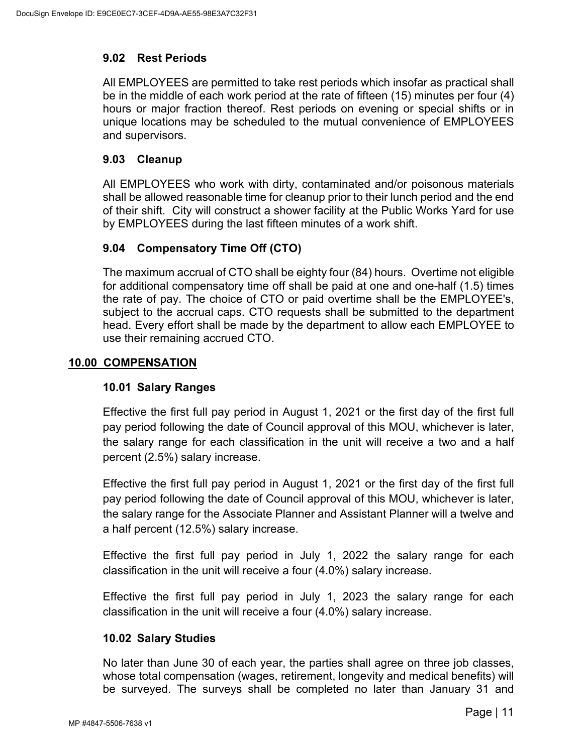### 9.02 Rest Periods

All EMPLOYEES are permitted to take rest periods which insofar as practical shall be in the middle of each work period at the rate of fifteen (15) minutes per four (4) hours or major fraction thereof. Rest periods on evening or special shifts or in unique locations may be scheduled to the mutual convenience of EMPLOYEES and supervisors.

### 9.03 Cleanup

All EMPLOYEES who work with dirty, contaminated and/or poisonous materials shall be allowed reasonable time for cleanup prior to their lunch period and the end of their shift. City will construct a shower facility at the Public Works Yard for use by EMPLOYEES during the last fifteen minutes of a work shift.

### 9.04 Compensatory Time Off (CTO)

The maximum accrual of CTO shall be eighty four (84) hours. Overtime not eligible for additional compensatory time off shall be paid at one and one-half (1.5) times the rate of pay. The choice of CTO or paid overtime shall be the EMPLOYEE's, subject to the accrual caps. CTO requests shall be submitted to the department head. Every effort shall be made by the department to allow each EMPLOYEE to use their remaining accrued CTO.

## 10.00 COMPENSATION

### 10.01 Salary Ranges

Effective the first full pay period in August 1, 2021 or the first day of the first full pay period following the date of Council approval of this MOU, whichever is later, the salary range for each classification in the unit will receive a two and a half percent (2.5%) salary increase.

Effective the first full pay period in August 1, 2021 or the first day of the first full pay period following the date of Council approval of this MOU, whichever is later, the salary range for the Associate Planner and Assistant Planner will a twelve and a half percent (12.5%) salary increase.

Effective the first full pay period in July 1, 2022 the salary range for each classification in the unit will receive a four (4.0%) salary increase.

Effective the first full pay period in July 1, 2023 the salary range for each classification in the unit will receive a four (4.0%) salary increase.

### 10.02 Salary Studies

No later than June 30 of each year, the parties shall agree on three job classes, whose total compensation (wages, retirement, longevity and medical benefits) will be surveyed. The surveys shall be completed no later than January 31 and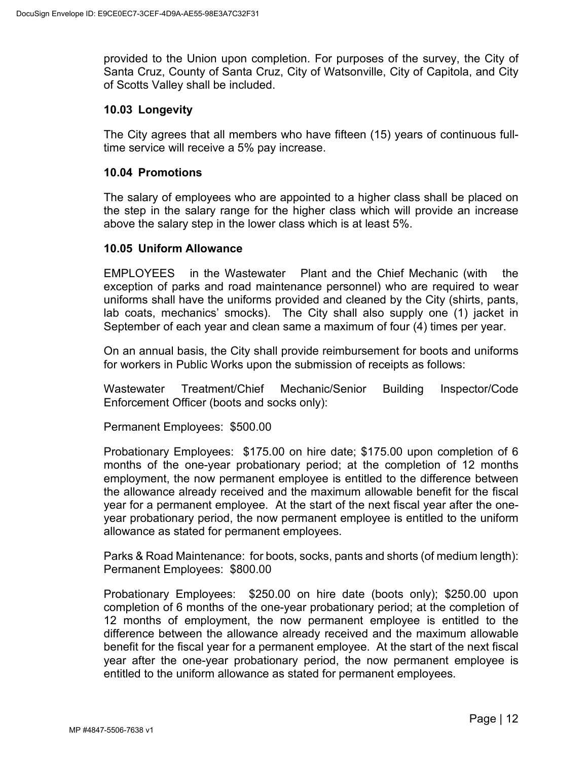provided to the Union upon completion. For purposes of the survey, the City of Santa Cruz, County of Santa Cruz, City of Watsonville, City of Capitola, and City of Scotts Valley shall be included.

### 10.03 Longevity

The City agrees that all members who have fifteen (15) years of continuous full-time service will receive a 5% pay increase.

### 10.04 Promotions

The salary of employees who are appointed to a higher class shall be placed on the step in the salary range for the higher class which will provide an increase above the salary step in the lower class which is at least 5%.

### 10.05 Uniform Allowance

EMPLOYEES in the Wastewater Plant and the Chief Mechanic (with the exception of parks and road maintenance personnel) who are required to wear uniforms shall have the uniforms provided and cleaned by the City (shirts, pants, lab coats, mechanics' smocks). The City shall also supply one (1) jacket in September of each year and clean same a maximum of four (4) times per year.

On an annual basis, the City shall provide reimbursement for boots and uniforms for workers in Public Works upon the submission of receipts as follows:

Wastewater Treatment/Chief Mechanic/Senior Building Inspector/Code Enforcement Officer (boots and socks only):

Permanent Employees: $500.00

Probationary Employees: $175.00 on hire date; $175.00 upon completion of 6 months of the one-year probationary period; at the completion of 12 months employment, the now permanent employee is entitled to the difference between the allowance already received and the maximum allowable benefit for the fiscal year for a permanent employee. At the start of the next fiscal year after the one-year probationary period, the now permanent employee is entitled to the uniform allowance as stated for permanent employees.

Parks & Road Maintenance: for boots, socks, pants and shorts (of medium length):
Permanent Employees: $800.00

Probationary Employees: $250.00 on hire date (boots only); $250.00 upon completion of 6 months of the one-year probationary period; at the completion of 12 months of employment, the now permanent employee is entitled to the difference between the allowance already received and the maximum allowable benefit for the fiscal year for a permanent employee. At the start of the next fiscal year after the one-year probationary period, the now permanent employee is entitled to the uniform allowance as stated for permanent employees.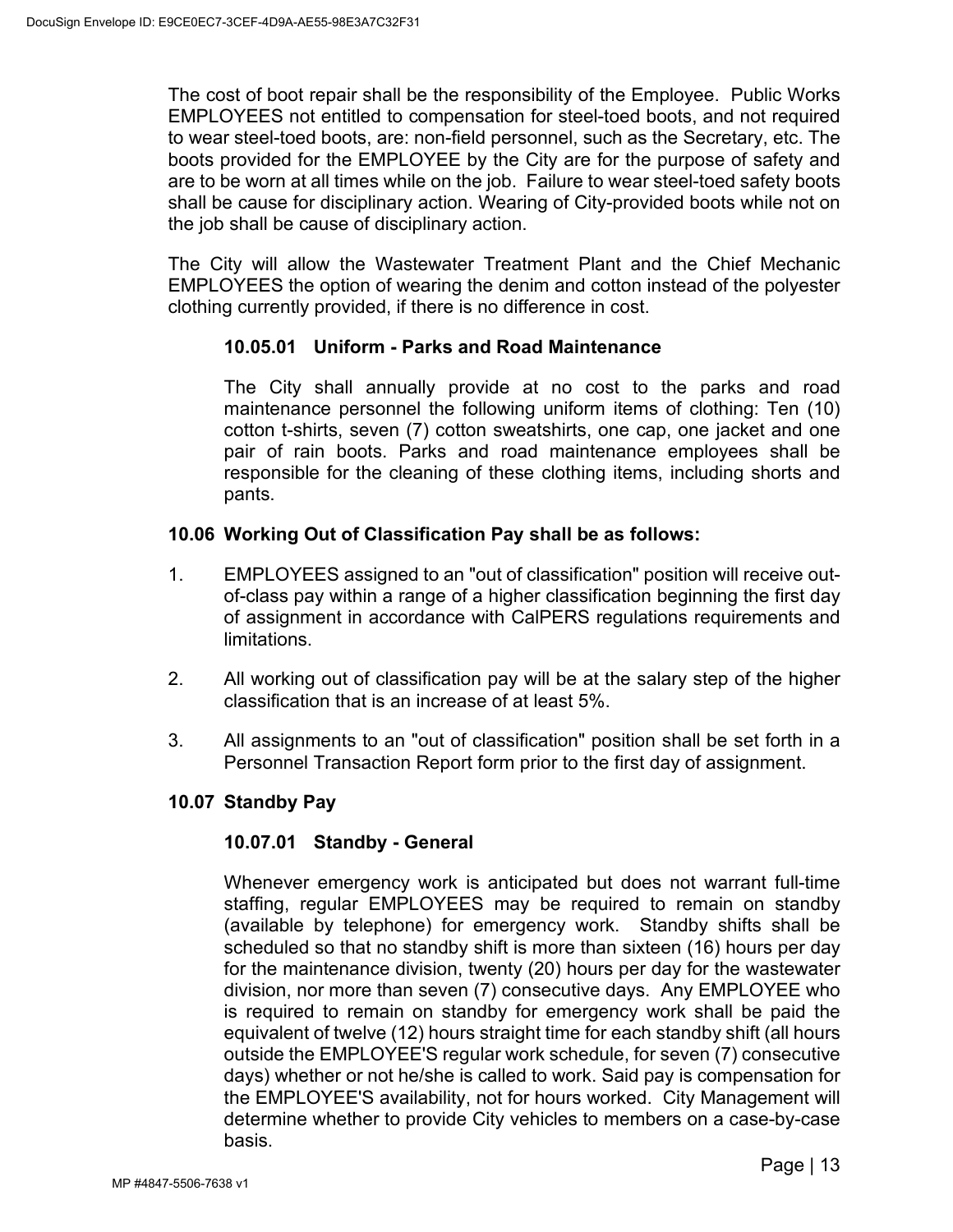The cost of boot repair shall be the responsibility of the Employee. Public Works EMPLOYEES not entitled to compensation for steel-toed boots, and not required to wear steel-toed boots, are: non-field personnel, such as the Secretary, etc. The boots provided for the EMPLOYEE by the City are for the purpose of safety and are to be worn at all times while on the job. Failure to wear steel-toed safety boots shall be cause for disciplinary action. Wearing of City-provided boots while not on the job shall be cause of disciplinary action.

The City will allow the Wastewater Treatment Plant and the Chief Mechanic EMPLOYEES the option of wearing the denim and cotton instead of the polyester clothing currently provided, if there is no difference in cost.

#### 10.05.01 Uniform - Parks and Road Maintenance

The City shall annually provide at no cost to the parks and road maintenance personnel the following uniform items of clothing: Ten (10) cotton t-shirts, seven (7) cotton sweatshirts, one cap, one jacket and one pair of rain boots. Parks and road maintenance employees shall be responsible for the cleaning of these clothing items, including shorts and pants.

### 10.06 Working Out of Classification Pay shall be as follows:

1. EMPLOYEES assigned to an "out of classification" position will receive out-of-class pay within a range of a higher classification beginning the first day of assignment in accordance with CalPERS regulations requirements and limitations.
2. All working out of classification pay will be at the salary step of the higher classification that is an increase of at least 5%.
3. All assignments to an "out of classification" position shall be set forth in a Personnel Transaction Report form prior to the first day of assignment.

### 10.07 Standby Pay

#### 10.07.01 Standby - General

Whenever emergency work is anticipated but does not warrant full-time staffing, regular EMPLOYEES may be required to remain on standby (available by telephone) for emergency work. Standby shifts shall be scheduled so that no standby shift is more than sixteen (16) hours per day for the maintenance division, twenty (20) hours per day for the wastewater division, nor more than seven (7) consecutive days. Any EMPLOYEE who is required to remain on standby for emergency work shall be paid the equivalent of twelve (12) hours straight time for each standby shift (all hours outside the EMPLOYEE'S regular work schedule, for seven (7) consecutive days) whether or not he/she is called to work. Said pay is compensation for the EMPLOYEE'S availability, not for hours worked. City Management will determine whether to provide City vehicles to members on a case-by-case basis.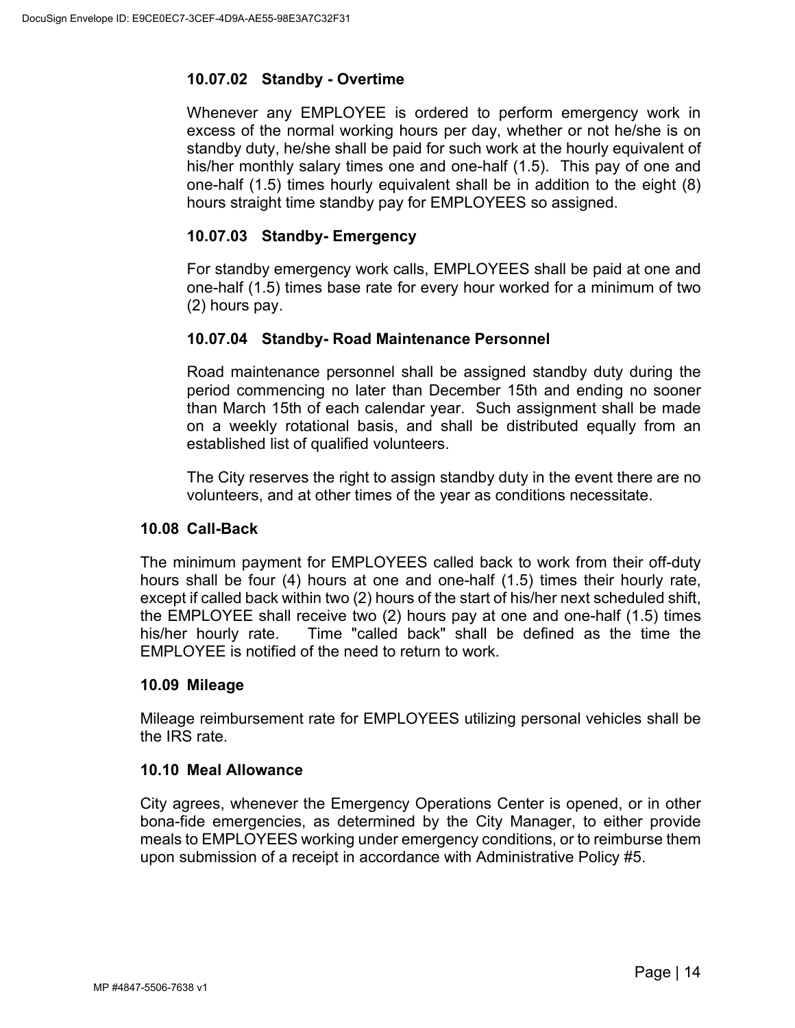#### 10.07.02 Standby - Overtime

Whenever any EMPLOYEE is ordered to perform emergency work in excess of the normal working hours per day, whether or not he/she is on standby duty, he/she shall be paid for such work at the hourly equivalent of his/her monthly salary times one and one-half (1.5). This pay of one and one-half (1.5) times hourly equivalent shall be in addition to the eight (8) hours straight time standby pay for EMPLOYEES so assigned.

#### 10.07.03 Standby- Emergency

For standby emergency work calls, EMPLOYEES shall be paid at one and one-half (1.5) times base rate for every hour worked for a minimum of two (2) hours pay.

#### 10.07.04 Standby- Road Maintenance Personnel

Road maintenance personnel shall be assigned standby duty during the period commencing no later than December 15th and ending no sooner than March 15th of each calendar year. Such assignment shall be made on a weekly rotational basis, and shall be distributed equally from an established list of qualified volunteers.

The City reserves the right to assign standby duty in the event there are no volunteers, and at other times of the year as conditions necessitate.

### 10.08 Call-Back

The minimum payment for EMPLOYEES called back to work from their off-duty hours shall be four (4) hours at one and one-half (1.5) times their hourly rate, except if called back within two (2) hours of the start of his/her next scheduled shift, the EMPLOYEE shall receive two (2) hours pay at one and one-half (1.5) times his/her hourly rate. Time "called back" shall be defined as the time the EMPLOYEE is notified of the need to return to work.

### 10.09 Mileage

Mileage reimbursement rate for EMPLOYEES utilizing personal vehicles shall be the IRS rate.

### 10.10 Meal Allowance

City agrees, whenever the Emergency Operations Center is opened, or in other bona-fide emergencies, as determined by the City Manager, to either provide meals to EMPLOYEES working under emergency conditions, or to reimburse them upon submission of a receipt in accordance with Administrative Policy #5.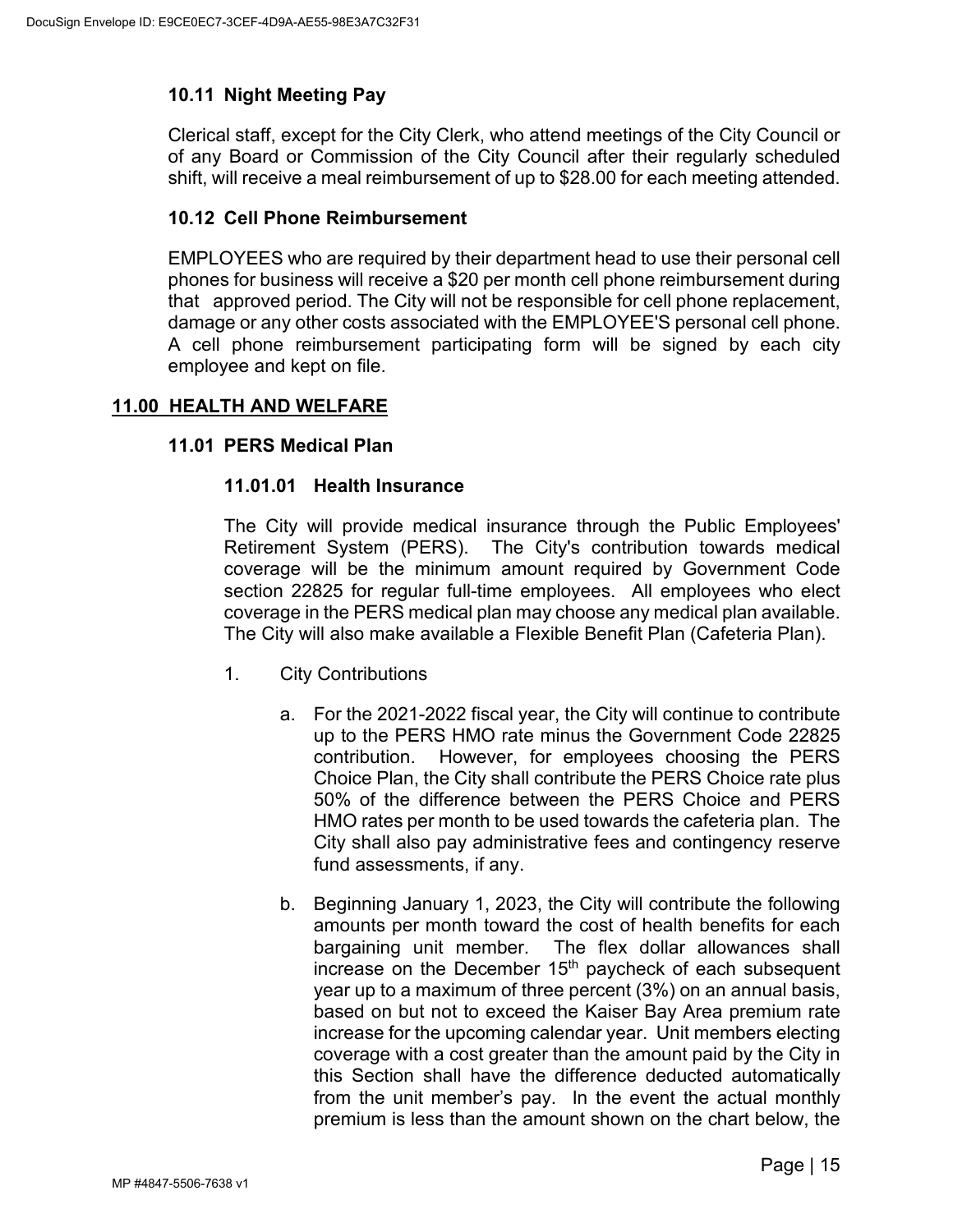### 10.11 Night Meeting Pay

Clerical staff, except for the City Clerk, who attend meetings of the City Council or of any Board or Commission of the City Council after their regularly scheduled shift, will receive a meal reimbursement of up to $28.00 for each meeting attended.

### 10.12 Cell Phone Reimbursement

EMPLOYEES who are required by their department head to use their personal cell phones for business will receive a $20 per month cell phone reimbursement during that approved period. The City will not be responsible for cell phone replacement, damage or any other costs associated with the EMPLOYEE'S personal cell phone. A cell phone reimbursement participating form will be signed by each city employee and kept on file.

## 11.00 HEALTH AND WELFARE

### 11.01 PERS Medical Plan

#### 11.01.01 Health Insurance

The City will provide medical insurance through the Public Employees' Retirement System (PERS). The City's contribution towards medical coverage will be the minimum amount required by Government Code section 22825 for regular full-time employees. All employees who elect coverage in the PERS medical plan may choose any medical plan available. The City will also make available a Flexible Benefit Plan (Cafeteria Plan).

1. City Contributions

   a. For the 2021-2022 fiscal year, the City will continue to contribute up to the PERS HMO rate minus the Government Code 22825 contribution. However, for employees choosing the PERS Choice Plan, the City shall contribute the PERS Choice rate plus 50% of the difference between the PERS Choice and PERS HMO rates per month to be used towards the cafeteria plan. The City shall also pay administrative fees and contingency reserve fund assessments, if any.

   b. Beginning January 1, 2023, the City will contribute the following amounts per month toward the cost of health benefits for each bargaining unit member. The flex dollar allowances shall increase on the December 15th paycheck of each subsequent year up to a maximum of three percent (3%) on an annual basis, based on but not to exceed the Kaiser Bay Area premium rate increase for the upcoming calendar year. Unit members electing coverage with a cost greater than the amount paid by the City in this Section shall have the difference deducted automatically from the unit member's pay. In the event the actual monthly premium is less than the amount shown on the chart below, the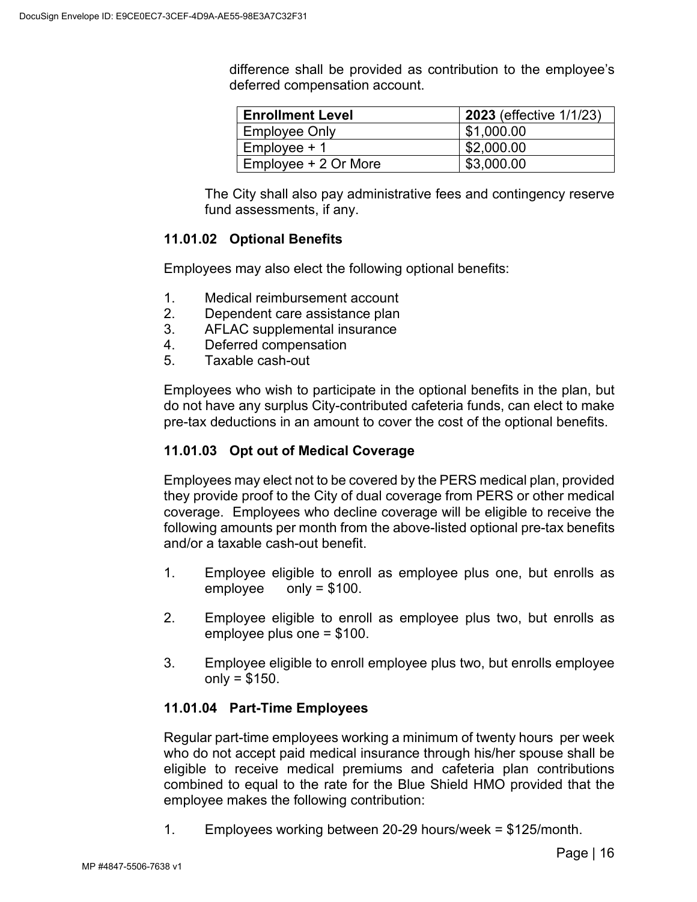difference shall be provided as contribution to the employee's deferred compensation account.

| **Enrollment Level** | **2023** (effective 1/1/23) |
|---|---|
| Employee Only | $1,000.00 |
| Employee + 1 | $2,000.00 |
| Employee + 2 Or More | $3,000.00 |

The City shall also pay administrative fees and contingency reserve fund assessments, if any.

### 11.01.02 Optional Benefits

Employees may also elect the following optional benefits:

1. Medical reimbursement account
2. Dependent care assistance plan
3. AFLAC supplemental insurance
4. Deferred compensation
5. Taxable cash-out

Employees who wish to participate in the optional benefits in the plan, but do not have any surplus City-contributed cafeteria funds, can elect to make pre-tax deductions in an amount to cover the cost of the optional benefits.

### 11.01.03 Opt out of Medical Coverage

Employees may elect not to be covered by the PERS medical plan, provided they provide proof to the City of dual coverage from PERS or other medical coverage. Employees who decline coverage will be eligible to receive the following amounts per month from the above-listed optional pre-tax benefits and/or a taxable cash-out benefit.

1. Employee eligible to enroll as employee plus one, but enrolls as employee only = $100.

2. Employee eligible to enroll as employee plus two, but enrolls as employee plus one = $100.

3. Employee eligible to enroll employee plus two, but enrolls employee only = $150.

### 11.01.04 Part-Time Employees

Regular part-time employees working a minimum of twenty hours per week who do not accept paid medical insurance through his/her spouse shall be eligible to receive medical premiums and cafeteria plan contributions combined to equal to the rate for the Blue Shield HMO provided that the employee makes the following contribution:

1. Employees working between 20-29 hours/week = $125/month.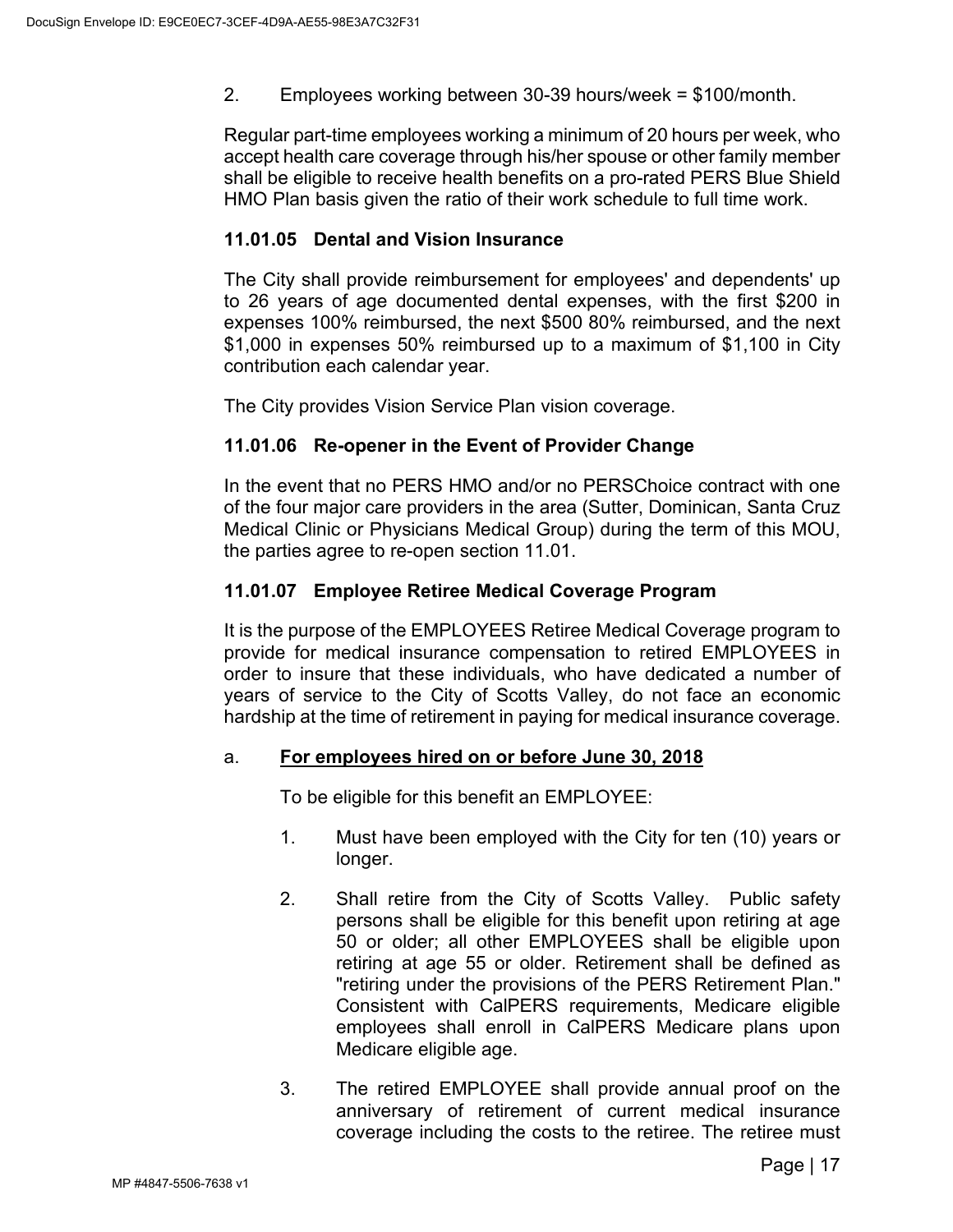2. Employees working between 30-39 hours/week = $100/month.

Regular part-time employees working a minimum of 20 hours per week, who accept health care coverage through his/her spouse or other family member shall be eligible to receive health benefits on a pro-rated PERS Blue Shield HMO Plan basis given the ratio of their work schedule to full time work.

### 11.01.05 Dental and Vision Insurance

The City shall provide reimbursement for employees' and dependents' up to 26 years of age documented dental expenses, with the first $200 in expenses 100% reimbursed, the next $500 80% reimbursed, and the next $1,000 in expenses 50% reimbursed up to a maximum of $1,100 in City contribution each calendar year.

The City provides Vision Service Plan vision coverage.

### 11.01.06 Re-opener in the Event of Provider Change

In the event that no PERS HMO and/or no PERSChoice contract with one of the four major care providers in the area (Sutter, Dominican, Santa Cruz Medical Clinic or Physicians Medical Group) during the term of this MOU, the parties agree to re-open section 11.01.

### 11.01.07 Employee Retiree Medical Coverage Program

It is the purpose of the EMPLOYEES Retiree Medical Coverage program to provide for medical insurance compensation to retired EMPLOYEES in order to insure that these individuals, who have dedicated a number of years of service to the City of Scotts Valley, do not face an economic hardship at the time of retirement in paying for medical insurance coverage.

a. **<u>For employees hired on or before June 30, 2018</u>**

To be eligible for this benefit an EMPLOYEE:

1. Must have been employed with the City for ten (10) years or longer.

2. Shall retire from the City of Scotts Valley. Public safety persons shall be eligible for this benefit upon retiring at age 50 or older; all other EMPLOYEES shall be eligible upon retiring at age 55 or older. Retirement shall be defined as "retiring under the provisions of the PERS Retirement Plan." Consistent with CalPERS requirements, Medicare eligible employees shall enroll in CalPERS Medicare plans upon Medicare eligible age.

3. The retired EMPLOYEE shall provide annual proof on the anniversary of retirement of current medical insurance coverage including the costs to the retiree. The retiree must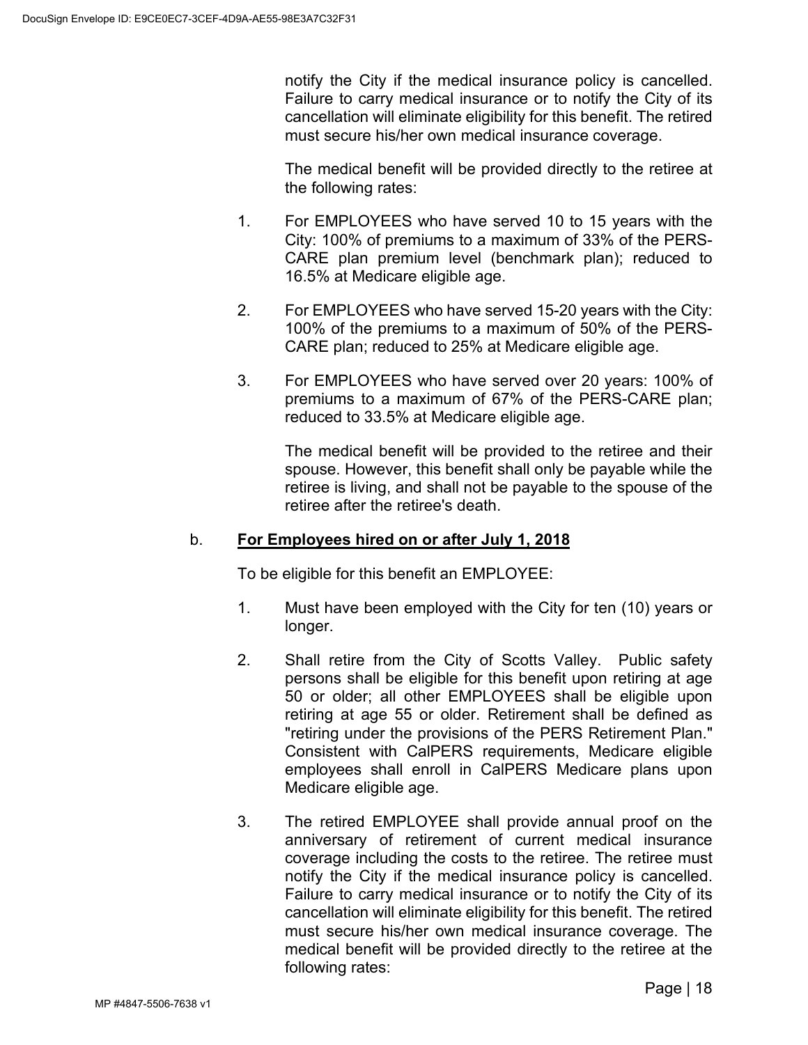notify the City if the medical insurance policy is cancelled. Failure to carry medical insurance or to notify the City of its cancellation will eliminate eligibility for this benefit. The retired must secure his/her own medical insurance coverage.

The medical benefit will be provided directly to the retiree at the following rates:

1. For EMPLOYEES who have served 10 to 15 years with the City: 100% of premiums to a maximum of 33% of the PERS-CARE plan premium level (benchmark plan); reduced to 16.5% at Medicare eligible age.

2. For EMPLOYEES who have served 15-20 years with the City: 100% of the premiums to a maximum of 50% of the PERS-CARE plan; reduced to 25% at Medicare eligible age.

3. For EMPLOYEES who have served over 20 years: 100% of premiums to a maximum of 67% of the PERS-CARE plan; reduced to 33.5% at Medicare eligible age.

The medical benefit will be provided to the retiree and their spouse. However, this benefit shall only be payable while the retiree is living, and shall not be payable to the spouse of the retiree after the retiree's death.

b. **<u>For Employees hired on or after July 1, 2018</u>**

To be eligible for this benefit an EMPLOYEE:

1. Must have been employed with the City for ten (10) years or longer.

2. Shall retire from the City of Scotts Valley. Public safety persons shall be eligible for this benefit upon retiring at age 50 or older; all other EMPLOYEES shall be eligible upon retiring at age 55 or older. Retirement shall be defined as "retiring under the provisions of the PERS Retirement Plan." Consistent with CalPERS requirements, Medicare eligible employees shall enroll in CalPERS Medicare plans upon Medicare eligible age.

3. The retired EMPLOYEE shall provide annual proof on the anniversary of retirement of current medical insurance coverage including the costs to the retiree. The retiree must notify the City if the medical insurance policy is cancelled. Failure to carry medical insurance or to notify the City of its cancellation will eliminate eligibility for this benefit. The retired must secure his/her own medical insurance coverage. The medical benefit will be provided directly to the retiree at the following rates: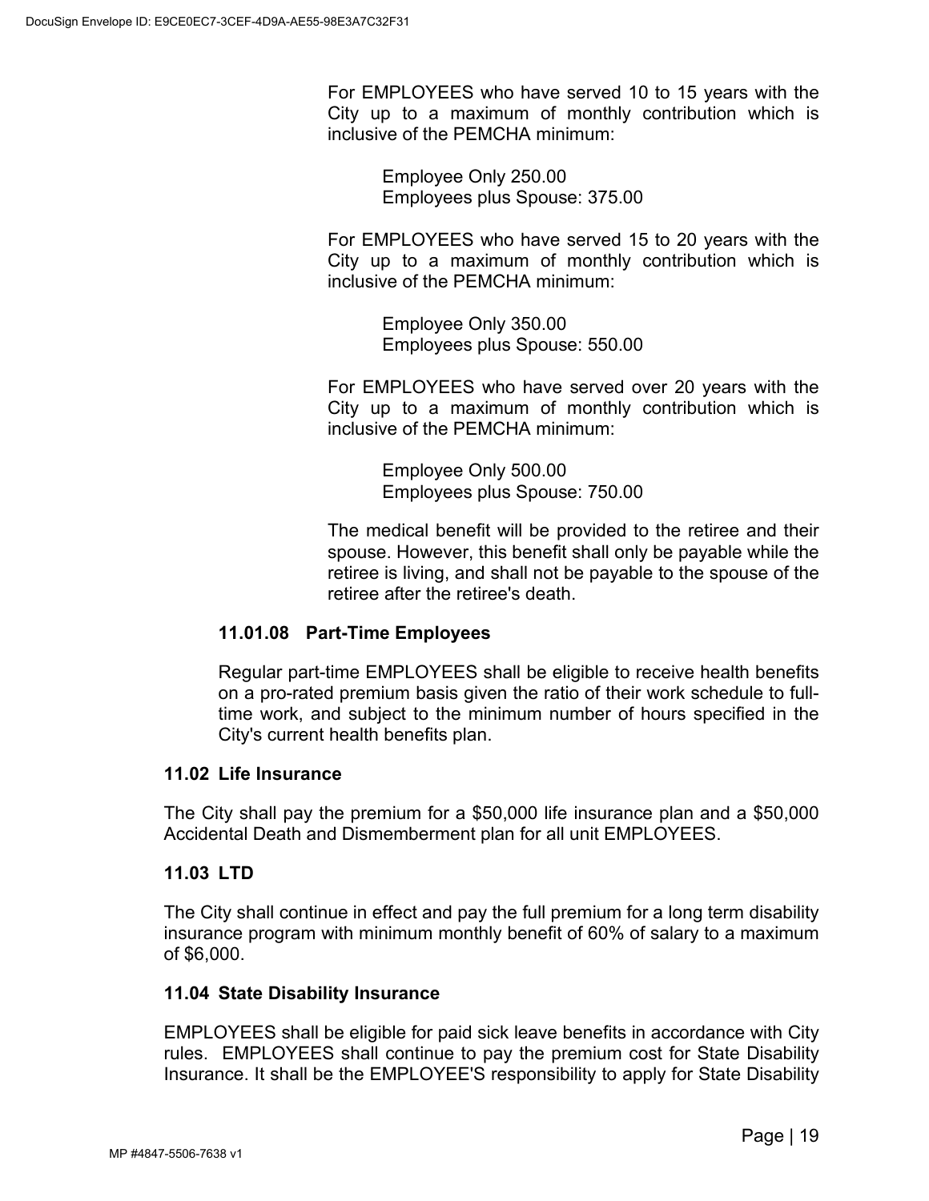For EMPLOYEES who have served 10 to 15 years with the City up to a maximum of monthly contribution which is inclusive of the PEMCHA minimum:

Employee Only 250.00
Employees plus Spouse: 375.00

For EMPLOYEES who have served 15 to 20 years with the City up to a maximum of monthly contribution which is inclusive of the PEMCHA minimum:

Employee Only 350.00
Employees plus Spouse: 550.00

For EMPLOYEES who have served over 20 years with the City up to a maximum of monthly contribution which is inclusive of the PEMCHA minimum:

Employee Only 500.00
Employees plus Spouse: 750.00

The medical benefit will be provided to the retiree and their spouse. However, this benefit shall only be payable while the retiree is living, and shall not be payable to the spouse of the retiree after the retiree's death.

#### 11.01.08 Part-Time Employees

Regular part-time EMPLOYEES shall be eligible to receive health benefits on a pro-rated premium basis given the ratio of their work schedule to full-time work, and subject to the minimum number of hours specified in the City's current health benefits plan.

### 11.02 Life Insurance

The City shall pay the premium for a $50,000 life insurance plan and a $50,000 Accidental Death and Dismemberment plan for all unit EMPLOYEES.

### 11.03 LTD

The City shall continue in effect and pay the full premium for a long term disability insurance program with minimum monthly benefit of 60% of salary to a maximum of $6,000.

### 11.04 State Disability Insurance

EMPLOYEES shall be eligible for paid sick leave benefits in accordance with City rules. EMPLOYEES shall continue to pay the premium cost for State Disability Insurance. It shall be the EMPLOYEE'S responsibility to apply for State Disability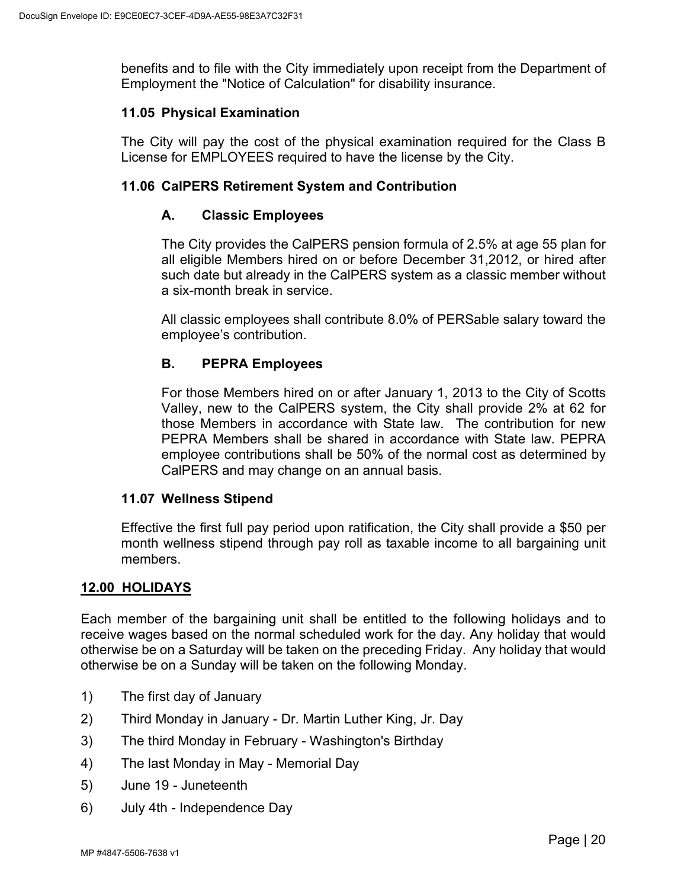benefits and to file with the City immediately upon receipt from the Department of Employment the "Notice of Calculation" for disability insurance.

### 11.05 Physical Examination

The City will pay the cost of the physical examination required for the Class B License for EMPLOYEES required to have the license by the City.

### 11.06 CalPERS Retirement System and Contribution

#### A. Classic Employees

The City provides the CalPERS pension formula of 2.5% at age 55 plan for all eligible Members hired on or before December 31,2012, or hired after such date but already in the CalPERS system as a classic member without a six-month break in service.

All classic employees shall contribute 8.0% of PERSable salary toward the employee's contribution.

#### B. PEPRA Employees

For those Members hired on or after January 1, 2013 to the City of Scotts Valley, new to the CalPERS system, the City shall provide 2% at 62 for those Members in accordance with State law. The contribution for new PEPRA Members shall be shared in accordance with State law. PEPRA employee contributions shall be 50% of the normal cost as determined by CalPERS and may change on an annual basis.

### 11.07 Wellness Stipend

Effective the first full pay period upon ratification, the City shall provide a $50 per month wellness stipend through pay roll as taxable income to all bargaining unit members.

## 12.00 HOLIDAYS

Each member of the bargaining unit shall be entitled to the following holidays and to receive wages based on the normal scheduled work for the day. Any holiday that would otherwise be on a Saturday will be taken on the preceding Friday. Any holiday that would otherwise be on a Sunday will be taken on the following Monday.

1) The first day of January
2) Third Monday in January - Dr. Martin Luther King, Jr. Day
3) The third Monday in February - Washington's Birthday
4) The last Monday in May - Memorial Day
5) June 19 - Juneteenth
6) July 4th - Independence Day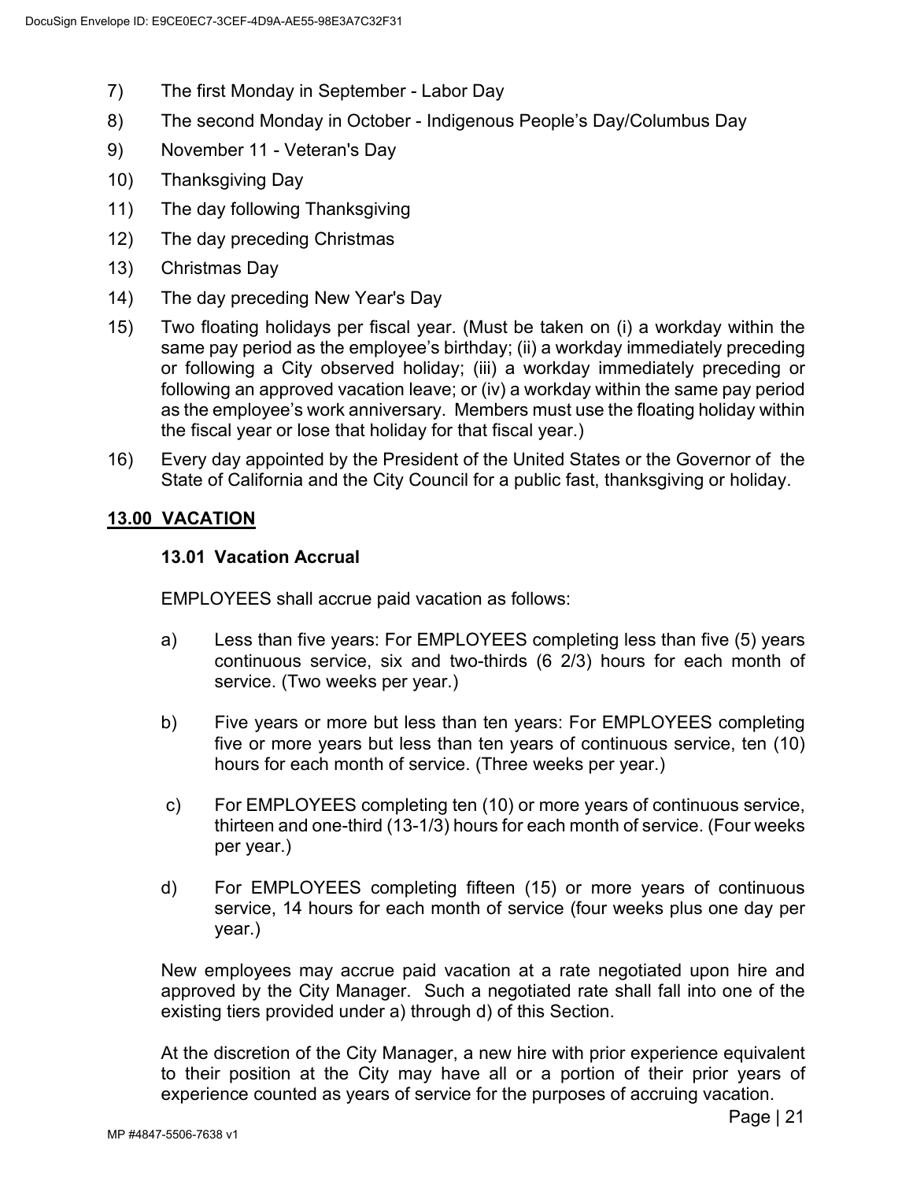7) The first Monday in September - Labor Day

8) The second Monday in October - Indigenous People's Day/Columbus Day

9) November 11 - Veteran's Day

10) Thanksgiving Day

11) The day following Thanksgiving

12) The day preceding Christmas

13) Christmas Day

14) The day preceding New Year's Day

15) Two floating holidays per fiscal year. (Must be taken on (i) a workday within the same pay period as the employee's birthday; (ii) a workday immediately preceding or following a City observed holiday; (iii) a workday immediately preceding or following an approved vacation leave; or (iv) a workday within the same pay period as the employee's work anniversary. Members must use the floating holiday within the fiscal year or lose that holiday for that fiscal year.)

16) Every day appointed by the President of the United States or the Governor of the State of California and the City Council for a public fast, thanksgiving or holiday.

## 13.00 VACATION

### 13.01 Vacation Accrual

EMPLOYEES shall accrue paid vacation as follows:

a) Less than five years: For EMPLOYEES completing less than five (5) years continuous service, six and two-thirds (6 2/3) hours for each month of service. (Two weeks per year.)

b) Five years or more but less than ten years: For EMPLOYEES completing five or more years but less than ten years of continuous service, ten (10) hours for each month of service. (Three weeks per year.)

c) For EMPLOYEES completing ten (10) or more years of continuous service, thirteen and one-third (13-1/3) hours for each month of service. (Four weeks per year.)

d) For EMPLOYEES completing fifteen (15) or more years of continuous service, 14 hours for each month of service (four weeks plus one day per year.)

New employees may accrue paid vacation at a rate negotiated upon hire and approved by the City Manager. Such a negotiated rate shall fall into one of the existing tiers provided under a) through d) of this Section.

At the discretion of the City Manager, a new hire with prior experience equivalent to their position at the City may have all or a portion of their prior years of experience counted as years of service for the purposes of accruing vacation.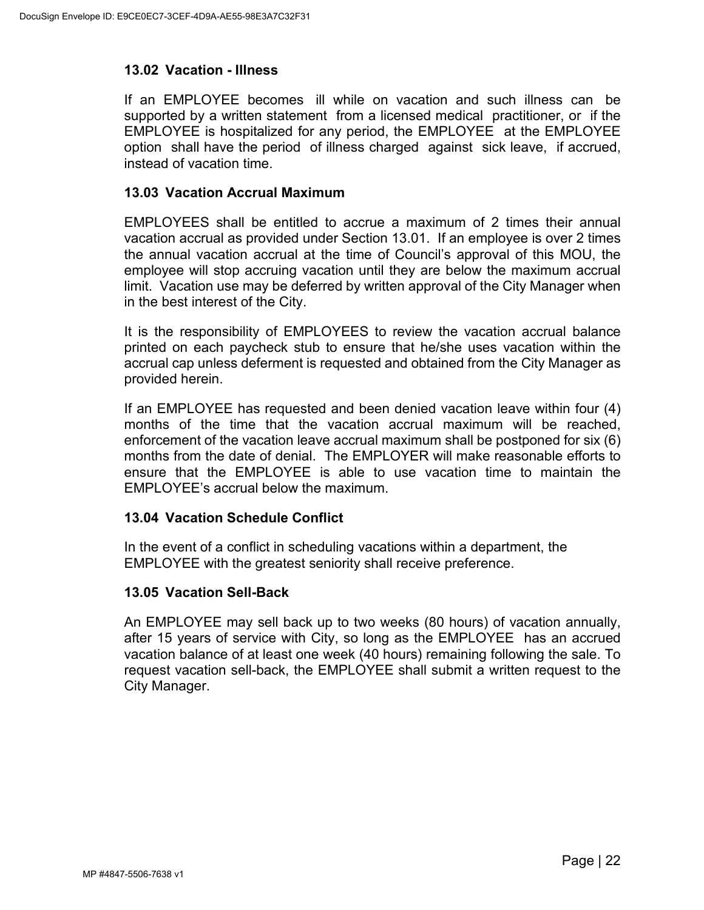### 13.02 Vacation - Illness

If an EMPLOYEE becomes ill while on vacation and such illness can be supported by a written statement from a licensed medical practitioner, or if the EMPLOYEE is hospitalized for any period, the EMPLOYEE at the EMPLOYEE option shall have the period of illness charged against sick leave, if accrued, instead of vacation time.

### 13.03 Vacation Accrual Maximum

EMPLOYEES shall be entitled to accrue a maximum of 2 times their annual vacation accrual as provided under Section 13.01. If an employee is over 2 times the annual vacation accrual at the time of Council's approval of this MOU, the employee will stop accruing vacation until they are below the maximum accrual limit. Vacation use may be deferred by written approval of the City Manager when in the best interest of the City.

It is the responsibility of EMPLOYEES to review the vacation accrual balance printed on each paycheck stub to ensure that he/she uses vacation within the accrual cap unless deferment is requested and obtained from the City Manager as provided herein.

If an EMPLOYEE has requested and been denied vacation leave within four (4) months of the time that the vacation accrual maximum will be reached, enforcement of the vacation leave accrual maximum shall be postponed for six (6) months from the date of denial. The EMPLOYER will make reasonable efforts to ensure that the EMPLOYEE is able to use vacation time to maintain the EMPLOYEE's accrual below the maximum.

### 13.04 Vacation Schedule Conflict

In the event of a conflict in scheduling vacations within a department, the EMPLOYEE with the greatest seniority shall receive preference.

### 13.05 Vacation Sell-Back

An EMPLOYEE may sell back up to two weeks (80 hours) of vacation annually, after 15 years of service with City, so long as the EMPLOYEE has an accrued vacation balance of at least one week (40 hours) remaining following the sale. To request vacation sell-back, the EMPLOYEE shall submit a written request to the City Manager.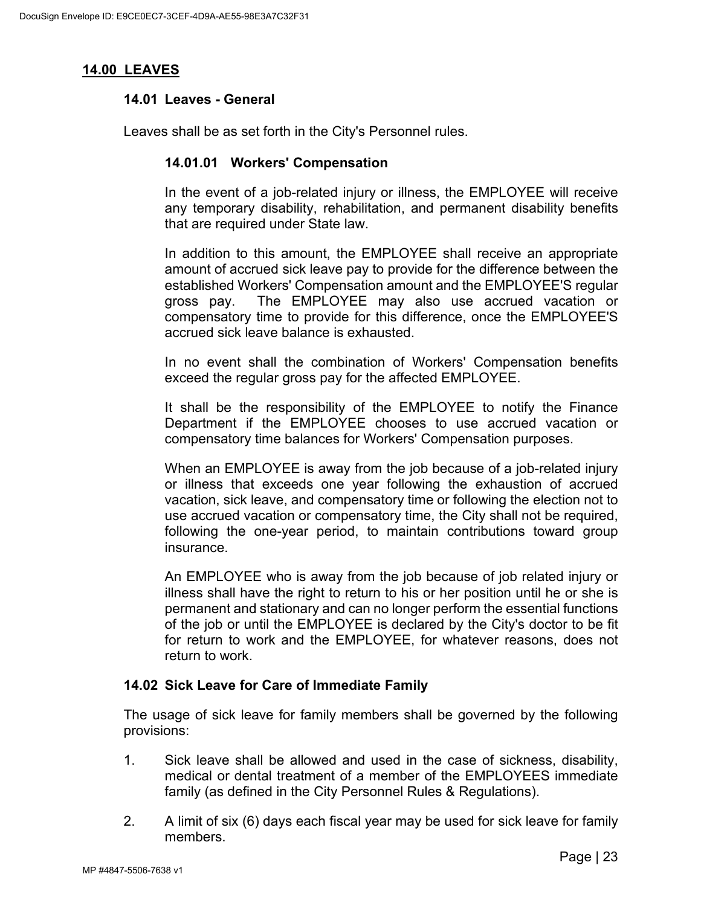## 14.00 LEAVES

### 14.01 Leaves - General

Leaves shall be as set forth in the City's Personnel rules.

#### 14.01.01 Workers' Compensation

In the event of a job-related injury or illness, the EMPLOYEE will receive any temporary disability, rehabilitation, and permanent disability benefits that are required under State law.

In addition to this amount, the EMPLOYEE shall receive an appropriate amount of accrued sick leave pay to provide for the difference between the established Workers' Compensation amount and the EMPLOYEE'S regular gross pay. The EMPLOYEE may also use accrued vacation or compensatory time to provide for this difference, once the EMPLOYEE'S accrued sick leave balance is exhausted.

In no event shall the combination of Workers' Compensation benefits exceed the regular gross pay for the affected EMPLOYEE.

It shall be the responsibility of the EMPLOYEE to notify the Finance Department if the EMPLOYEE chooses to use accrued vacation or compensatory time balances for Workers' Compensation purposes.

When an EMPLOYEE is away from the job because of a job-related injury or illness that exceeds one year following the exhaustion of accrued vacation, sick leave, and compensatory time or following the election not to use accrued vacation or compensatory time, the City shall not be required, following the one-year period, to maintain contributions toward group insurance.

An EMPLOYEE who is away from the job because of job related injury or illness shall have the right to return to his or her position until he or she is permanent and stationary and can no longer perform the essential functions of the job or until the EMPLOYEE is declared by the City's doctor to be fit for return to work and the EMPLOYEE, for whatever reasons, does not return to work.

### 14.02 Sick Leave for Care of Immediate Family

The usage of sick leave for family members shall be governed by the following provisions:

1. Sick leave shall be allowed and used in the case of sickness, disability, medical or dental treatment of a member of the EMPLOYEES immediate family (as defined in the City Personnel Rules & Regulations).
2. A limit of six (6) days each fiscal year may be used for sick leave for family members.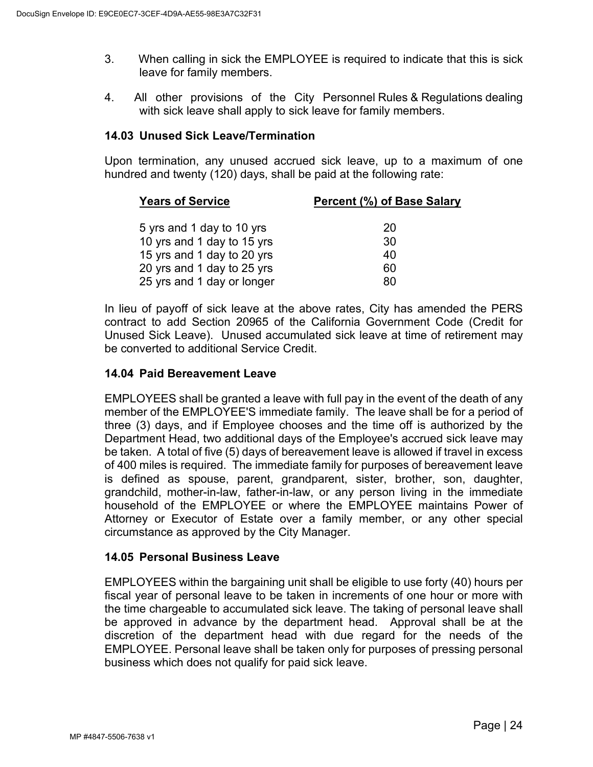3. When calling in sick the EMPLOYEE is required to indicate that this is sick leave for family members.

4. All other provisions of the City Personnel Rules & Regulations dealing with sick leave shall apply to sick leave for family members.

### 14.03 Unused Sick Leave/Termination

Upon termination, any unused accrued sick leave, up to a maximum of one hundred and twenty (120) days, shall be paid at the following rate:

| Years of Service | Percent (%) of Base Salary |
|---|---|
| 5 yrs and 1 day to 10 yrs | 20 |
| 10 yrs and 1 day to 15 yrs | 30 |
| 15 yrs and 1 day to 20 yrs | 40 |
| 20 yrs and 1 day to 25 yrs | 60 |
| 25 yrs and 1 day or longer | 80 |

In lieu of payoff of sick leave at the above rates, City has amended the PERS contract to add Section 20965 of the California Government Code (Credit for Unused Sick Leave). Unused accumulated sick leave at time of retirement may be converted to additional Service Credit.

### 14.04 Paid Bereavement Leave

EMPLOYEES shall be granted a leave with full pay in the event of the death of any member of the EMPLOYEE'S immediate family. The leave shall be for a period of three (3) days, and if Employee chooses and the time off is authorized by the Department Head, two additional days of the Employee's accrued sick leave may be taken. A total of five (5) days of bereavement leave is allowed if travel in excess of 400 miles is required. The immediate family for purposes of bereavement leave is defined as spouse, parent, grandparent, sister, brother, son, daughter, grandchild, mother-in-law, father-in-law, or any person living in the immediate household of the EMPLOYEE or where the EMPLOYEE maintains Power of Attorney or Executor of Estate over a family member, or any other special circumstance as approved by the City Manager.

### 14.05 Personal Business Leave

EMPLOYEES within the bargaining unit shall be eligible to use forty (40) hours per fiscal year of personal leave to be taken in increments of one hour or more with the time chargeable to accumulated sick leave. The taking of personal leave shall be approved in advance by the department head. Approval shall be at the discretion of the department head with due regard for the needs of the EMPLOYEE. Personal leave shall be taken only for purposes of pressing personal business which does not qualify for paid sick leave.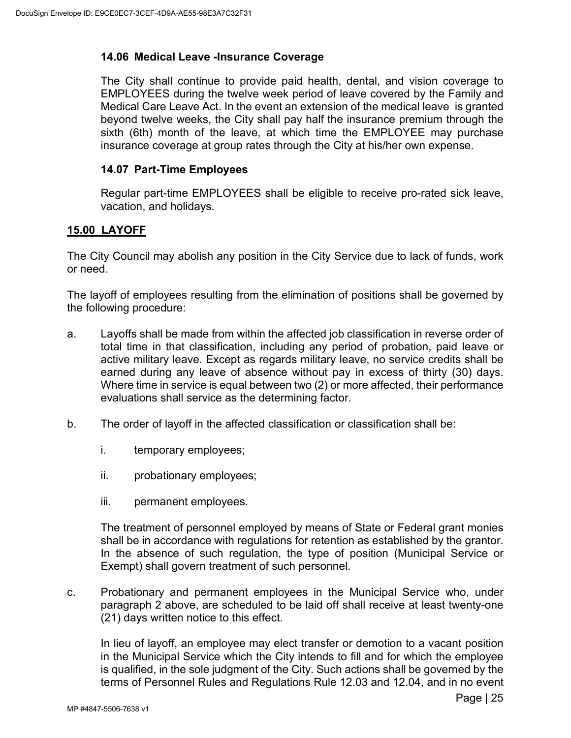### 14.06 Medical Leave -Insurance Coverage

The City shall continue to provide paid health, dental, and vision coverage to EMPLOYEES during the twelve week period of leave covered by the Family and Medical Care Leave Act. In the event an extension of the medical leave is granted beyond twelve weeks, the City shall pay half the insurance premium through the sixth (6th) month of the leave, at which time the EMPLOYEE may purchase insurance coverage at group rates through the City at his/her own expense.

### 14.07 Part-Time Employees

Regular part-time EMPLOYEES shall be eligible to receive pro-rated sick leave, vacation, and holidays.

## 15.00 LAYOFF

The City Council may abolish any position in the City Service due to lack of funds, work or need.

The layoff of employees resulting from the elimination of positions shall be governed by the following procedure:

a. Layoffs shall be made from within the affected job classification in reverse order of total time in that classification, including any period of probation, paid leave or active military leave. Except as regards military leave, no service credits shall be earned during any leave of absence without pay in excess of thirty (30) days. Where time in service is equal between two (2) or more affected, their performance evaluations shall service as the determining factor.

b. The order of layoff in the affected classification or classification shall be:

   i. temporary employees;

   ii. probationary employees;

   iii. permanent employees.

   The treatment of personnel employed by means of State or Federal grant monies shall be in accordance with regulations for retention as established by the grantor. In the absence of such regulation, the type of position (Municipal Service or Exempt) shall govern treatment of such personnel.

c. Probationary and permanent employees in the Municipal Service who, under paragraph 2 above, are scheduled to be laid off shall receive at least twenty-one (21) days written notice to this effect.

   In lieu of layoff, an employee may elect transfer or demotion to a vacant position in the Municipal Service which the City intends to fill and for which the employee is qualified, in the sole judgment of the City. Such actions shall be governed by the terms of Personnel Rules and Regulations Rule 12.03 and 12.04, and in no event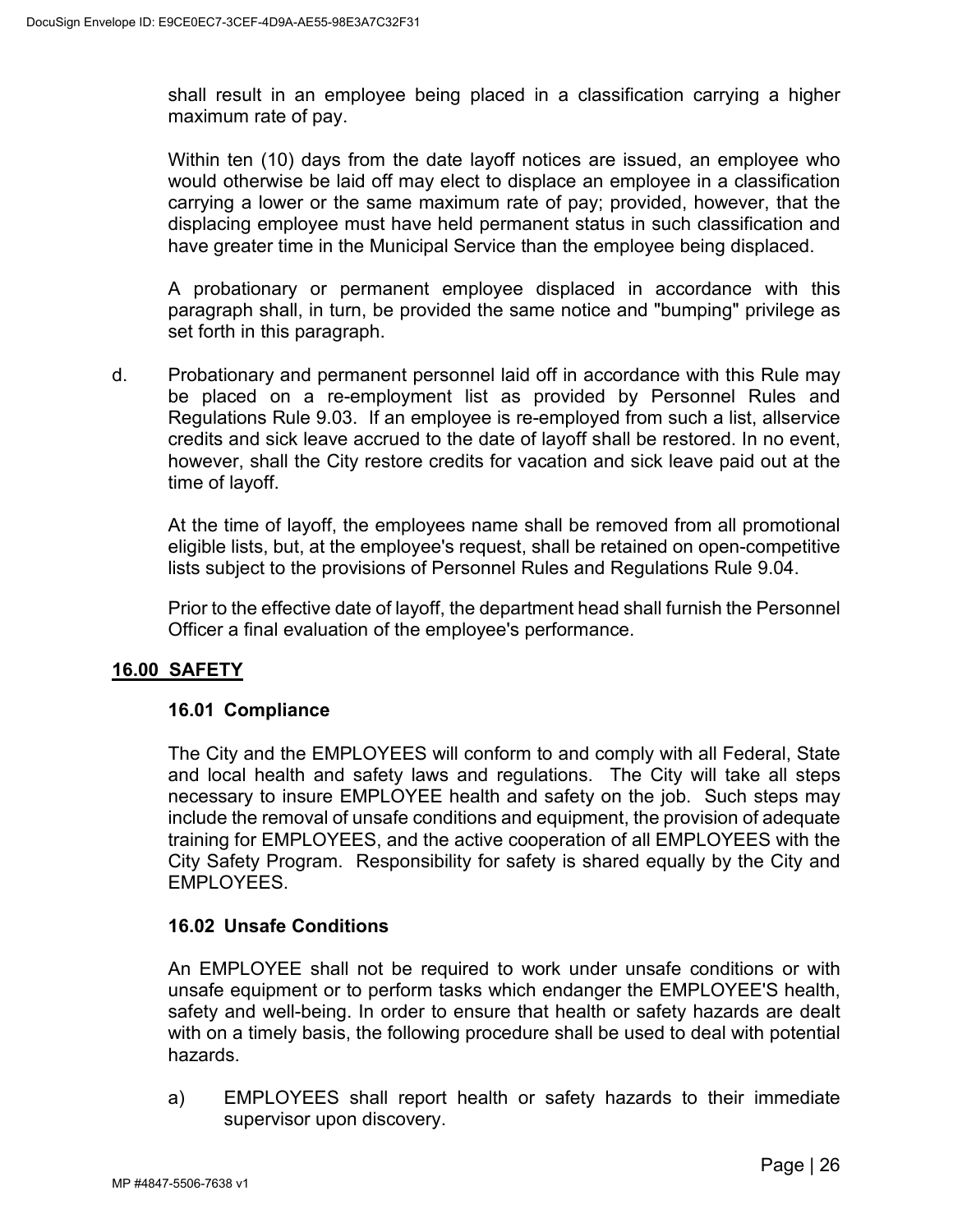shall result in an employee being placed in a classification carrying a higher maximum rate of pay.

Within ten (10) days from the date layoff notices are issued, an employee who would otherwise be laid off may elect to displace an employee in a classification carrying a lower or the same maximum rate of pay; provided, however, that the displacing employee must have held permanent status in such classification and have greater time in the Municipal Service than the employee being displaced.

A probationary or permanent employee displaced in accordance with this paragraph shall, in turn, be provided the same notice and "bumping" privilege as set forth in this paragraph.

d. Probationary and permanent personnel laid off in accordance with this Rule may be placed on a re-employment list as provided by Personnel Rules and Regulations Rule 9.03. If an employee is re-employed from such a list, allservice credits and sick leave accrued to the date of layoff shall be restored. In no event, however, shall the City restore credits for vacation and sick leave paid out at the time of layoff.

At the time of layoff, the employees name shall be removed from all promotional eligible lists, but, at the employee's request, shall be retained on open-competitive lists subject to the provisions of Personnel Rules and Regulations Rule 9.04.

Prior to the effective date of layoff, the department head shall furnish the Personnel Officer a final evaluation of the employee's performance.

## 16.00 SAFETY

### 16.01 Compliance

The City and the EMPLOYEES will conform to and comply with all Federal, State and local health and safety laws and regulations. The City will take all steps necessary to insure EMPLOYEE health and safety on the job. Such steps may include the removal of unsafe conditions and equipment, the provision of adequate training for EMPLOYEES, and the active cooperation of all EMPLOYEES with the City Safety Program. Responsibility for safety is shared equally by the City and EMPLOYEES.

### 16.02 Unsafe Conditions

An EMPLOYEE shall not be required to work under unsafe conditions or with unsafe equipment or to perform tasks which endanger the EMPLOYEE'S health, safety and well-being. In order to ensure that health or safety hazards are dealt with on a timely basis, the following procedure shall be used to deal with potential hazards.

a) EMPLOYEES shall report health or safety hazards to their immediate supervisor upon discovery.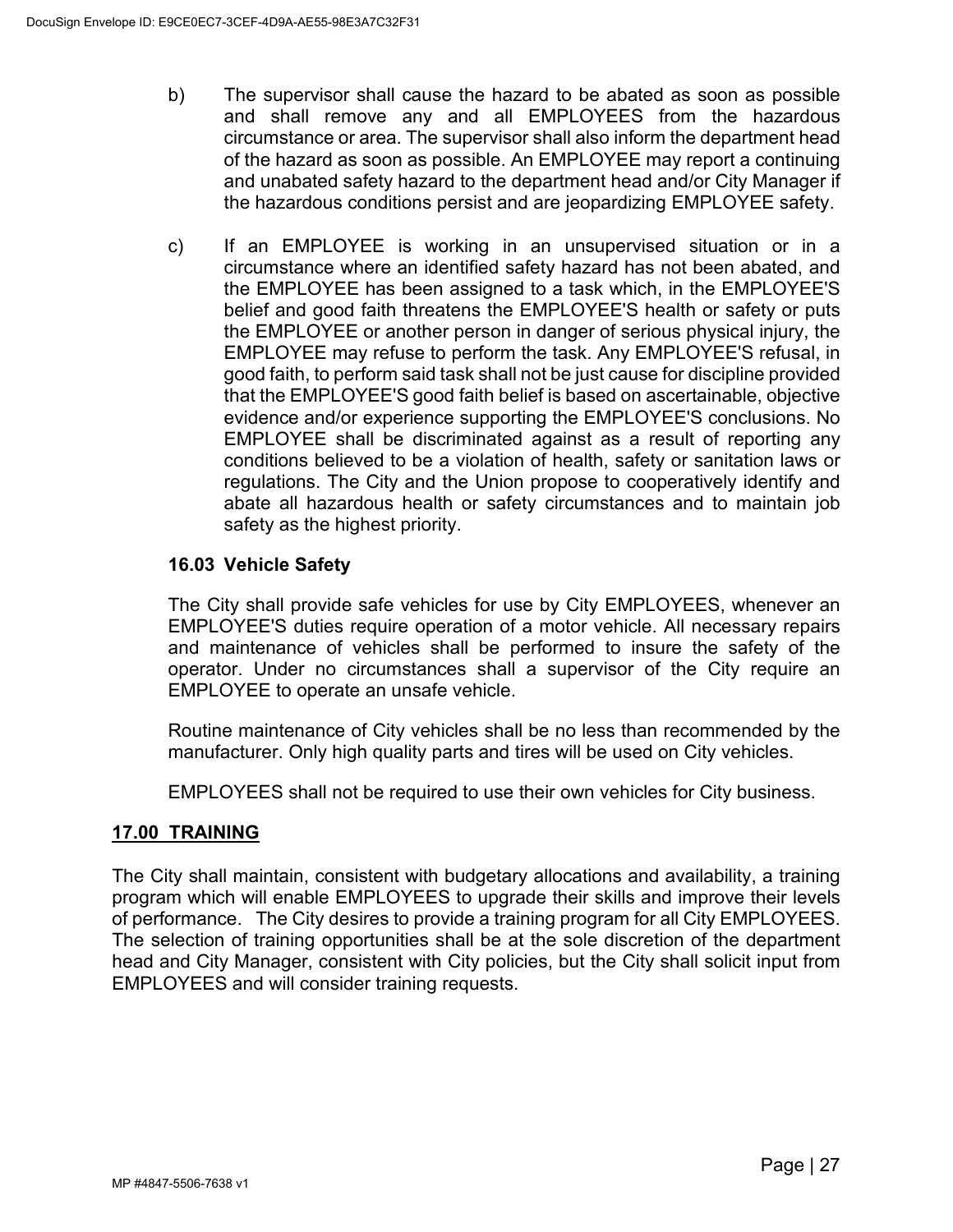b) The supervisor shall cause the hazard to be abated as soon as possible and shall remove any and all EMPLOYEES from the hazardous circumstance or area. The supervisor shall also inform the department head of the hazard as soon as possible. An EMPLOYEE may report a continuing and unabated safety hazard to the department head and/or City Manager if the hazardous conditions persist and are jeopardizing EMPLOYEE safety.

c) If an EMPLOYEE is working in an unsupervised situation or in a circumstance where an identified safety hazard has not been abated, and the EMPLOYEE has been assigned to a task which, in the EMPLOYEE'S belief and good faith threatens the EMPLOYEE'S health or safety or puts the EMPLOYEE or another person in danger of serious physical injury, the EMPLOYEE may refuse to perform the task. Any EMPLOYEE'S refusal, in good faith, to perform said task shall not be just cause for discipline provided that the EMPLOYEE'S good faith belief is based on ascertainable, objective evidence and/or experience supporting the EMPLOYEE'S conclusions. No EMPLOYEE shall be discriminated against as a result of reporting any conditions believed to be a violation of health, safety or sanitation laws or regulations. The City and the Union propose to cooperatively identify and abate all hazardous health or safety circumstances and to maintain job safety as the highest priority.

### 16.03 Vehicle Safety

The City shall provide safe vehicles for use by City EMPLOYEES, whenever an EMPLOYEE'S duties require operation of a motor vehicle. All necessary repairs and maintenance of vehicles shall be performed to insure the safety of the operator. Under no circumstances shall a supervisor of the City require an EMPLOYEE to operate an unsafe vehicle.

Routine maintenance of City vehicles shall be no less than recommended by the manufacturer. Only high quality parts and tires will be used on City vehicles.

EMPLOYEES shall not be required to use their own vehicles for City business.

## 17.00 TRAINING

The City shall maintain, consistent with budgetary allocations and availability, a training program which will enable EMPLOYEES to upgrade their skills and improve their levels of performance. The City desires to provide a training program for all City EMPLOYEES. The selection of training opportunities shall be at the sole discretion of the department head and City Manager, consistent with City policies, but the City shall solicit input from EMPLOYEES and will consider training requests.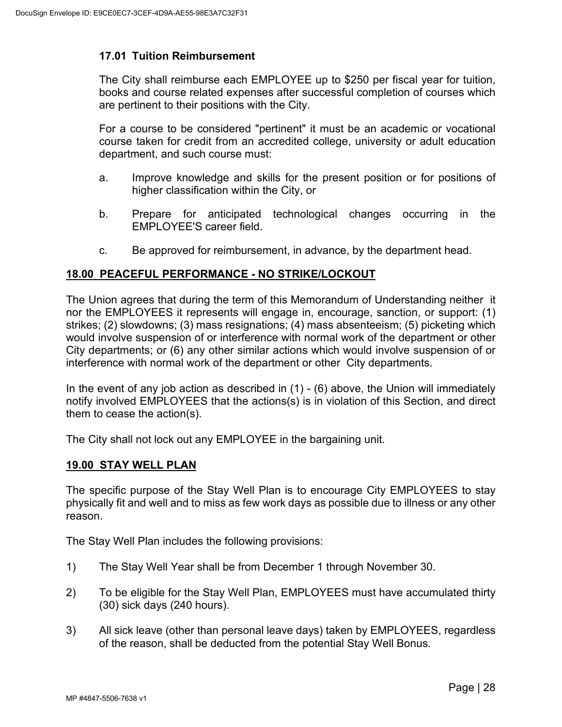### 17.01 Tuition Reimbursement

The City shall reimburse each EMPLOYEE up to $250 per fiscal year for tuition, books and course related expenses after successful completion of courses which are pertinent to their positions with the City.

For a course to be considered "pertinent" it must be an academic or vocational course taken for credit from an accredited college, university or adult education department, and such course must:

a. Improve knowledge and skills for the present position or for positions of higher classification within the City, or

b. Prepare for anticipated technological changes occurring in the EMPLOYEE'S career field.

c. Be approved for reimbursement, in advance, by the department head.

## 18.00 PEACEFUL PERFORMANCE - NO STRIKE/LOCKOUT

The Union agrees that during the term of this Memorandum of Understanding neither it nor the EMPLOYEES it represents will engage in, encourage, sanction, or support: (1) strikes; (2) slowdowns; (3) mass resignations; (4) mass absenteeism; (5) picketing which would involve suspension of or interference with normal work of the department or other City departments; or (6) any other similar actions which would involve suspension of or interference with normal work of the department or other City departments.

In the event of any job action as described in (1) - (6) above, the Union will immediately notify involved EMPLOYEES that the actions(s) is in violation of this Section, and direct them to cease the action(s).

The City shall not lock out any EMPLOYEE in the bargaining unit.

## 19.00 STAY WELL PLAN

The specific purpose of the Stay Well Plan is to encourage City EMPLOYEES to stay physically fit and well and to miss as few work days as possible due to illness or any other reason.

The Stay Well Plan includes the following provisions:

1) The Stay Well Year shall be from December 1 through November 30.

2) To be eligible for the Stay Well Plan, EMPLOYEES must have accumulated thirty (30) sick days (240 hours).

3) All sick leave (other than personal leave days) taken by EMPLOYEES, regardless of the reason, shall be deducted from the potential Stay Well Bonus.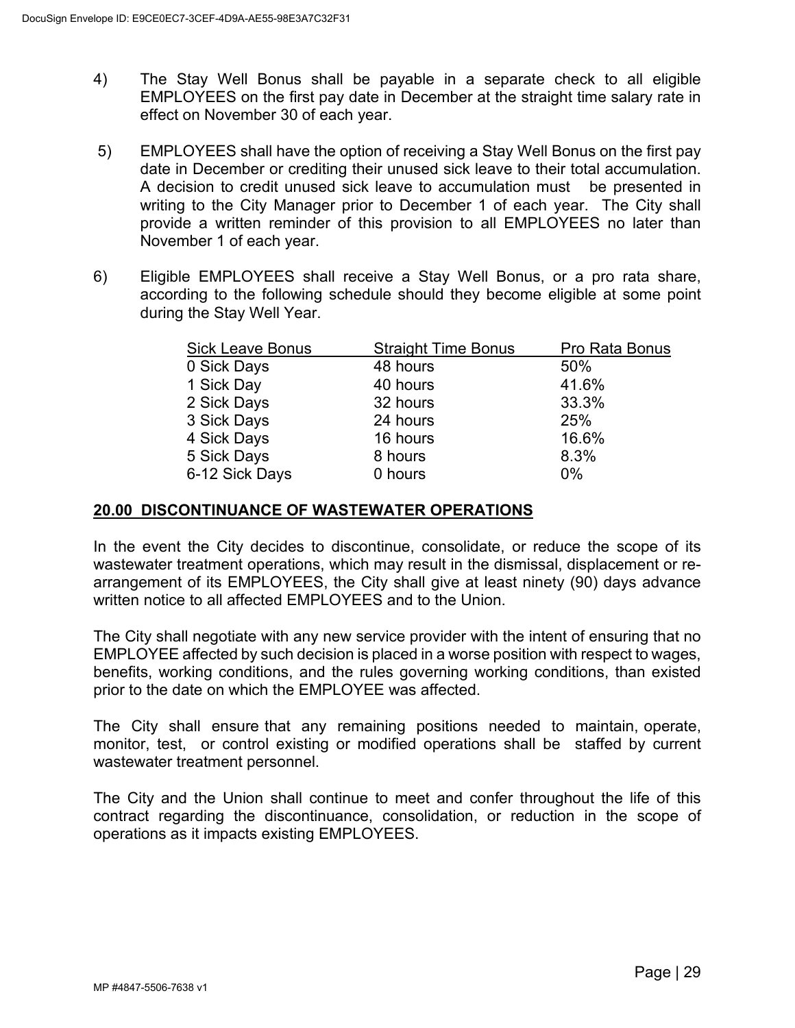4) The Stay Well Bonus shall be payable in a separate check to all eligible EMPLOYEES on the first pay date in December at the straight time salary rate in effect on November 30 of each year.

5) EMPLOYEES shall have the option of receiving a Stay Well Bonus on the first pay date in December or crediting their unused sick leave to their total accumulation. A decision to credit unused sick leave to accumulation must be presented in writing to the City Manager prior to December 1 of each year. The City shall provide a written reminder of this provision to all EMPLOYEES no later than November 1 of each year.

6) Eligible EMPLOYEES shall receive a Stay Well Bonus, or a pro rata share, according to the following schedule should they become eligible at some point during the Stay Well Year.

| Sick Leave Bonus | Straight Time Bonus | Pro Rata Bonus |
|---|---|---|
| 0 Sick Days | 48 hours | 50% |
| 1 Sick Day | 40 hours | 41.6% |
| 2 Sick Days | 32 hours | 33.3% |
| 3 Sick Days | 24 hours | 25% |
| 4 Sick Days | 16 hours | 16.6% |
| 5 Sick Days | 8 hours | 8.3% |
| 6-12 Sick Days | 0 hours | 0% |

## 20.00 DISCONTINUANCE OF WASTEWATER OPERATIONS

In the event the City decides to discontinue, consolidate, or reduce the scope of its wastewater treatment operations, which may result in the dismissal, displacement or re-arrangement of its EMPLOYEES, the City shall give at least ninety (90) days advance written notice to all affected EMPLOYEES and to the Union.

The City shall negotiate with any new service provider with the intent of ensuring that no EMPLOYEE affected by such decision is placed in a worse position with respect to wages, benefits, working conditions, and the rules governing working conditions, than existed prior to the date on which the EMPLOYEE was affected.

The City shall ensure that any remaining positions needed to maintain, operate, monitor, test, or control existing or modified operations shall be staffed by current wastewater treatment personnel.

The City and the Union shall continue to meet and confer throughout the life of this contract regarding the discontinuance, consolidation, or reduction in the scope of operations as it impacts existing EMPLOYEES.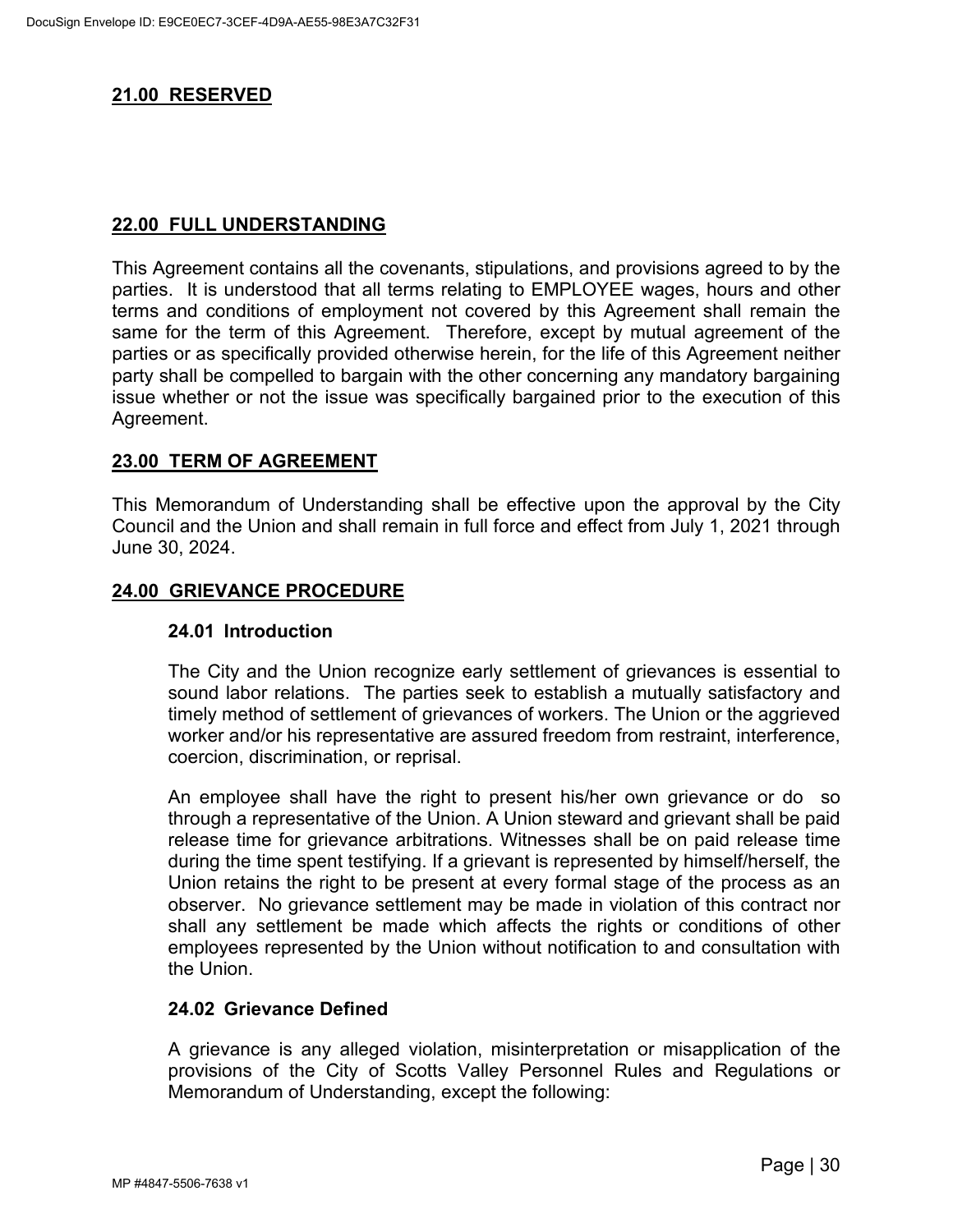## 21.00 RESERVED

## 22.00 FULL UNDERSTANDING

This Agreement contains all the covenants, stipulations, and provisions agreed to by the parties. It is understood that all terms relating to EMPLOYEE wages, hours and other terms and conditions of employment not covered by this Agreement shall remain the same for the term of this Agreement. Therefore, except by mutual agreement of the parties or as specifically provided otherwise herein, for the life of this Agreement neither party shall be compelled to bargain with the other concerning any mandatory bargaining issue whether or not the issue was specifically bargained prior to the execution of this Agreement.

## 23.00 TERM OF AGREEMENT

This Memorandum of Understanding shall be effective upon the approval by the City Council and the Union and shall remain in full force and effect from July 1, 2021 through June 30, 2024.

## 24.00 GRIEVANCE PROCEDURE

### 24.01 Introduction

The City and the Union recognize early settlement of grievances is essential to sound labor relations. The parties seek to establish a mutually satisfactory and timely method of settlement of grievances of workers. The Union or the aggrieved worker and/or his representative are assured freedom from restraint, interference, coercion, discrimination, or reprisal.

An employee shall have the right to present his/her own grievance or do so through a representative of the Union. A Union steward and grievant shall be paid release time for grievance arbitrations. Witnesses shall be on paid release time during the time spent testifying. If a grievant is represented by himself/herself, the Union retains the right to be present at every formal stage of the process as an observer. No grievance settlement may be made in violation of this contract nor shall any settlement be made which affects the rights or conditions of other employees represented by the Union without notification to and consultation with the Union.

### 24.02 Grievance Defined

A grievance is any alleged violation, misinterpretation or misapplication of the provisions of the City of Scotts Valley Personnel Rules and Regulations or Memorandum of Understanding, except the following: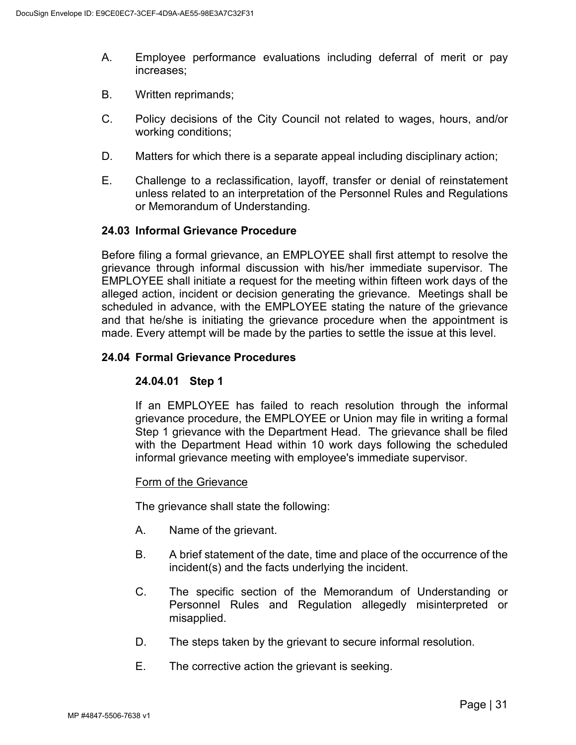A. Employee performance evaluations including deferral of merit or pay increases;

B. Written reprimands;

C. Policy decisions of the City Council not related to wages, hours, and/or working conditions;

D. Matters for which there is a separate appeal including disciplinary action;

E. Challenge to a reclassification, layoff, transfer or denial of reinstatement unless related to an interpretation of the Personnel Rules and Regulations or Memorandum of Understanding.

### 24.03 Informal Grievance Procedure

Before filing a formal grievance, an EMPLOYEE shall first attempt to resolve the grievance through informal discussion with his/her immediate supervisor. The EMPLOYEE shall initiate a request for the meeting within fifteen work days of the alleged action, incident or decision generating the grievance. Meetings shall be scheduled in advance, with the EMPLOYEE stating the nature of the grievance and that he/she is initiating the grievance procedure when the appointment is made. Every attempt will be made by the parties to settle the issue at this level.

### 24.04 Formal Grievance Procedures

#### 24.04.01 Step 1

If an EMPLOYEE has failed to reach resolution through the informal grievance procedure, the EMPLOYEE or Union may file in writing a formal Step 1 grievance with the Department Head. The grievance shall be filed with the Department Head within 10 work days following the scheduled informal grievance meeting with employee's immediate supervisor.

<u>Form of the Grievance</u>

The grievance shall state the following:

A. Name of the grievant.

B. A brief statement of the date, time and place of the occurrence of the incident(s) and the facts underlying the incident.

C. The specific section of the Memorandum of Understanding or Personnel Rules and Regulation allegedly misinterpreted or misapplied.

D. The steps taken by the grievant to secure informal resolution.

E. The corrective action the grievant is seeking.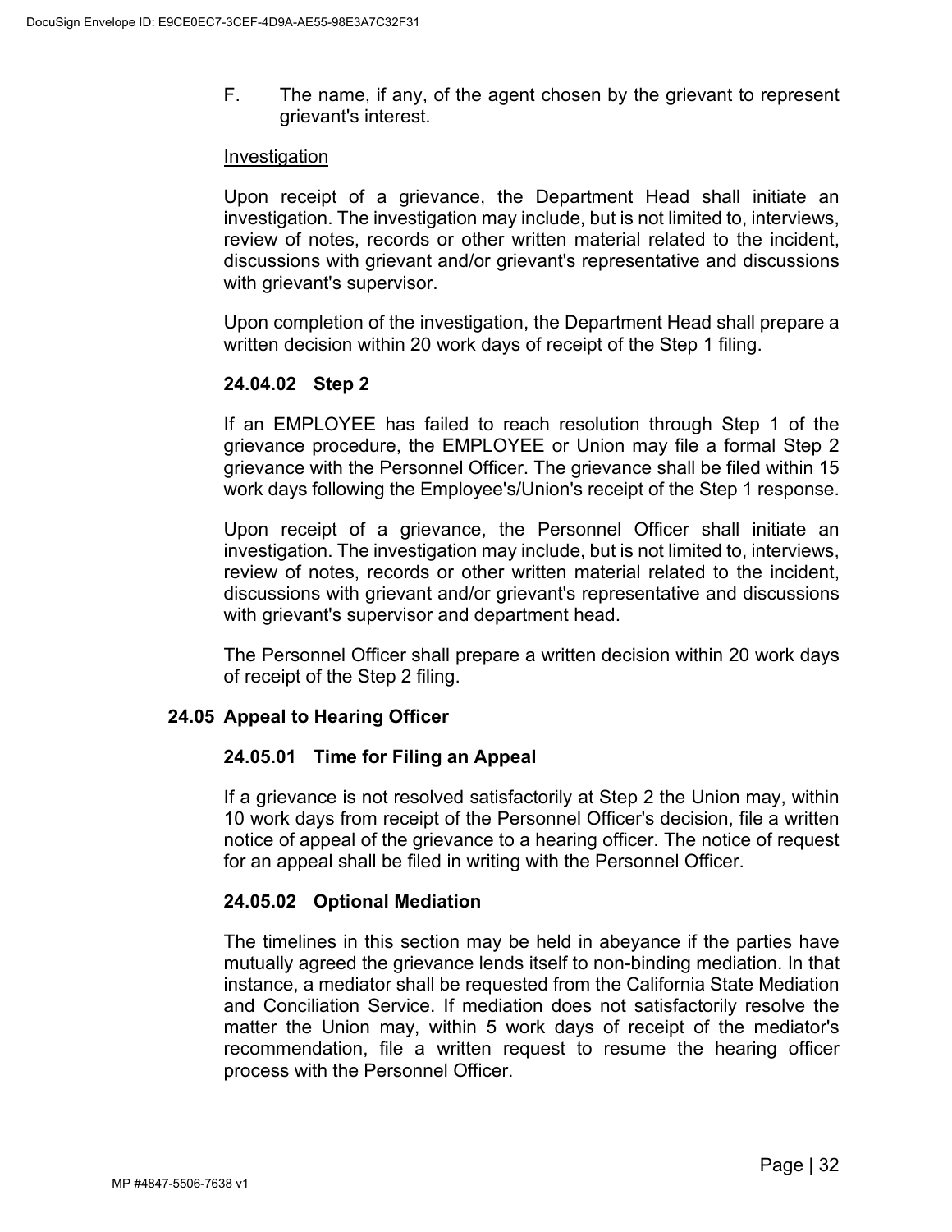F. The name, if any, of the agent chosen by the grievant to represent grievant's interest.

Investigation

Upon receipt of a grievance, the Department Head shall initiate an investigation. The investigation may include, but is not limited to, interviews, review of notes, records or other written material related to the incident, discussions with grievant and/or grievant's representative and discussions with grievant's supervisor.

Upon completion of the investigation, the Department Head shall prepare a written decision within 20 work days of receipt of the Step 1 filing.

#### 24.04.02 Step 2

If an EMPLOYEE has failed to reach resolution through Step 1 of the grievance procedure, the EMPLOYEE or Union may file a formal Step 2 grievance with the Personnel Officer. The grievance shall be filed within 15 work days following the Employee's/Union's receipt of the Step 1 response.

Upon receipt of a grievance, the Personnel Officer shall initiate an investigation. The investigation may include, but is not limited to, interviews, review of notes, records or other written material related to the incident, discussions with grievant and/or grievant's representative and discussions with grievant's supervisor and department head.

The Personnel Officer shall prepare a written decision within 20 work days of receipt of the Step 2 filing.

### 24.05 Appeal to Hearing Officer

#### 24.05.01 Time for Filing an Appeal

If a grievance is not resolved satisfactorily at Step 2 the Union may, within 10 work days from receipt of the Personnel Officer's decision, file a written notice of appeal of the grievance to a hearing officer. The notice of request for an appeal shall be filed in writing with the Personnel Officer.

#### 24.05.02 Optional Mediation

The timelines in this section may be held in abeyance if the parties have mutually agreed the grievance lends itself to non-binding mediation. In that instance, a mediator shall be requested from the California State Mediation and Conciliation Service. If mediation does not satisfactorily resolve the matter the Union may, within 5 work days of receipt of the mediator's recommendation, file a written request to resume the hearing officer process with the Personnel Officer.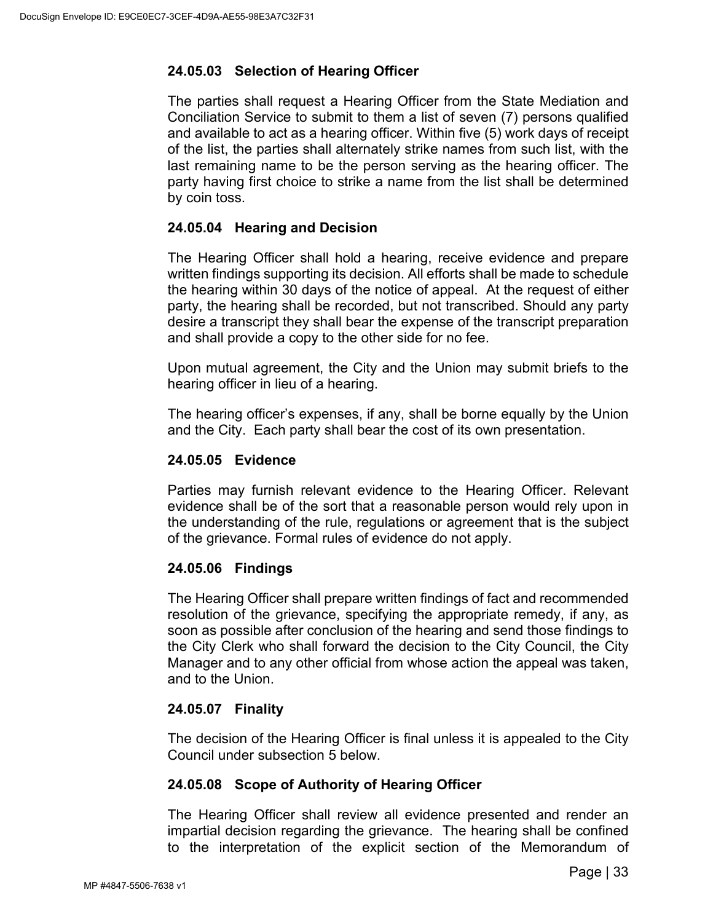### 24.05.03 Selection of Hearing Officer

The parties shall request a Hearing Officer from the State Mediation and Conciliation Service to submit to them a list of seven (7) persons qualified and available to act as a hearing officer. Within five (5) work days of receipt of the list, the parties shall alternately strike names from such list, with the last remaining name to be the person serving as the hearing officer. The party having first choice to strike a name from the list shall be determined by coin toss.

### 24.05.04 Hearing and Decision

The Hearing Officer shall hold a hearing, receive evidence and prepare written findings supporting its decision. All efforts shall be made to schedule the hearing within 30 days of the notice of appeal. At the request of either party, the hearing shall be recorded, but not transcribed. Should any party desire a transcript they shall bear the expense of the transcript preparation and shall provide a copy to the other side for no fee.

Upon mutual agreement, the City and the Union may submit briefs to the hearing officer in lieu of a hearing.

The hearing officer's expenses, if any, shall be borne equally by the Union and the City. Each party shall bear the cost of its own presentation.

### 24.05.05 Evidence

Parties may furnish relevant evidence to the Hearing Officer. Relevant evidence shall be of the sort that a reasonable person would rely upon in the understanding of the rule, regulations or agreement that is the subject of the grievance. Formal rules of evidence do not apply.

### 24.05.06 Findings

The Hearing Officer shall prepare written findings of fact and recommended resolution of the grievance, specifying the appropriate remedy, if any, as soon as possible after conclusion of the hearing and send those findings to the City Clerk who shall forward the decision to the City Council, the City Manager and to any other official from whose action the appeal was taken, and to the Union.

### 24.05.07 Finality

The decision of the Hearing Officer is final unless it is appealed to the City Council under subsection 5 below.

### 24.05.08 Scope of Authority of Hearing Officer

The Hearing Officer shall review all evidence presented and render an impartial decision regarding the grievance. The hearing shall be confined to the interpretation of the explicit section of the Memorandum of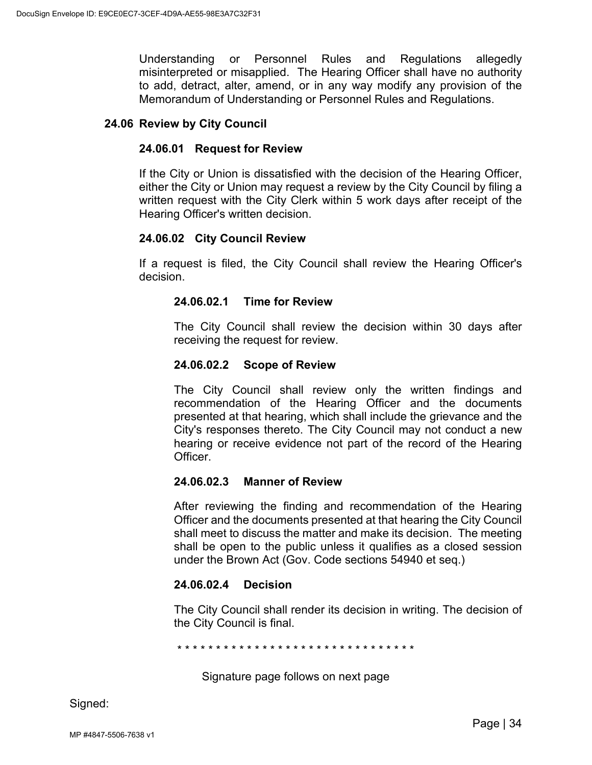Understanding or Personnel Rules and Regulations allegedly misinterpreted or misapplied. The Hearing Officer shall have no authority to add, detract, alter, amend, or in any way modify any provision of the Memorandum of Understanding or Personnel Rules and Regulations.

## 24.06 Review by City Council

### 24.06.01 Request for Review

If the City or Union is dissatisfied with the decision of the Hearing Officer, either the City or Union may request a review by the City Council by filing a written request with the City Clerk within 5 work days after receipt of the Hearing Officer's written decision.

### 24.06.02 City Council Review

If a request is filed, the City Council shall review the Hearing Officer's decision.

#### 24.06.02.1 Time for Review

The City Council shall review the decision within 30 days after receiving the request for review.

#### 24.06.02.2 Scope of Review

The City Council shall review only the written findings and recommendation of the Hearing Officer and the documents presented at that hearing, which shall include the grievance and the City's responses thereto. The City Council may not conduct a new hearing or receive evidence not part of the record of the Hearing Officer.

#### 24.06.02.3 Manner of Review

After reviewing the finding and recommendation of the Hearing Officer and the documents presented at that hearing the City Council shall meet to discuss the matter and make its decision. The meeting shall be open to the public unless it qualifies as a closed session under the Brown Act (Gov. Code sections 54940 et seq.)

#### 24.06.02.4 Decision

The City Council shall render its decision in writing. The decision of the City Council is final.

* * * * * * * * * * * * * * * * * * * * * * * * * * * * * * * * *

Signature page follows on next page

Signed: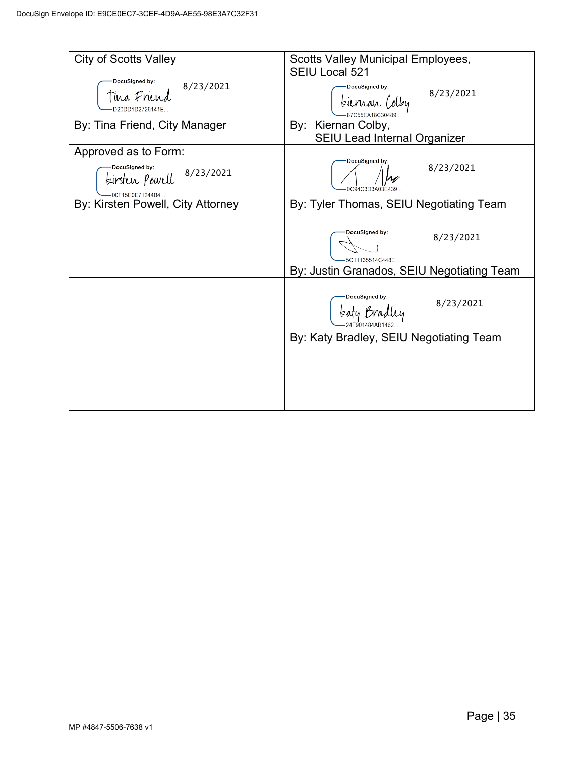| City of Scotts Valley | Scotts Valley Municipal Employees, SEIU Local 521 |
|---|---|
| DocuSigned by: Tina Friend D20DD1D2726141E... 8/23/2021<br>By: Tina Friend, City Manager | DocuSigned by: Kiernan Colby 87C55EA18C30489... 8/23/2021<br>By: Kiernan Colby, SEIU Lead Internal Organizer |
| Approved as to Form:<br>DocuSigned by: Kirsten Powell 00F15E0E71244B4... 8/23/2021<br>By: Kirsten Powell, City Attorney | DocuSigned by: 0C94C3D3A03E439... 8/23/2021<br>By: Tyler Thomas, SEIU Negotiating Team |
| | DocuSigned by: 5C11135514C448E... 8/23/2021<br>By: Justin Granados, SEIU Negotiating Team |
| | DocuSigned by: Katy Bradley 24F901484AB1462... 8/23/2021<br>By: Katy Bradley, SEIU Negotiating Team |
| | |

MP #4847-5506-7638 v1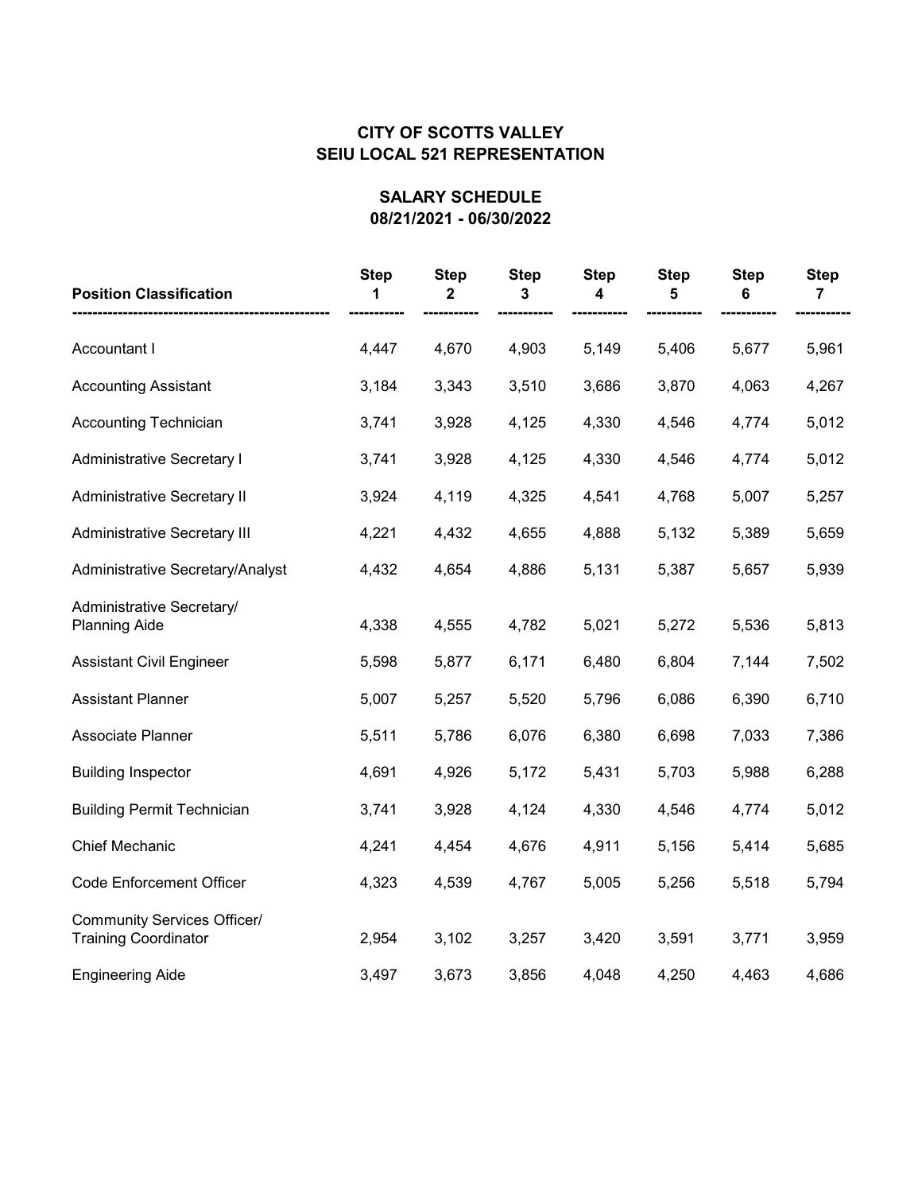## CITY OF SCOTTS VALLEY
## SEIU LOCAL 521 REPRESENTATION

### SALARY SCHEDULE
### 08/21/2021 - 06/30/2022

| Position Classification | Step 1 | Step 2 | Step 3 | Step 4 | Step 5 | Step 6 | Step 7 |
|---|---|---|---|---|---|---|---|
| Accountant I | 4,447 | 4,670 | 4,903 | 5,149 | 5,406 | 5,677 | 5,961 |
| Accounting Assistant | 3,184 | 3,343 | 3,510 | 3,686 | 3,870 | 4,063 | 4,267 |
| Accounting Technician | 3,741 | 3,928 | 4,125 | 4,330 | 4,546 | 4,774 | 5,012 |
| Administrative Secretary I | 3,741 | 3,928 | 4,125 | 4,330 | 4,546 | 4,774 | 5,012 |
| Administrative Secretary II | 3,924 | 4,119 | 4,325 | 4,541 | 4,768 | 5,007 | 5,257 |
| Administrative Secretary III | 4,221 | 4,432 | 4,655 | 4,888 | 5,132 | 5,389 | 5,659 |
| Administrative Secretary/Analyst | 4,432 | 4,654 | 4,886 | 5,131 | 5,387 | 5,657 | 5,939 |
| Administrative Secretary/ Planning Aide | 4,338 | 4,555 | 4,782 | 5,021 | 5,272 | 5,536 | 5,813 |
| Assistant Civil Engineer | 5,598 | 5,877 | 6,171 | 6,480 | 6,804 | 7,144 | 7,502 |
| Assistant Planner | 5,007 | 5,257 | 5,520 | 5,796 | 6,086 | 6,390 | 6,710 |
| Associate Planner | 5,511 | 5,786 | 6,076 | 6,380 | 6,698 | 7,033 | 7,386 |
| Building Inspector | 4,691 | 4,926 | 5,172 | 5,431 | 5,703 | 5,988 | 6,288 |
| Building Permit Technician | 3,741 | 3,928 | 4,124 | 4,330 | 4,546 | 4,774 | 5,012 |
| Chief Mechanic | 4,241 | 4,454 | 4,676 | 4,911 | 5,156 | 5,414 | 5,685 |
| Code Enforcement Officer | 4,323 | 4,539 | 4,767 | 5,005 | 5,256 | 5,518 | 5,794 |
| Community Services Officer/ Training Coordinator | 2,954 | 3,102 | 3,257 | 3,420 | 3,591 | 3,771 | 3,959 |
| Engineering Aide | 3,497 | 3,673 | 3,856 | 4,048 | 4,250 | 4,463 | 4,686 |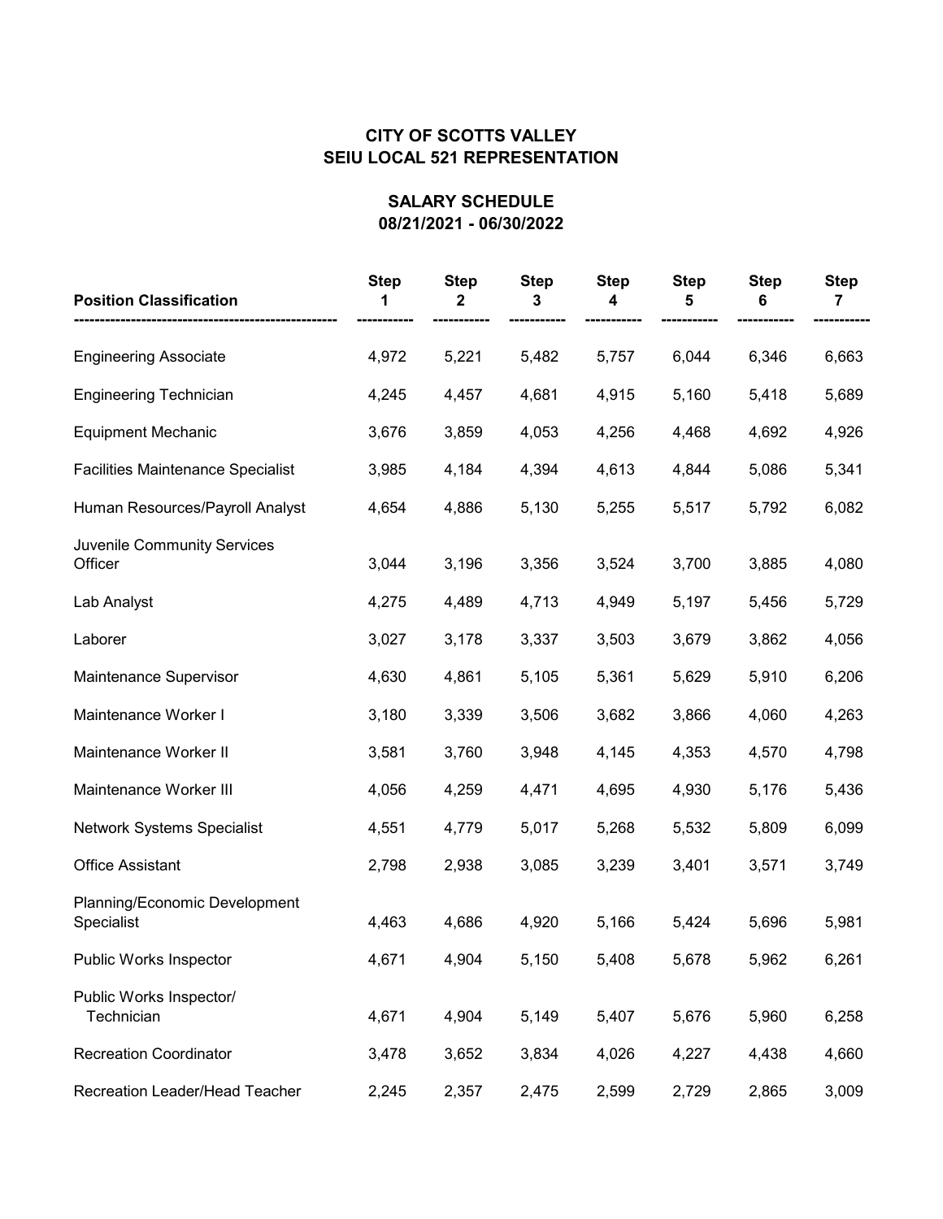## CITY OF SCOTTS VALLEY
## SEIU LOCAL 521 REPRESENTATION

### SALARY SCHEDULE
### 08/21/2021 - 06/30/2022

| Position Classification | Step 1 | Step 2 | Step 3 | Step 4 | Step 5 | Step 6 | Step 7 |
|---|---|---|---|---|---|---|---|
| Engineering Associate | 4,972 | 5,221 | 5,482 | 5,757 | 6,044 | 6,346 | 6,663 |
| Engineering Technician | 4,245 | 4,457 | 4,681 | 4,915 | 5,160 | 5,418 | 5,689 |
| Equipment Mechanic | 3,676 | 3,859 | 4,053 | 4,256 | 4,468 | 4,692 | 4,926 |
| Facilities Maintenance Specialist | 3,985 | 4,184 | 4,394 | 4,613 | 4,844 | 5,086 | 5,341 |
| Human Resources/Payroll Analyst | 4,654 | 4,886 | 5,130 | 5,255 | 5,517 | 5,792 | 6,082 |
| Juvenile Community Services Officer | 3,044 | 3,196 | 3,356 | 3,524 | 3,700 | 3,885 | 4,080 |
| Lab Analyst | 4,275 | 4,489 | 4,713 | 4,949 | 5,197 | 5,456 | 5,729 |
| Laborer | 3,027 | 3,178 | 3,337 | 3,503 | 3,679 | 3,862 | 4,056 |
| Maintenance Supervisor | 4,630 | 4,861 | 5,105 | 5,361 | 5,629 | 5,910 | 6,206 |
| Maintenance Worker I | 3,180 | 3,339 | 3,506 | 3,682 | 3,866 | 4,060 | 4,263 |
| Maintenance Worker II | 3,581 | 3,760 | 3,948 | 4,145 | 4,353 | 4,570 | 4,798 |
| Maintenance Worker III | 4,056 | 4,259 | 4,471 | 4,695 | 4,930 | 5,176 | 5,436 |
| Network Systems Specialist | 4,551 | 4,779 | 5,017 | 5,268 | 5,532 | 5,809 | 6,099 |
| Office Assistant | 2,798 | 2,938 | 3,085 | 3,239 | 3,401 | 3,571 | 3,749 |
| Planning/Economic Development Specialist | 4,463 | 4,686 | 4,920 | 5,166 | 5,424 | 5,696 | 5,981 |
| Public Works Inspector | 4,671 | 4,904 | 5,150 | 5,408 | 5,678 | 5,962 | 6,261 |
| Public Works Inspector/ Technician | 4,671 | 4,904 | 5,149 | 5,407 | 5,676 | 5,960 | 6,258 |
| Recreation Coordinator | 3,478 | 3,652 | 3,834 | 4,026 | 4,227 | 4,438 | 4,660 |
| Recreation Leader/Head Teacher | 2,245 | 2,357 | 2,475 | 2,599 | 2,729 | 2,865 | 3,009 |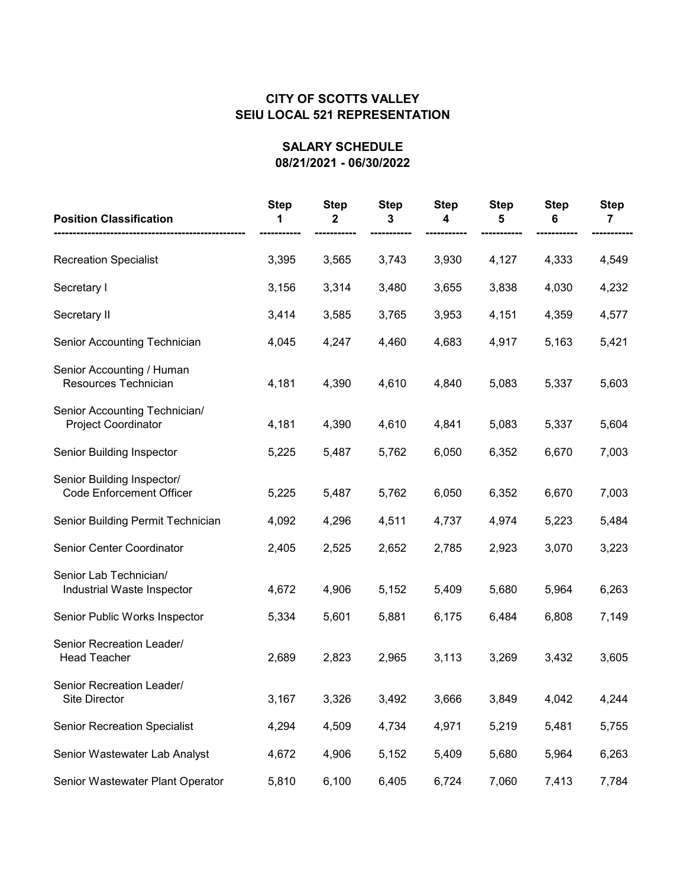## CITY OF SCOTTS VALLEY
## SEIU LOCAL 521 REPRESENTATION

### SALARY SCHEDULE
### 08/21/2021 - 06/30/2022

| Position Classification | Step 1 | Step 2 | Step 3 | Step 4 | Step 5 | Step 6 | Step 7 |
|---|---|---|---|---|---|---|---|
| Recreation Specialist | 3,395 | 3,565 | 3,743 | 3,930 | 4,127 | 4,333 | 4,549 |
| Secretary I | 3,156 | 3,314 | 3,480 | 3,655 | 3,838 | 4,030 | 4,232 |
| Secretary II | 3,414 | 3,585 | 3,765 | 3,953 | 4,151 | 4,359 | 4,577 |
| Senior Accounting Technician | 4,045 | 4,247 | 4,460 | 4,683 | 4,917 | 5,163 | 5,421 |
| Senior Accounting / Human Resources Technician | 4,181 | 4,390 | 4,610 | 4,840 | 5,083 | 5,337 | 5,603 |
| Senior Accounting Technician/ Project Coordinator | 4,181 | 4,390 | 4,610 | 4,841 | 5,083 | 5,337 | 5,604 |
| Senior Building Inspector | 5,225 | 5,487 | 5,762 | 6,050 | 6,352 | 6,670 | 7,003 |
| Senior Building Inspector/ Code Enforcement Officer | 5,225 | 5,487 | 5,762 | 6,050 | 6,352 | 6,670 | 7,003 |
| Senior Building Permit Technician | 4,092 | 4,296 | 4,511 | 4,737 | 4,974 | 5,223 | 5,484 |
| Senior Center Coordinator | 2,405 | 2,525 | 2,652 | 2,785 | 2,923 | 3,070 | 3,223 |
| Senior Lab Technician/ Industrial Waste Inspector | 4,672 | 4,906 | 5,152 | 5,409 | 5,680 | 5,964 | 6,263 |
| Senior Public Works Inspector | 5,334 | 5,601 | 5,881 | 6,175 | 6,484 | 6,808 | 7,149 |
| Senior Recreation Leader/ Head Teacher | 2,689 | 2,823 | 2,965 | 3,113 | 3,269 | 3,432 | 3,605 |
| Senior Recreation Leader/ Site Director | 3,167 | 3,326 | 3,492 | 3,666 | 3,849 | 4,042 | 4,244 |
| Senior Recreation Specialist | 4,294 | 4,509 | 4,734 | 4,971 | 5,219 | 5,481 | 5,755 |
| Senior Wastewater Lab Analyst | 4,672 | 4,906 | 5,152 | 5,409 | 5,680 | 5,964 | 6,263 |
| Senior Wastewater Plant Operator | 5,810 | 6,100 | 6,405 | 6,724 | 7,060 | 7,413 | 7,784 |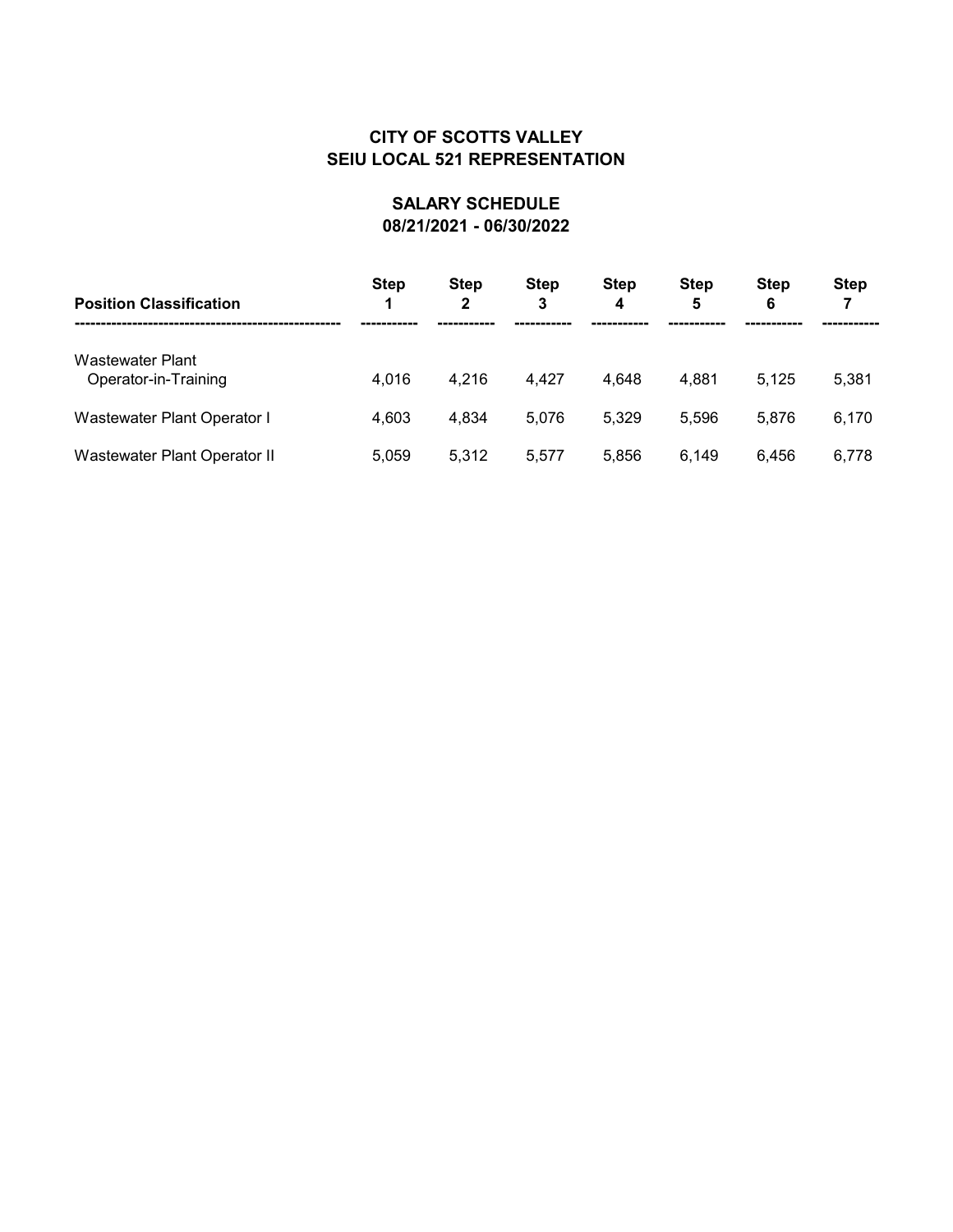# CITY OF SCOTTS VALLEY
# SEIU LOCAL 521 REPRESENTATION

## SALARY SCHEDULE
## 08/21/2021 - 06/30/2022

| Position Classification | Step 1 | Step 2 | Step 3 | Step 4 | Step 5 | Step 6 | Step 7 |
|---|---|---|---|---|---|---|---|
| Wastewater Plant Operator-in-Training | 4,016 | 4,216 | 4,427 | 4,648 | 4,881 | 5,125 | 5,381 |
| Wastewater Plant Operator I | 4,603 | 4,834 | 5,076 | 5,329 | 5,596 | 5,876 | 6,170 |
| Wastewater Plant Operator II | 5,059 | 5,312 | 5,577 | 5,856 | 6,149 | 6,456 | 6,778 |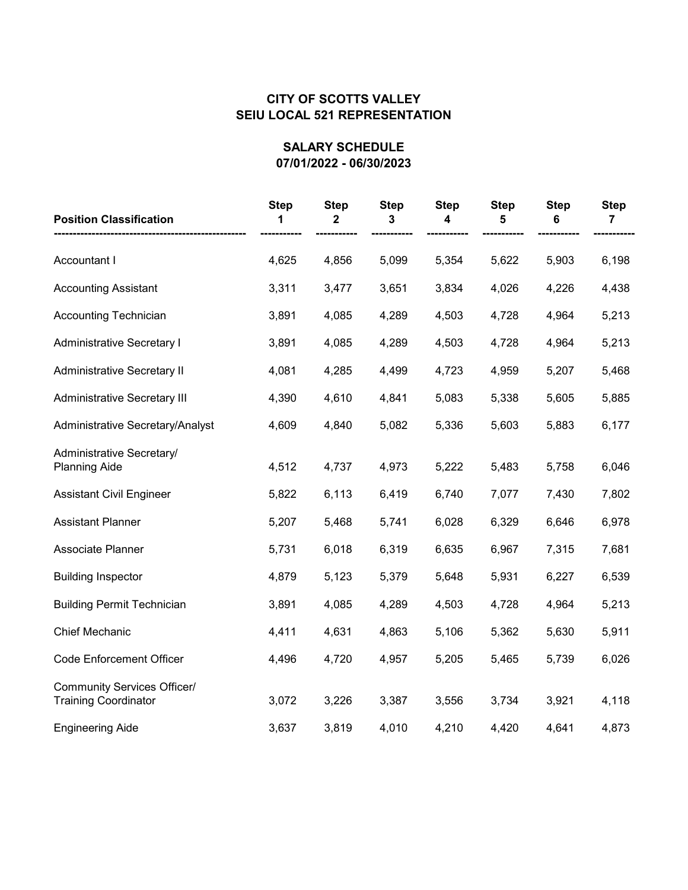## CITY OF SCOTTS VALLEY
## SEIU LOCAL 521 REPRESENTATION

### SALARY SCHEDULE
### 07/01/2022 - 06/30/2023

| Position Classification | Step 1 | Step 2 | Step 3 | Step 4 | Step 5 | Step 6 | Step 7 |
|---|---|---|---|---|---|---|---|
| Accountant I | 4,625 | 4,856 | 5,099 | 5,354 | 5,622 | 5,903 | 6,198 |
| Accounting Assistant | 3,311 | 3,477 | 3,651 | 3,834 | 4,026 | 4,226 | 4,438 |
| Accounting Technician | 3,891 | 4,085 | 4,289 | 4,503 | 4,728 | 4,964 | 5,213 |
| Administrative Secretary I | 3,891 | 4,085 | 4,289 | 4,503 | 4,728 | 4,964 | 5,213 |
| Administrative Secretary II | 4,081 | 4,285 | 4,499 | 4,723 | 4,959 | 5,207 | 5,468 |
| Administrative Secretary III | 4,390 | 4,610 | 4,841 | 5,083 | 5,338 | 5,605 | 5,885 |
| Administrative Secretary/Analyst | 4,609 | 4,840 | 5,082 | 5,336 | 5,603 | 5,883 | 6,177 |
| Administrative Secretary/ Planning Aide | 4,512 | 4,737 | 4,973 | 5,222 | 5,483 | 5,758 | 6,046 |
| Assistant Civil Engineer | 5,822 | 6,113 | 6,419 | 6,740 | 7,077 | 7,430 | 7,802 |
| Assistant Planner | 5,207 | 5,468 | 5,741 | 6,028 | 6,329 | 6,646 | 6,978 |
| Associate Planner | 5,731 | 6,018 | 6,319 | 6,635 | 6,967 | 7,315 | 7,681 |
| Building Inspector | 4,879 | 5,123 | 5,379 | 5,648 | 5,931 | 6,227 | 6,539 |
| Building Permit Technician | 3,891 | 4,085 | 4,289 | 4,503 | 4,728 | 4,964 | 5,213 |
| Chief Mechanic | 4,411 | 4,631 | 4,863 | 5,106 | 5,362 | 5,630 | 5,911 |
| Code Enforcement Officer | 4,496 | 4,720 | 4,957 | 5,205 | 5,465 | 5,739 | 6,026 |
| Community Services Officer/ Training Coordinator | 3,072 | 3,226 | 3,387 | 3,556 | 3,734 | 3,921 | 4,118 |
| Engineering Aide | 3,637 | 3,819 | 4,010 | 4,210 | 4,420 | 4,641 | 4,873 |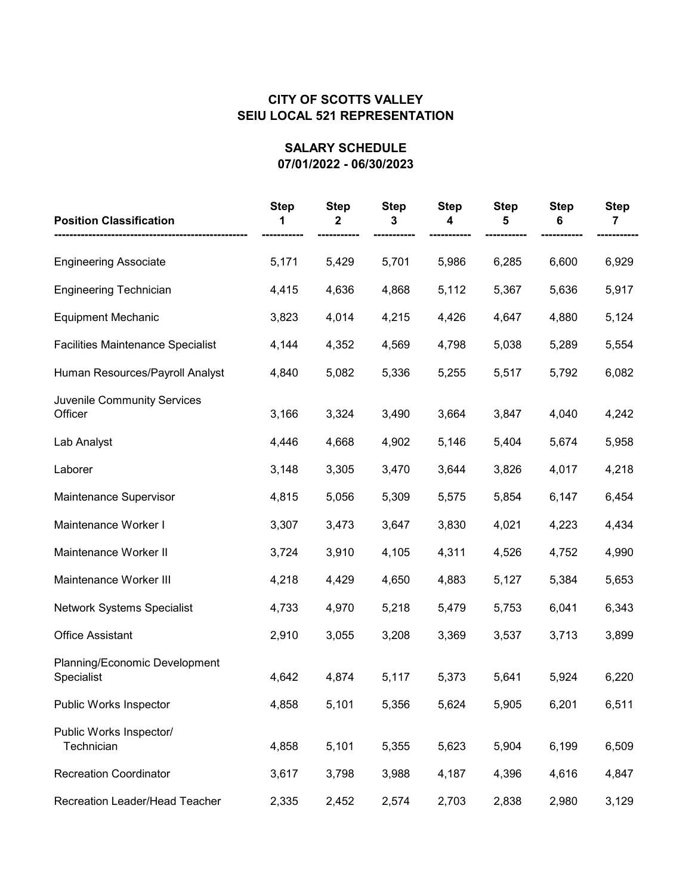**CITY OF SCOTTS VALLEY**
**SEIU LOCAL 521 REPRESENTATION**

**SALARY SCHEDULE**
**07/01/2022 - 06/30/2023**

| Position Classification | Step 1 | Step 2 | Step 3 | Step 4 | Step 5 | Step 6 | Step 7 |
|---|---|---|---|---|---|---|---|
| Engineering Associate | 5,171 | 5,429 | 5,701 | 5,986 | 6,285 | 6,600 | 6,929 |
| Engineering Technician | 4,415 | 4,636 | 4,868 | 5,112 | 5,367 | 5,636 | 5,917 |
| Equipment Mechanic | 3,823 | 4,014 | 4,215 | 4,426 | 4,647 | 4,880 | 5,124 |
| Facilities Maintenance Specialist | 4,144 | 4,352 | 4,569 | 4,798 | 5,038 | 5,289 | 5,554 |
| Human Resources/Payroll Analyst | 4,840 | 5,082 | 5,336 | 5,255 | 5,517 | 5,792 | 6,082 |
| Juvenile Community Services Officer | 3,166 | 3,324 | 3,490 | 3,664 | 3,847 | 4,040 | 4,242 |
| Lab Analyst | 4,446 | 4,668 | 4,902 | 5,146 | 5,404 | 5,674 | 5,958 |
| Laborer | 3,148 | 3,305 | 3,470 | 3,644 | 3,826 | 4,017 | 4,218 |
| Maintenance Supervisor | 4,815 | 5,056 | 5,309 | 5,575 | 5,854 | 6,147 | 6,454 |
| Maintenance Worker I | 3,307 | 3,473 | 3,647 | 3,830 | 4,021 | 4,223 | 4,434 |
| Maintenance Worker II | 3,724 | 3,910 | 4,105 | 4,311 | 4,526 | 4,752 | 4,990 |
| Maintenance Worker III | 4,218 | 4,429 | 4,650 | 4,883 | 5,127 | 5,384 | 5,653 |
| Network Systems Specialist | 4,733 | 4,970 | 5,218 | 5,479 | 5,753 | 6,041 | 6,343 |
| Office Assistant | 2,910 | 3,055 | 3,208 | 3,369 | 3,537 | 3,713 | 3,899 |
| Planning/Economic Development Specialist | 4,642 | 4,874 | 5,117 | 5,373 | 5,641 | 5,924 | 6,220 |
| Public Works Inspector | 4,858 | 5,101 | 5,356 | 5,624 | 5,905 | 6,201 | 6,511 |
| Public Works Inspector/ Technician | 4,858 | 5,101 | 5,355 | 5,623 | 5,904 | 6,199 | 6,509 |
| Recreation Coordinator | 3,617 | 3,798 | 3,988 | 4,187 | 4,396 | 4,616 | 4,847 |
| Recreation Leader/Head Teacher | 2,335 | 2,452 | 2,574 | 2,703 | 2,838 | 2,980 | 3,129 |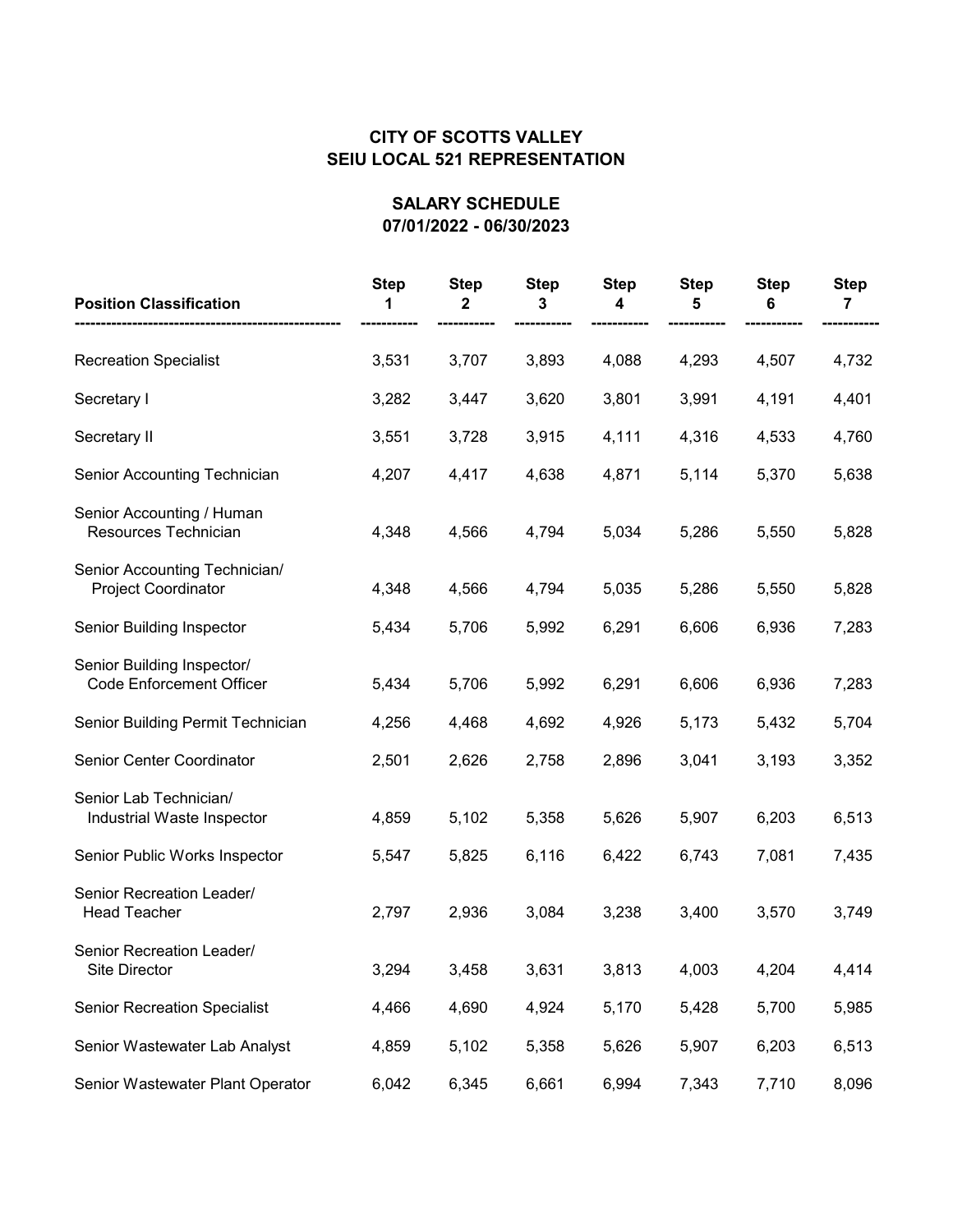# CITY OF SCOTTS VALLEY
# SEIU LOCAL 521 REPRESENTATION

## SALARY SCHEDULE
## 07/01/2022 - 06/30/2023

| Position Classification | Step 1 | Step 2 | Step 3 | Step 4 | Step 5 | Step 6 | Step 7 |
|---|---|---|---|---|---|---|---|
| Recreation Specialist | 3,531 | 3,707 | 3,893 | 4,088 | 4,293 | 4,507 | 4,732 |
| Secretary I | 3,282 | 3,447 | 3,620 | 3,801 | 3,991 | 4,191 | 4,401 |
| Secretary II | 3,551 | 3,728 | 3,915 | 4,111 | 4,316 | 4,533 | 4,760 |
| Senior Accounting Technician | 4,207 | 4,417 | 4,638 | 4,871 | 5,114 | 5,370 | 5,638 |
| Senior Accounting / Human Resources Technician | 4,348 | 4,566 | 4,794 | 5,034 | 5,286 | 5,550 | 5,828 |
| Senior Accounting Technician/ Project Coordinator | 4,348 | 4,566 | 4,794 | 5,035 | 5,286 | 5,550 | 5,828 |
| Senior Building Inspector | 5,434 | 5,706 | 5,992 | 6,291 | 6,606 | 6,936 | 7,283 |
| Senior Building Inspector/ Code Enforcement Officer | 5,434 | 5,706 | 5,992 | 6,291 | 6,606 | 6,936 | 7,283 |
| Senior Building Permit Technician | 4,256 | 4,468 | 4,692 | 4,926 | 5,173 | 5,432 | 5,704 |
| Senior Center Coordinator | 2,501 | 2,626 | 2,758 | 2,896 | 3,041 | 3,193 | 3,352 |
| Senior Lab Technician/ Industrial Waste Inspector | 4,859 | 5,102 | 5,358 | 5,626 | 5,907 | 6,203 | 6,513 |
| Senior Public Works Inspector | 5,547 | 5,825 | 6,116 | 6,422 | 6,743 | 7,081 | 7,435 |
| Senior Recreation Leader/ Head Teacher | 2,797 | 2,936 | 3,084 | 3,238 | 3,400 | 3,570 | 3,749 |
| Senior Recreation Leader/ Site Director | 3,294 | 3,458 | 3,631 | 3,813 | 4,003 | 4,204 | 4,414 |
| Senior Recreation Specialist | 4,466 | 4,690 | 4,924 | 5,170 | 5,428 | 5,700 | 5,985 |
| Senior Wastewater Lab Analyst | 4,859 | 5,102 | 5,358 | 5,626 | 5,907 | 6,203 | 6,513 |
| Senior Wastewater Plant Operator | 6,042 | 6,345 | 6,661 | 6,994 | 7,343 | 7,710 | 8,096 |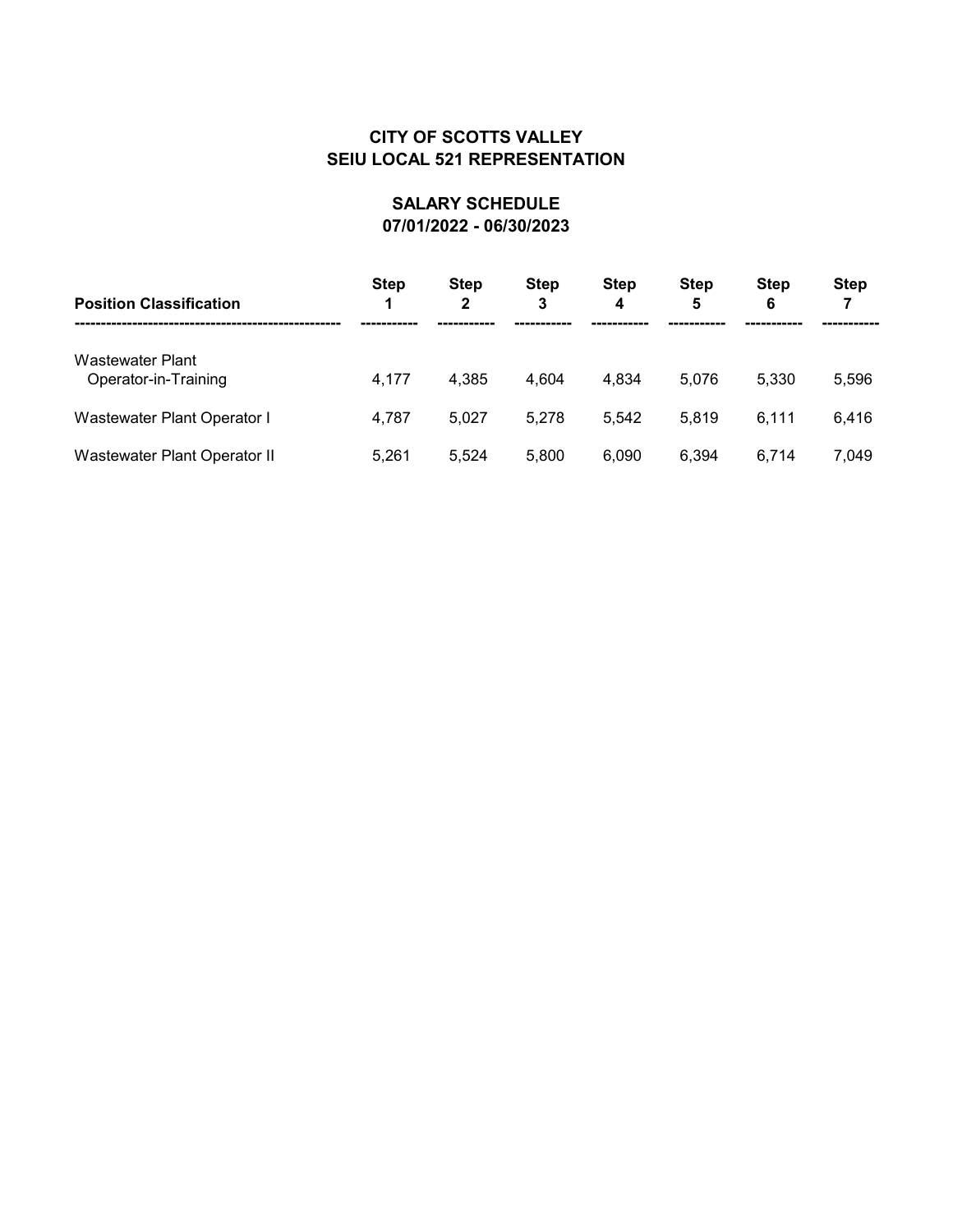# CITY OF SCOTTS VALLEY
# SEIU LOCAL 521 REPRESENTATION

## SALARY SCHEDULE
## 07/01/2022 - 06/30/2023

| Position Classification | Step 1 | Step 2 | Step 3 | Step 4 | Step 5 | Step 6 | Step 7 |
|---|---|---|---|---|---|---|---|
| Wastewater Plant Operator-in-Training | 4,177 | 4,385 | 4,604 | 4,834 | 5,076 | 5,330 | 5,596 |
| Wastewater Plant Operator I | 4,787 | 5,027 | 5,278 | 5,542 | 5,819 | 6,111 | 6,416 |
| Wastewater Plant Operator II | 5,261 | 5,524 | 5,800 | 6,090 | 6,394 | 6,714 | 7,049 |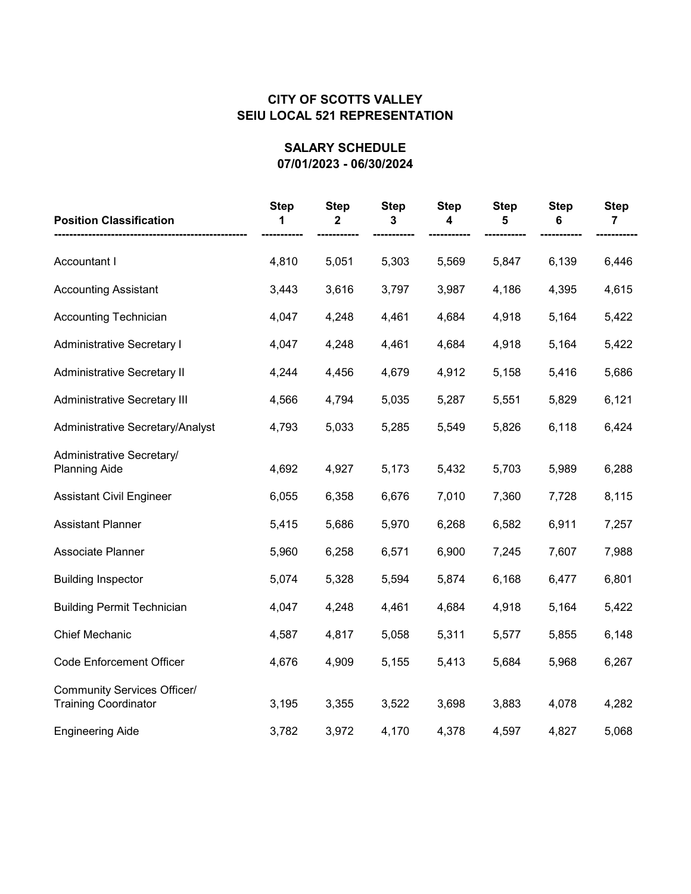# CITY OF SCOTTS VALLEY
# SEIU LOCAL 521 REPRESENTATION

## SALARY SCHEDULE
## 07/01/2023 - 06/30/2024

| Position Classification | Step 1 | Step 2 | Step 3 | Step 4 | Step 5 | Step 6 | Step 7 |
|---|---|---|---|---|---|---|---|
| Accountant I | 4,810 | 5,051 | 5,303 | 5,569 | 5,847 | 6,139 | 6,446 |
| Accounting Assistant | 3,443 | 3,616 | 3,797 | 3,987 | 4,186 | 4,395 | 4,615 |
| Accounting Technician | 4,047 | 4,248 | 4,461 | 4,684 | 4,918 | 5,164 | 5,422 |
| Administrative Secretary I | 4,047 | 4,248 | 4,461 | 4,684 | 4,918 | 5,164 | 5,422 |
| Administrative Secretary II | 4,244 | 4,456 | 4,679 | 4,912 | 5,158 | 5,416 | 5,686 |
| Administrative Secretary III | 4,566 | 4,794 | 5,035 | 5,287 | 5,551 | 5,829 | 6,121 |
| Administrative Secretary/Analyst | 4,793 | 5,033 | 5,285 | 5,549 | 5,826 | 6,118 | 6,424 |
| Administrative Secretary/ Planning Aide | 4,692 | 4,927 | 5,173 | 5,432 | 5,703 | 5,989 | 6,288 |
| Assistant Civil Engineer | 6,055 | 6,358 | 6,676 | 7,010 | 7,360 | 7,728 | 8,115 |
| Assistant Planner | 5,415 | 5,686 | 5,970 | 6,268 | 6,582 | 6,911 | 7,257 |
| Associate Planner | 5,960 | 6,258 | 6,571 | 6,900 | 7,245 | 7,607 | 7,988 |
| Building Inspector | 5,074 | 5,328 | 5,594 | 5,874 | 6,168 | 6,477 | 6,801 |
| Building Permit Technician | 4,047 | 4,248 | 4,461 | 4,684 | 4,918 | 5,164 | 5,422 |
| Chief Mechanic | 4,587 | 4,817 | 5,058 | 5,311 | 5,577 | 5,855 | 6,148 |
| Code Enforcement Officer | 4,676 | 4,909 | 5,155 | 5,413 | 5,684 | 5,968 | 6,267 |
| Community Services Officer/ Training Coordinator | 3,195 | 3,355 | 3,522 | 3,698 | 3,883 | 4,078 | 4,282 |
| Engineering Aide | 3,782 | 3,972 | 4,170 | 4,378 | 4,597 | 4,827 | 5,068 |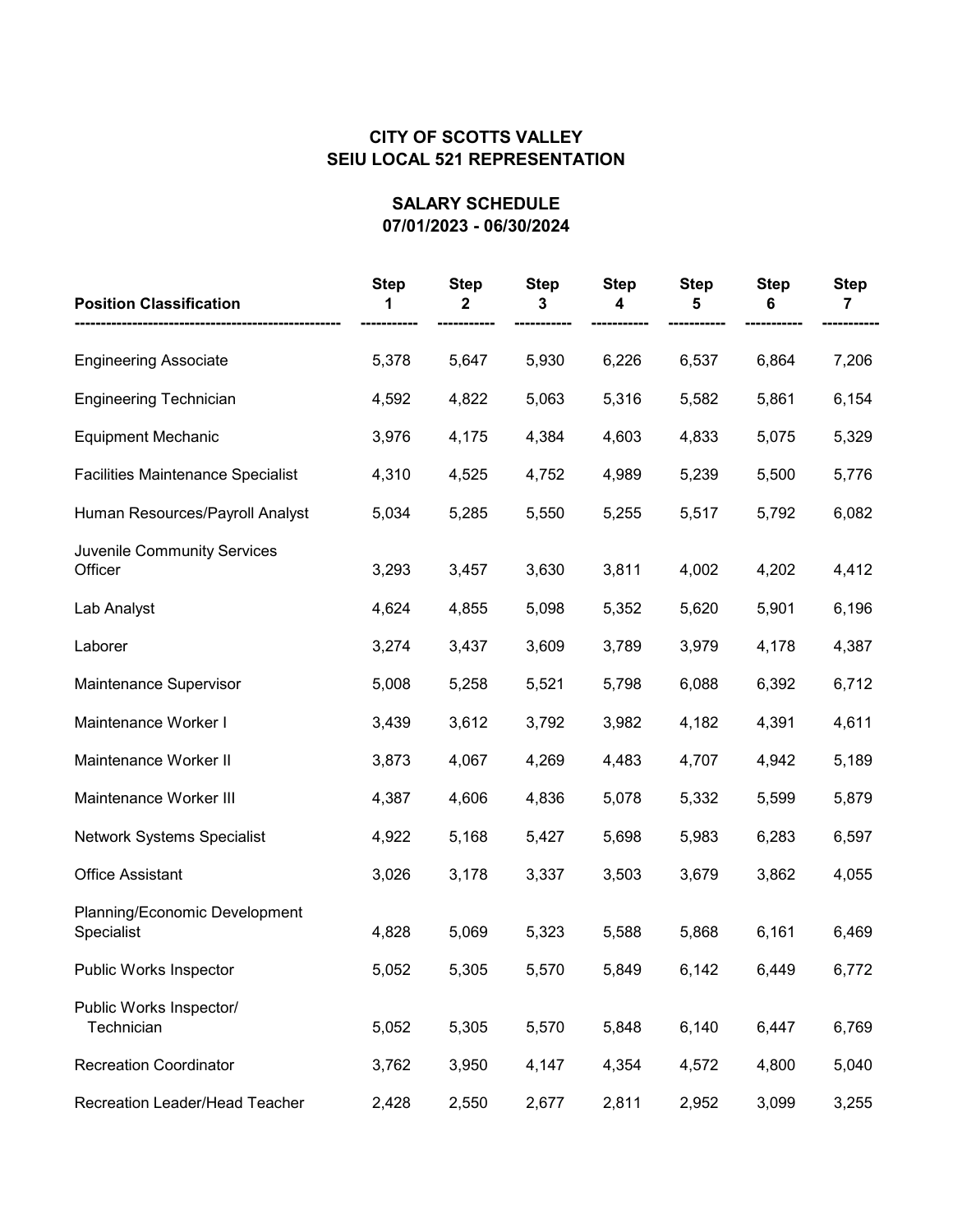# CITY OF SCOTTS VALLEY
# SEIU LOCAL 521 REPRESENTATION

## SALARY SCHEDULE
## 07/01/2023 - 06/30/2024

| Position Classification | Step 1 | Step 2 | Step 3 | Step 4 | Step 5 | Step 6 | Step 7 |
|---|---|---|---|---|---|---|---|
| Engineering Associate | 5,378 | 5,647 | 5,930 | 6,226 | 6,537 | 6,864 | 7,206 |
| Engineering Technician | 4,592 | 4,822 | 5,063 | 5,316 | 5,582 | 5,861 | 6,154 |
| Equipment Mechanic | 3,976 | 4,175 | 4,384 | 4,603 | 4,833 | 5,075 | 5,329 |
| Facilities Maintenance Specialist | 4,310 | 4,525 | 4,752 | 4,989 | 5,239 | 5,500 | 5,776 |
| Human Resources/Payroll Analyst | 5,034 | 5,285 | 5,550 | 5,255 | 5,517 | 5,792 | 6,082 |
| Juvenile Community Services Officer | 3,293 | 3,457 | 3,630 | 3,811 | 4,002 | 4,202 | 4,412 |
| Lab Analyst | 4,624 | 4,855 | 5,098 | 5,352 | 5,620 | 5,901 | 6,196 |
| Laborer | 3,274 | 3,437 | 3,609 | 3,789 | 3,979 | 4,178 | 4,387 |
| Maintenance Supervisor | 5,008 | 5,258 | 5,521 | 5,798 | 6,088 | 6,392 | 6,712 |
| Maintenance Worker I | 3,439 | 3,612 | 3,792 | 3,982 | 4,182 | 4,391 | 4,611 |
| Maintenance Worker II | 3,873 | 4,067 | 4,269 | 4,483 | 4,707 | 4,942 | 5,189 |
| Maintenance Worker III | 4,387 | 4,606 | 4,836 | 5,078 | 5,332 | 5,599 | 5,879 |
| Network Systems Specialist | 4,922 | 5,168 | 5,427 | 5,698 | 5,983 | 6,283 | 6,597 |
| Office Assistant | 3,026 | 3,178 | 3,337 | 3,503 | 3,679 | 3,862 | 4,055 |
| Planning/Economic Development Specialist | 4,828 | 5,069 | 5,323 | 5,588 | 5,868 | 6,161 | 6,469 |
| Public Works Inspector | 5,052 | 5,305 | 5,570 | 5,849 | 6,142 | 6,449 | 6,772 |
| Public Works Inspector/ Technician | 5,052 | 5,305 | 5,570 | 5,848 | 6,140 | 6,447 | 6,769 |
| Recreation Coordinator | 3,762 | 3,950 | 4,147 | 4,354 | 4,572 | 4,800 | 5,040 |
| Recreation Leader/Head Teacher | 2,428 | 2,550 | 2,677 | 2,811 | 2,952 | 3,099 | 3,255 |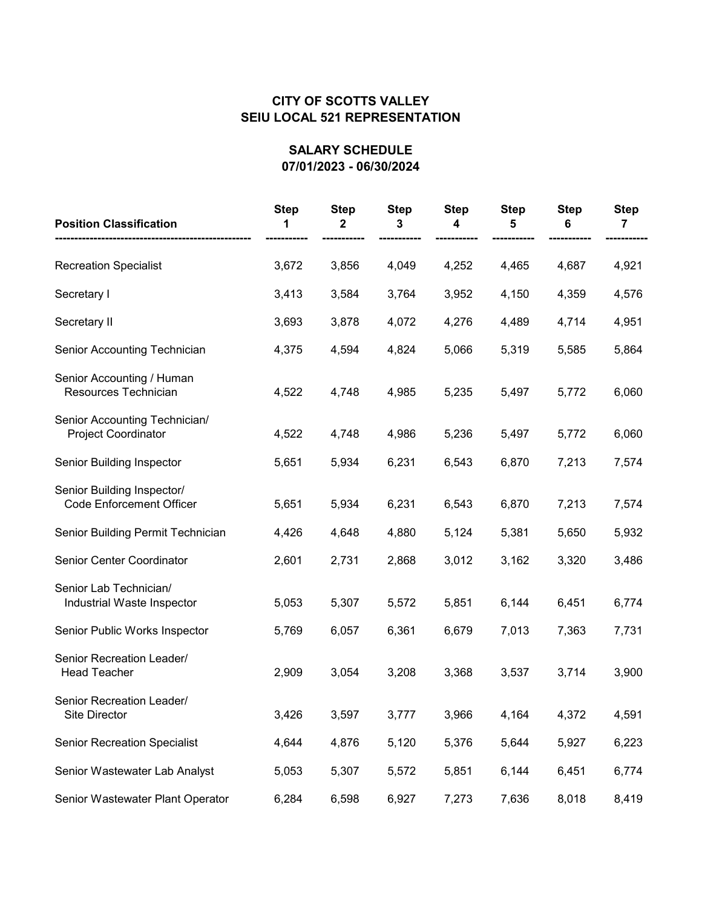**CITY OF SCOTTS VALLEY**
**SEIU LOCAL 521 REPRESENTATION**

**SALARY SCHEDULE**
**07/01/2023 - 06/30/2024**

| Position Classification | Step 1 | Step 2 | Step 3 | Step 4 | Step 5 | Step 6 | Step 7 |
|---|---|---|---|---|---|---|---|
| Recreation Specialist | 3,672 | 3,856 | 4,049 | 4,252 | 4,465 | 4,687 | 4,921 |
| Secretary I | 3,413 | 3,584 | 3,764 | 3,952 | 4,150 | 4,359 | 4,576 |
| Secretary II | 3,693 | 3,878 | 4,072 | 4,276 | 4,489 | 4,714 | 4,951 |
| Senior Accounting Technician | 4,375 | 4,594 | 4,824 | 5,066 | 5,319 | 5,585 | 5,864 |
| Senior Accounting / Human Resources Technician | 4,522 | 4,748 | 4,985 | 5,235 | 5,497 | 5,772 | 6,060 |
| Senior Accounting Technician/ Project Coordinator | 4,522 | 4,748 | 4,986 | 5,236 | 5,497 | 5,772 | 6,060 |
| Senior Building Inspector | 5,651 | 5,934 | 6,231 | 6,543 | 6,870 | 7,213 | 7,574 |
| Senior Building Inspector/ Code Enforcement Officer | 5,651 | 5,934 | 6,231 | 6,543 | 6,870 | 7,213 | 7,574 |
| Senior Building Permit Technician | 4,426 | 4,648 | 4,880 | 5,124 | 5,381 | 5,650 | 5,932 |
| Senior Center Coordinator | 2,601 | 2,731 | 2,868 | 3,012 | 3,162 | 3,320 | 3,486 |
| Senior Lab Technician/ Industrial Waste Inspector | 5,053 | 5,307 | 5,572 | 5,851 | 6,144 | 6,451 | 6,774 |
| Senior Public Works Inspector | 5,769 | 6,057 | 6,361 | 6,679 | 7,013 | 7,363 | 7,731 |
| Senior Recreation Leader/ Head Teacher | 2,909 | 3,054 | 3,208 | 3,368 | 3,537 | 3,714 | 3,900 |
| Senior Recreation Leader/ Site Director | 3,426 | 3,597 | 3,777 | 3,966 | 4,164 | 4,372 | 4,591 |
| Senior Recreation Specialist | 4,644 | 4,876 | 5,120 | 5,376 | 5,644 | 5,927 | 6,223 |
| Senior Wastewater Lab Analyst | 5,053 | 5,307 | 5,572 | 5,851 | 6,144 | 6,451 | 6,774 |
| Senior Wastewater Plant Operator | 6,284 | 6,598 | 6,927 | 7,273 | 7,636 | 8,018 | 8,419 |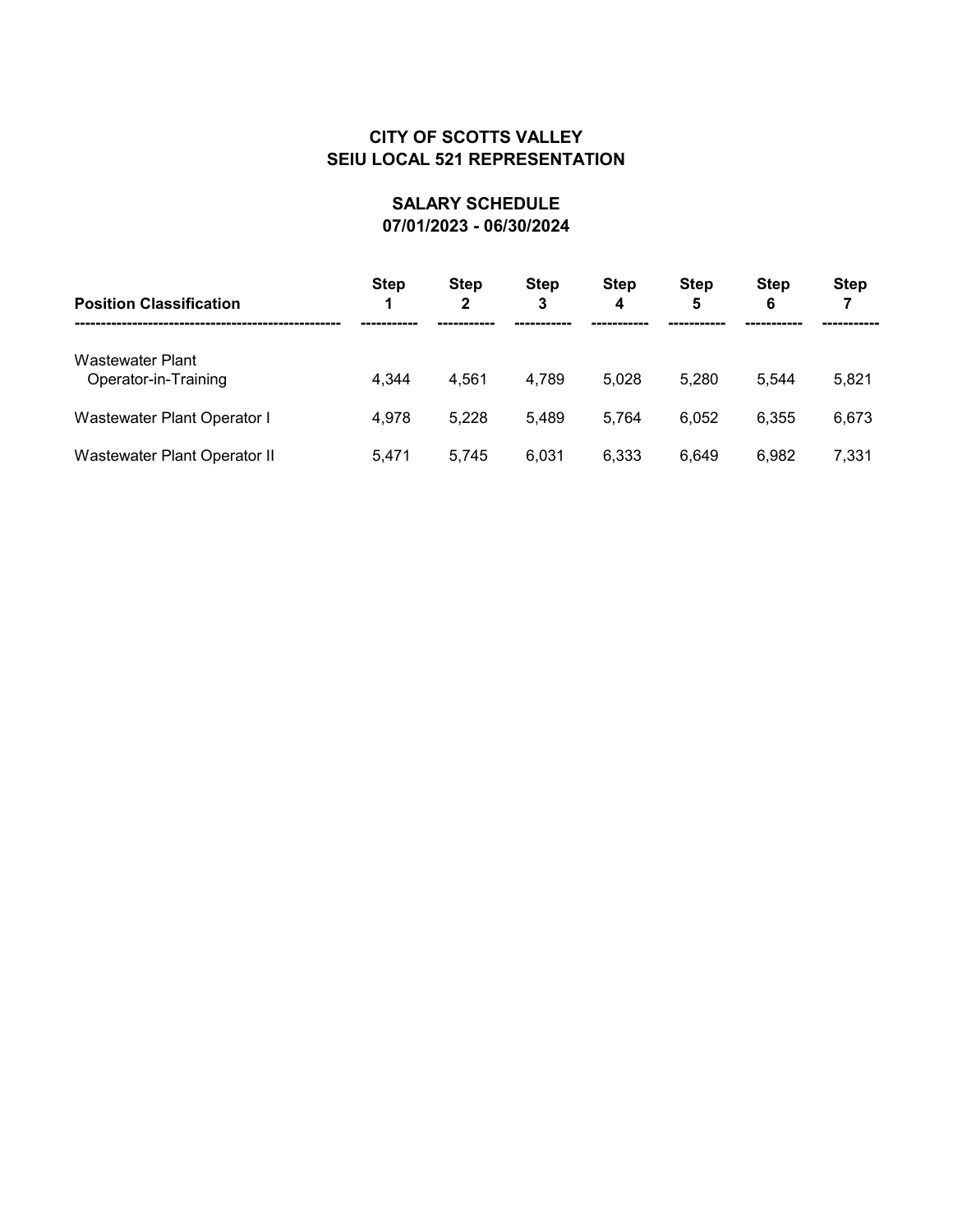## CITY OF SCOTTS VALLEY
## SEIU LOCAL 521 REPRESENTATION

### SALARY SCHEDULE
### 07/01/2023 - 06/30/2024

| Position Classification | Step 1 | Step 2 | Step 3 | Step 4 | Step 5 | Step 6 | Step 7 |
|---|---|---|---|---|---|---|---|
| Wastewater Plant Operator-in-Training | 4,344 | 4,561 | 4,789 | 5,028 | 5,280 | 5,544 | 5,821 |
| Wastewater Plant Operator I | 4,978 | 5,228 | 5,489 | 5,764 | 6,052 | 6,355 | 6,673 |
| Wastewater Plant Operator II | 5,471 | 5,745 | 6,031 | 6,333 | 6,649 | 6,982 | 7,331 |